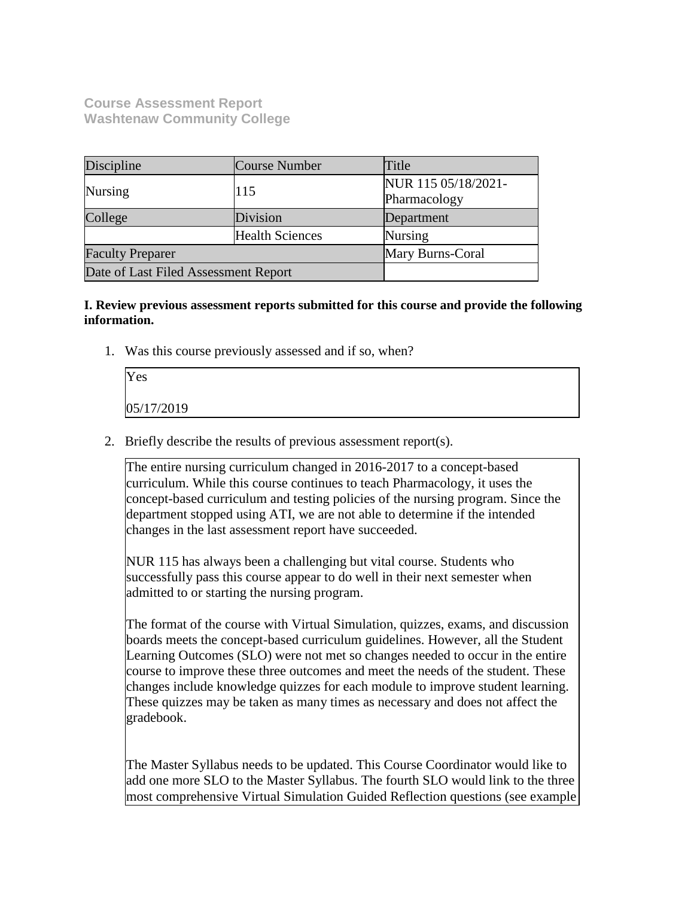**Course Assessment Report**
**Washtenaw Community College**

| Discipline | Course Number | Title |
|---|---|---|
| Nursing | 115 | NUR 115 05/18/2021-Pharmacology |
| College | Division | Department |
| | Health Sciences | Nursing |
| Faculty Preparer | | Mary Burns-Coral |
| Date of Last Filed Assessment Report | | |

**I. Review previous assessment reports submitted for this course and provide the following information.**

1. Was this course previously assessed and if so, when?

   Yes

   05/17/2019

2. Briefly describe the results of previous assessment report(s).

   The entire nursing curriculum changed in 2016-2017 to a concept-based curriculum. While this course continues to teach Pharmacology, it uses the concept-based curriculum and testing policies of the nursing program. Since the department stopped using ATI, we are not able to determine if the intended changes in the last assessment report have succeeded.

   NUR 115 has always been a challenging but vital course. Students who successfully pass this course appear to do well in their next semester when admitted to or starting the nursing program.

   The format of the course with Virtual Simulation, quizzes, exams, and discussion boards meets the concept-based curriculum guidelines. However, all the Student Learning Outcomes (SLO) were not met so changes needed to occur in the entire course to improve these three outcomes and meet the needs of the student. These changes include knowledge quizzes for each module to improve student learning. These quizzes may be taken as many times as necessary and does not affect the gradebook.

   The Master Syllabus needs to be updated. This Course Coordinator would like to add one more SLO to the Master Syllabus. The fourth SLO would link to the three most comprehensive Virtual Simulation Guided Reflection questions (see example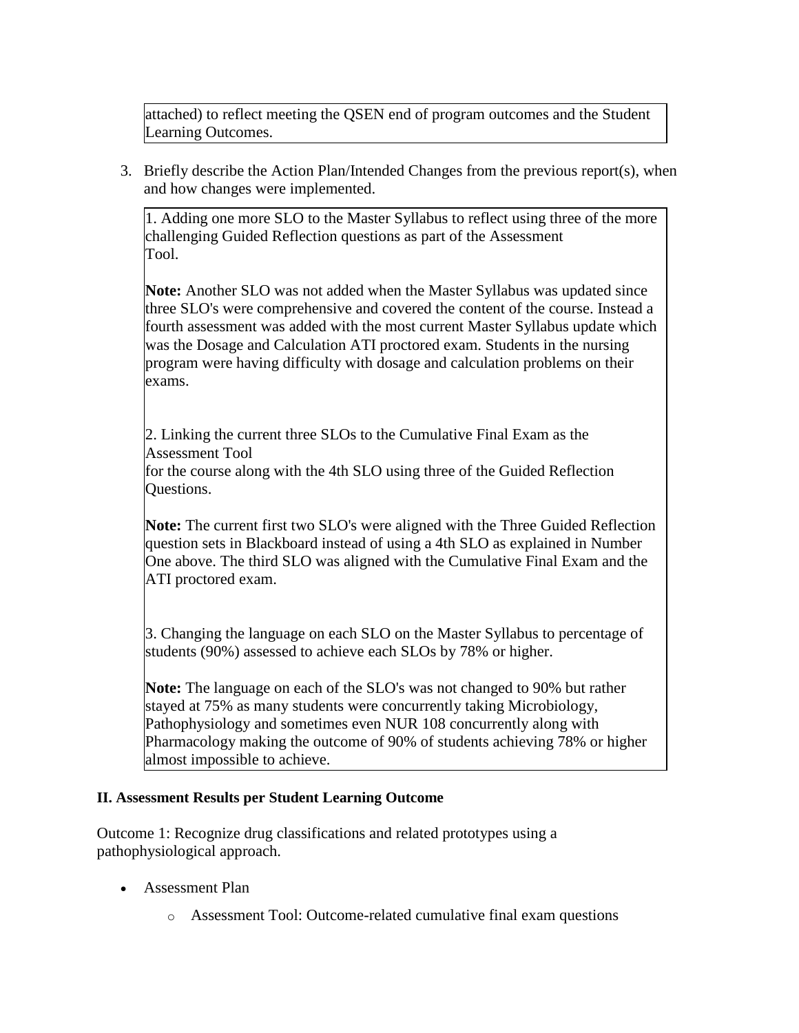attached) to reflect meeting the QSEN end of program outcomes and the Student Learning Outcomes.

3. Briefly describe the Action Plan/Intended Changes from the previous report(s), when and how changes were implemented.

1. Adding one more SLO to the Master Syllabus to reflect using three of the more challenging Guided Reflection questions as part of the Assessment Tool.

**Note:** Another SLO was not added when the Master Syllabus was updated since three SLO's were comprehensive and covered the content of the course. Instead a fourth assessment was added with the most current Master Syllabus update which was the Dosage and Calculation ATI proctored exam. Students in the nursing program were having difficulty with dosage and calculation problems on their exams.

2. Linking the current three SLOs to the Cumulative Final Exam as the Assessment Tool for the course along with the 4th SLO using three of the Guided Reflection Questions.

**Note:** The current first two SLO's were aligned with the Three Guided Reflection question sets in Blackboard instead of using a 4th SLO as explained in Number One above. The third SLO was aligned with the Cumulative Final Exam and the ATI proctored exam.

3. Changing the language on each SLO on the Master Syllabus to percentage of students (90%) assessed to achieve each SLOs by 78% or higher.

**Note:** The language on each of the SLO's was not changed to 90% but rather stayed at 75% as many students were concurrently taking Microbiology, Pathophysiology and sometimes even NUR 108 concurrently along with Pharmacology making the outcome of 90% of students achieving 78% or higher almost impossible to achieve.

**II. Assessment Results per Student Learning Outcome**

Outcome 1: Recognize drug classifications and related prototypes using a pathophysiological approach.

- Assessment Plan
  - Assessment Tool: Outcome-related cumulative final exam questions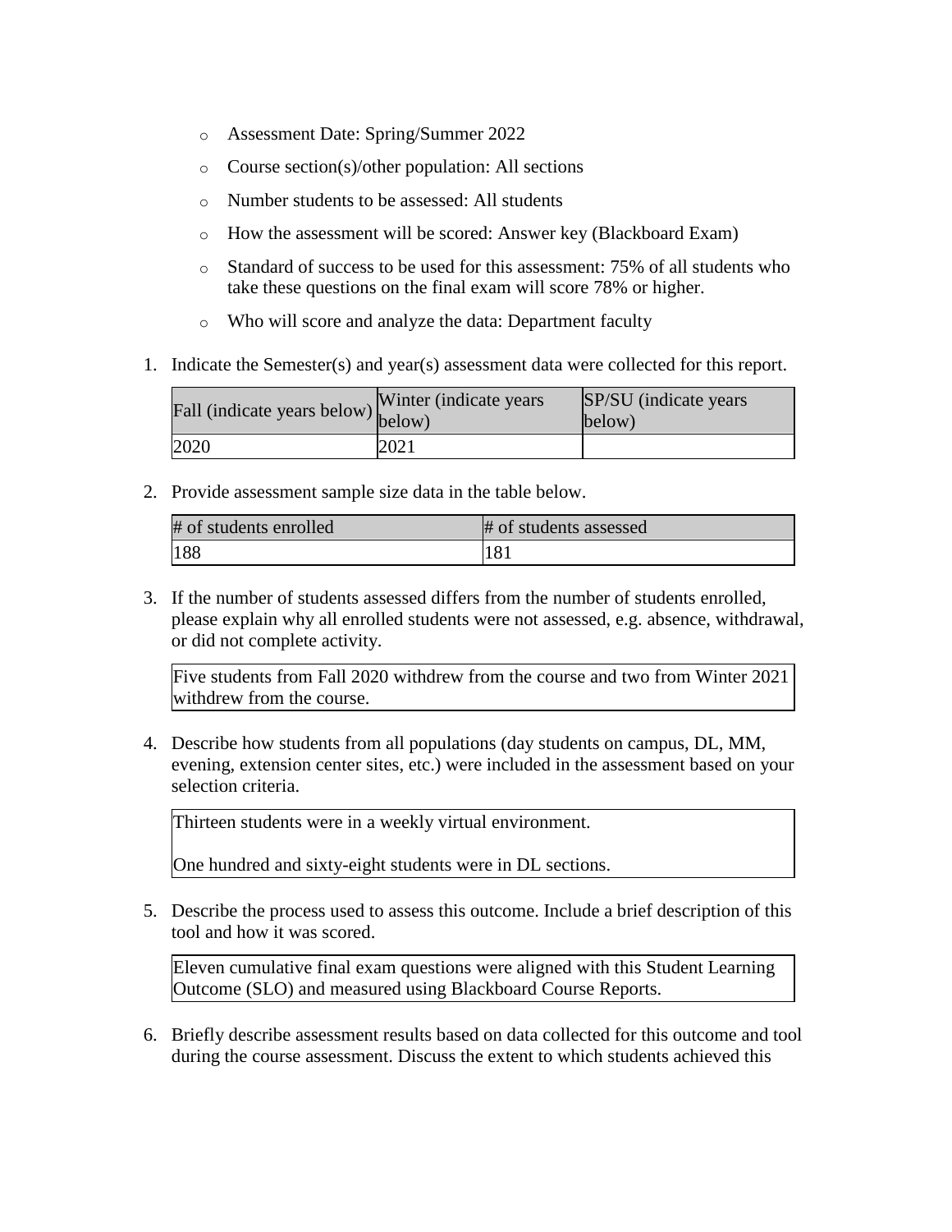- Assessment Date: Spring/Summer 2022
- Course section(s)/other population: All sections
- Number students to be assessed: All students
- How the assessment will be scored: Answer key (Blackboard Exam)
- Standard of success to be used for this assessment: 75% of all students who take these questions on the final exam will score 78% or higher.
- Who will score and analyze the data: Department faculty

1. Indicate the Semester(s) and year(s) assessment data were collected for this report.

| Fall (indicate years below) | Winter (indicate years below) | SP/SU (indicate years below) |
|---|---|---|
| 2020 | 2021 | |

2. Provide assessment sample size data in the table below.

| # of students enrolled | # of students assessed |
|---|---|
| 188 | 181 |

3. If the number of students assessed differs from the number of students enrolled, please explain why all enrolled students were not assessed, e.g. absence, withdrawal, or did not complete activity.

   Five students from Fall 2020 withdrew from the course and two from Winter 2021 withdrew from the course.

4. Describe how students from all populations (day students on campus, DL, MM, evening, extension center sites, etc.) were included in the assessment based on your selection criteria.

   Thirteen students were in a weekly virtual environment.

   One hundred and sixty-eight students were in DL sections.

5. Describe the process used to assess this outcome. Include a brief description of this tool and how it was scored.

   Eleven cumulative final exam questions were aligned with this Student Learning Outcome (SLO) and measured using Blackboard Course Reports.

6. Briefly describe assessment results based on data collected for this outcome and tool during the course assessment. Discuss the extent to which students achieved this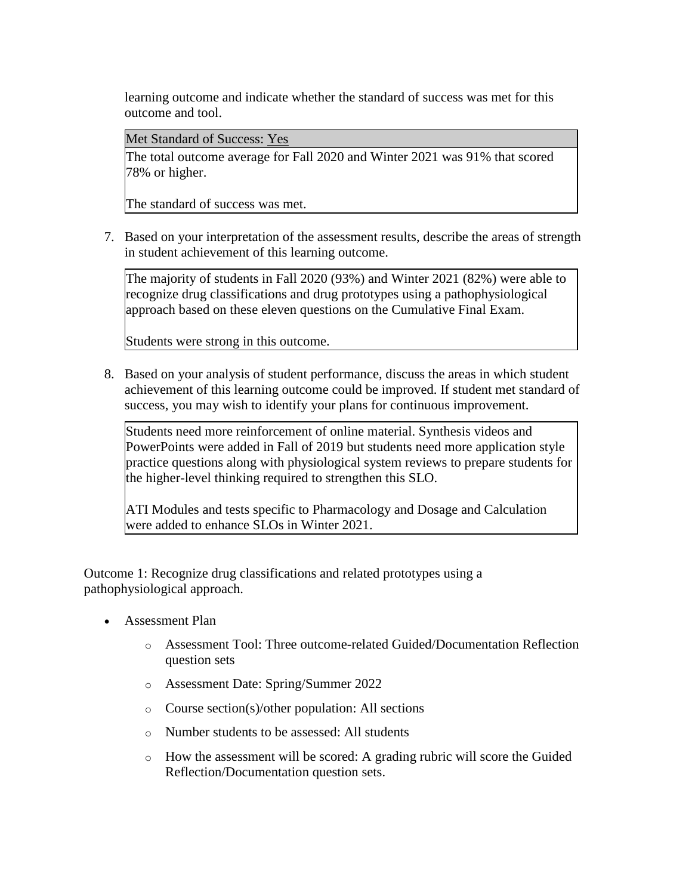learning outcome and indicate whether the standard of success was met for this outcome and tool.

| Met Standard of Success: Yes |
| --- |
| The total outcome average for Fall 2020 and Winter 2021 was 91% that scored 78% or higher.<br><br>The standard of success was met. |

7. Based on your interpretation of the assessment results, describe the areas of strength in student achievement of this learning outcome.

> The majority of students in Fall 2020 (93%) and Winter 2021 (82%) were able to recognize drug classifications and drug prototypes using a pathophysiological approach based on these eleven questions on the Cumulative Final Exam.
>
> Students were strong in this outcome.

8. Based on your analysis of student performance, discuss the areas in which student achievement of this learning outcome could be improved. If student met standard of success, you may wish to identify your plans for continuous improvement.

> Students need more reinforcement of online material. Synthesis videos and PowerPoints were added in Fall of 2019 but students need more application style practice questions along with physiological system reviews to prepare students for the higher-level thinking required to strengthen this SLO.
>
> ATI Modules and tests specific to Pharmacology and Dosage and Calculation were added to enhance SLOs in Winter 2021.

Outcome 1: Recognize drug classifications and related prototypes using a pathophysiological approach.

- Assessment Plan
    - Assessment Tool: Three outcome-related Guided/Documentation Reflection question sets
    - Assessment Date: Spring/Summer 2022
    - Course section(s)/other population: All sections
    - Number students to be assessed: All students
    - How the assessment will be scored: A grading rubric will score the Guided Reflection/Documentation question sets.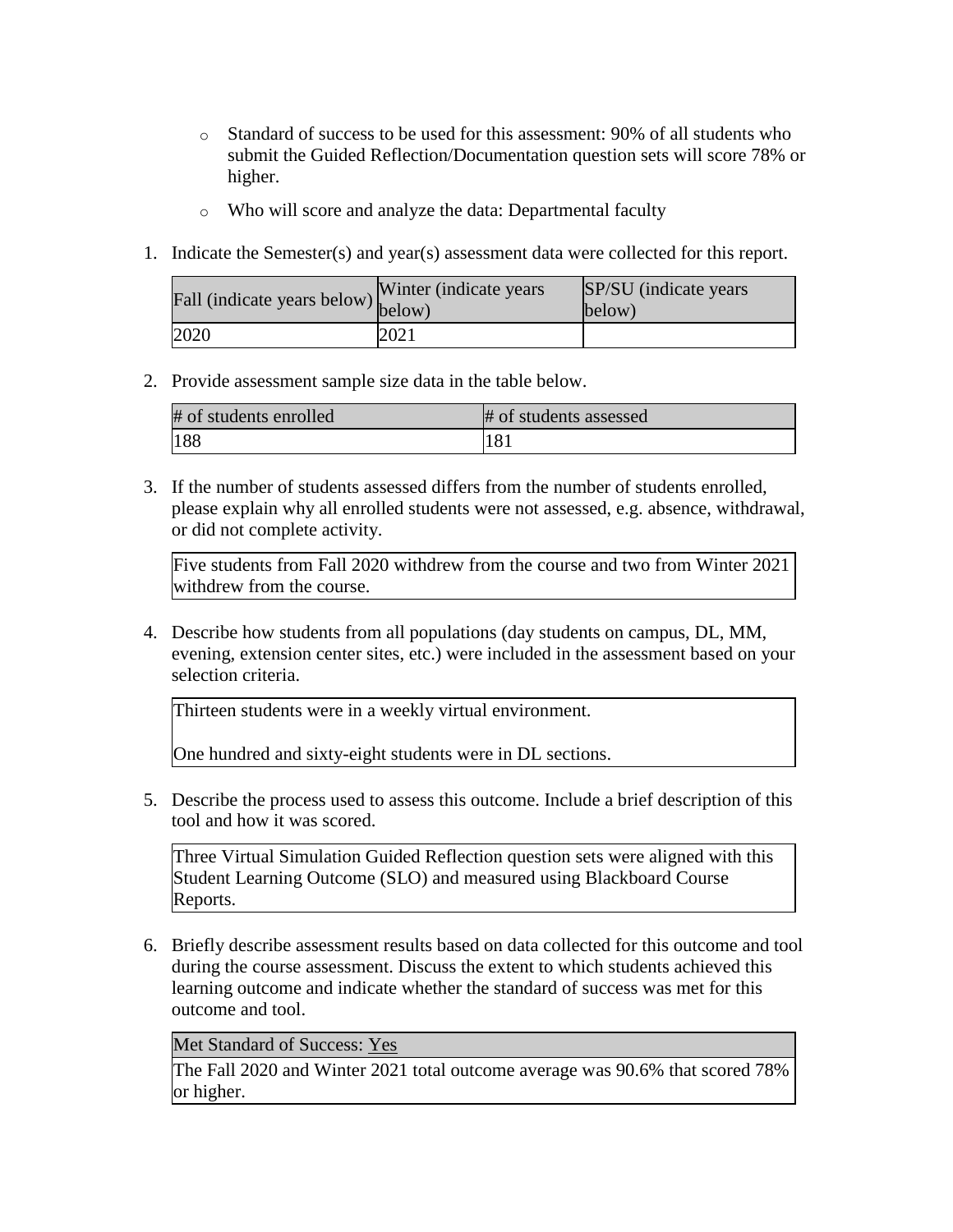- Standard of success to be used for this assessment: 90% of all students who submit the Guided Reflection/Documentation question sets will score 78% or higher.
- Who will score and analyze the data: Departmental faculty

1. Indicate the Semester(s) and year(s) assessment data were collected for this report.

| Fall (indicate years below) | Winter (indicate years below) | SP/SU (indicate years below) |
| --- | --- | --- |
| 2020 | 2021 | |

2. Provide assessment sample size data in the table below.

| # of students enrolled | # of students assessed |
| --- | --- |
| 188 | 181 |

3. If the number of students assessed differs from the number of students enrolled, please explain why all enrolled students were not assessed, e.g. absence, withdrawal, or did not complete activity.

| Five students from Fall 2020 withdrew from the course and two from Winter 2021 withdrew from the course. |
| --- |

4. Describe how students from all populations (day students on campus, DL, MM, evening, extension center sites, etc.) were included in the assessment based on your selection criteria.

| Thirteen students were in a weekly virtual environment.<br><br>One hundred and sixty-eight students were in DL sections. |
| --- |

5. Describe the process used to assess this outcome. Include a brief description of this tool and how it was scored.

| Three Virtual Simulation Guided Reflection question sets were aligned with this Student Learning Outcome (SLO) and measured using Blackboard Course Reports. |
| --- |

6. Briefly describe assessment results based on data collected for this outcome and tool during the course assessment. Discuss the extent to which students achieved this learning outcome and indicate whether the standard of success was met for this outcome and tool.

| Met Standard of Success: Yes |
| --- |
| The Fall 2020 and Winter 2021 total outcome average was 90.6% that scored 78% or higher. |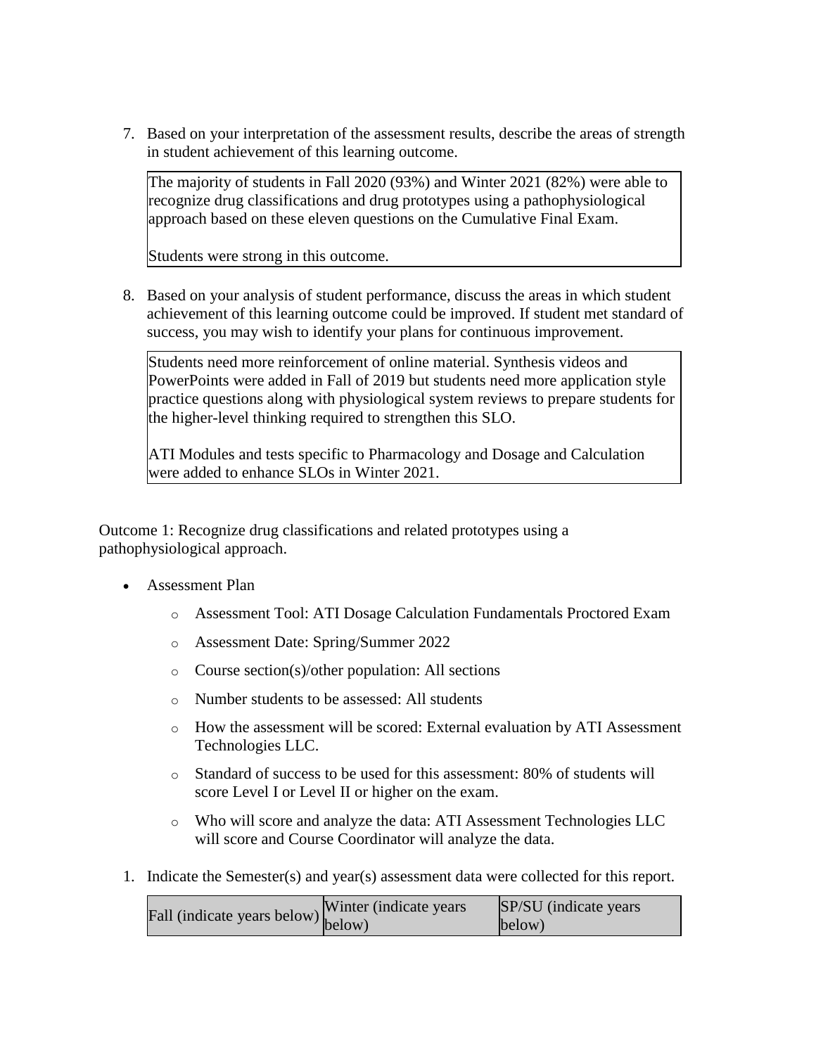7. Based on your interpretation of the assessment results, describe the areas of strength in student achievement of this learning outcome.

   > The majority of students in Fall 2020 (93%) and Winter 2021 (82%) were able to recognize drug classifications and drug prototypes using a pathophysiological approach based on these eleven questions on the Cumulative Final Exam.
   >
   > Students were strong in this outcome.

8. Based on your analysis of student performance, discuss the areas in which student achievement of this learning outcome could be improved. If student met standard of success, you may wish to identify your plans for continuous improvement.

   > Students need more reinforcement of online material. Synthesis videos and PowerPoints were added in Fall of 2019 but students need more application style practice questions along with physiological system reviews to prepare students for the higher-level thinking required to strengthen this SLO.
   >
   > ATI Modules and tests specific to Pharmacology and Dosage and Calculation were added to enhance SLOs in Winter 2021.

Outcome 1: Recognize drug classifications and related prototypes using a pathophysiological approach.

- Assessment Plan
  - Assessment Tool: ATI Dosage Calculation Fundamentals Proctored Exam
  - Assessment Date: Spring/Summer 2022
  - Course section(s)/other population: All sections
  - Number students to be assessed: All students
  - How the assessment will be scored: External evaluation by ATI Assessment Technologies LLC.
  - Standard of success to be used for this assessment: 80% of students will score Level I or Level II or higher on the exam.
  - Who will score and analyze the data: ATI Assessment Technologies LLC will score and Course Coordinator will analyze the data.

1. Indicate the Semester(s) and year(s) assessment data were collected for this report.

| Fall (indicate years below) | Winter (indicate years below) | SP/SU (indicate years below) |
| --- | --- | --- |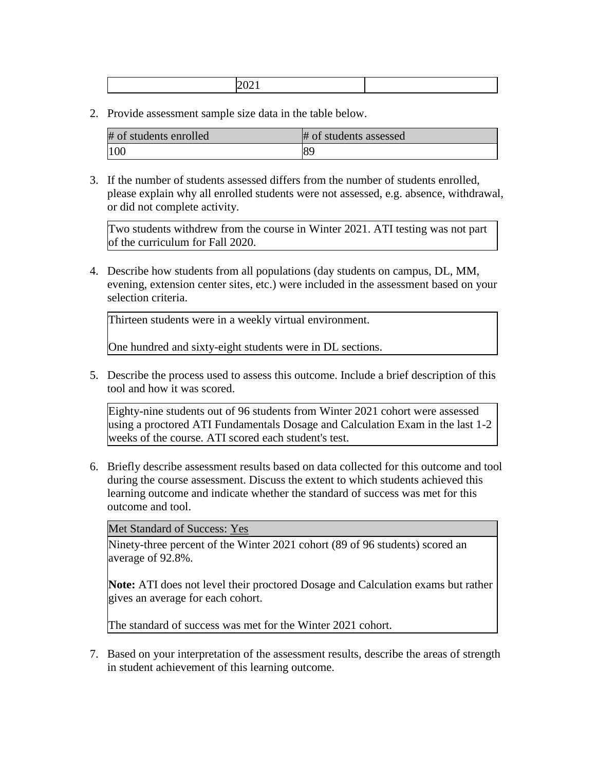| | 2021 | |
|---|---|---|

2. Provide assessment sample size data in the table below.

| # of students enrolled | # of students assessed |
|---|---|
| 100 | 89 |

3. If the number of students assessed differs from the number of students enrolled, please explain why all enrolled students were not assessed, e.g. absence, withdrawal, or did not complete activity.

| Two students withdrew from the course in Winter 2021. ATI testing was not part of the curriculum for Fall 2020. |
|---|

4. Describe how students from all populations (day students on campus, DL, MM, evening, extension center sites, etc.) were included in the assessment based on your selection criteria.

| Thirteen students were in a weekly virtual environment.<br><br>One hundred and sixty-eight students were in DL sections. |
|---|

5. Describe the process used to assess this outcome. Include a brief description of this tool and how it was scored.

| Eighty-nine students out of 96 students from Winter 2021 cohort were assessed using a proctored ATI Fundamentals Dosage and Calculation Exam in the last 1-2 weeks of the course. ATI scored each student's test. |
|---|

6. Briefly describe assessment results based on data collected for this outcome and tool during the course assessment. Discuss the extent to which students achieved this learning outcome and indicate whether the standard of success was met for this outcome and tool.

| Met Standard of Success: Yes |
|---|
| Ninety-three percent of the Winter 2021 cohort (89 of 96 students) scored an average of 92.8%.<br><br>**Note:** ATI does not level their proctored Dosage and Calculation exams but rather gives an average for each cohort.<br><br>The standard of success was met for the Winter 2021 cohort. |

7. Based on your interpretation of the assessment results, describe the areas of strength in student achievement of this learning outcome.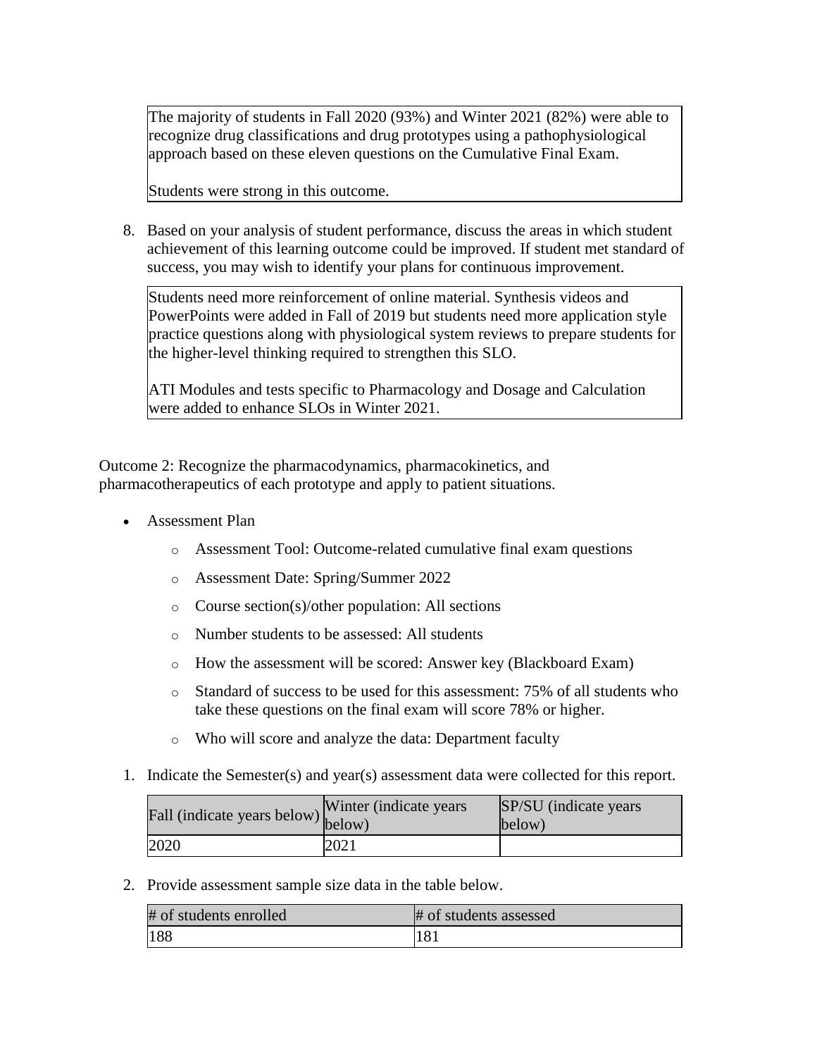The majority of students in Fall 2020 (93%) and Winter 2021 (82%) were able to recognize drug classifications and drug prototypes using a pathophysiological approach based on these eleven questions on the Cumulative Final Exam.

Students were strong in this outcome.

8. Based on your analysis of student performance, discuss the areas in which student achievement of this learning outcome could be improved. If student met standard of success, you may wish to identify your plans for continuous improvement.

Students need more reinforcement of online material. Synthesis videos and PowerPoints were added in Fall of 2019 but students need more application style practice questions along with physiological system reviews to prepare students for the higher-level thinking required to strengthen this SLO.

ATI Modules and tests specific to Pharmacology and Dosage and Calculation were added to enhance SLOs in Winter 2021.

Outcome 2: Recognize the pharmacodynamics, pharmacokinetics, and pharmacotherapeutics of each prototype and apply to patient situations.

- Assessment Plan
  - Assessment Tool: Outcome-related cumulative final exam questions
  - Assessment Date: Spring/Summer 2022
  - Course section(s)/other population: All sections
  - Number students to be assessed: All students
  - How the assessment will be scored: Answer key (Blackboard Exam)
  - Standard of success to be used for this assessment: 75% of all students who take these questions on the final exam will score 78% or higher.
  - Who will score and analyze the data: Department faculty

1. Indicate the Semester(s) and year(s) assessment data were collected for this report.

| Fall (indicate years below) | Winter (indicate years below) | SP/SU (indicate years below) |
|---|---|---|
| 2020 | 2021 | |

2. Provide assessment sample size data in the table below.

| # of students enrolled | # of students assessed |
|---|---|
| 188 | 181 |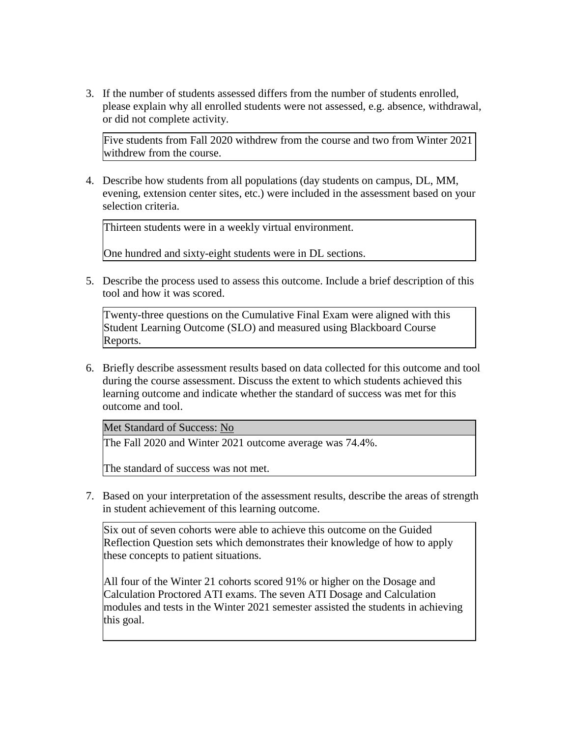3. If the number of students assessed differs from the number of students enrolled, please explain why all enrolled students were not assessed, e.g. absence, withdrawal, or did not complete activity.

   Five students from Fall 2020 withdrew from the course and two from Winter 2021 withdrew from the course.

4. Describe how students from all populations (day students on campus, DL, MM, evening, extension center sites, etc.) were included in the assessment based on your selection criteria.

   Thirteen students were in a weekly virtual environment.

   One hundred and sixty-eight students were in DL sections.

5. Describe the process used to assess this outcome. Include a brief description of this tool and how it was scored.

   Twenty-three questions on the Cumulative Final Exam were aligned with this Student Learning Outcome (SLO) and measured using Blackboard Course Reports.

6. Briefly describe assessment results based on data collected for this outcome and tool during the course assessment. Discuss the extent to which students achieved this learning outcome and indicate whether the standard of success was met for this outcome and tool.

   Met Standard of Success: No

   The Fall 2020 and Winter 2021 outcome average was 74.4%.

   The standard of success was not met.

7. Based on your interpretation of the assessment results, describe the areas of strength in student achievement of this learning outcome.

   Six out of seven cohorts were able to achieve this outcome on the Guided Reflection Question sets which demonstrates their knowledge of how to apply these concepts to patient situations.

   All four of the Winter 21 cohorts scored 91% or higher on the Dosage and Calculation Proctored ATI exams. The seven ATI Dosage and Calculation modules and tests in the Winter 2021 semester assisted the students in achieving this goal.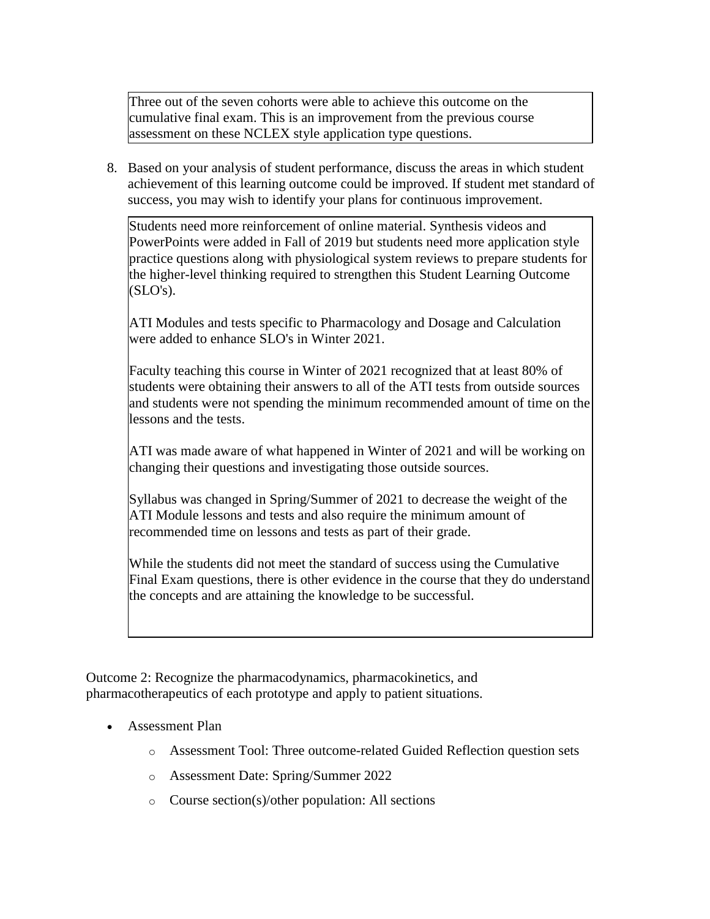Three out of the seven cohorts were able to achieve this outcome on the cumulative final exam. This is an improvement from the previous course assessment on these NCLEX style application type questions.

8. Based on your analysis of student performance, discuss the areas in which student achievement of this learning outcome could be improved. If student met standard of success, you may wish to identify your plans for continuous improvement.

Students need more reinforcement of online material. Synthesis videos and PowerPoints were added in Fall of 2019 but students need more application style practice questions along with physiological system reviews to prepare students for the higher-level thinking required to strengthen this Student Learning Outcome (SLO's).

ATI Modules and tests specific to Pharmacology and Dosage and Calculation were added to enhance SLO's in Winter 2021.

Faculty teaching this course in Winter of 2021 recognized that at least 80% of students were obtaining their answers to all of the ATI tests from outside sources and students were not spending the minimum recommended amount of time on the lessons and the tests.

ATI was made aware of what happened in Winter of 2021 and will be working on changing their questions and investigating those outside sources.

Syllabus was changed in Spring/Summer of 2021 to decrease the weight of the ATI Module lessons and tests and also require the minimum amount of recommended time on lessons and tests as part of their grade.

While the students did not meet the standard of success using the Cumulative Final Exam questions, there is other evidence in the course that they do understand the concepts and are attaining the knowledge to be successful.

Outcome 2: Recognize the pharmacodynamics, pharmacokinetics, and pharmacotherapeutics of each prototype and apply to patient situations.

- Assessment Plan
    - Assessment Tool: Three outcome-related Guided Reflection question sets
    - Assessment Date: Spring/Summer 2022
    - Course section(s)/other population: All sections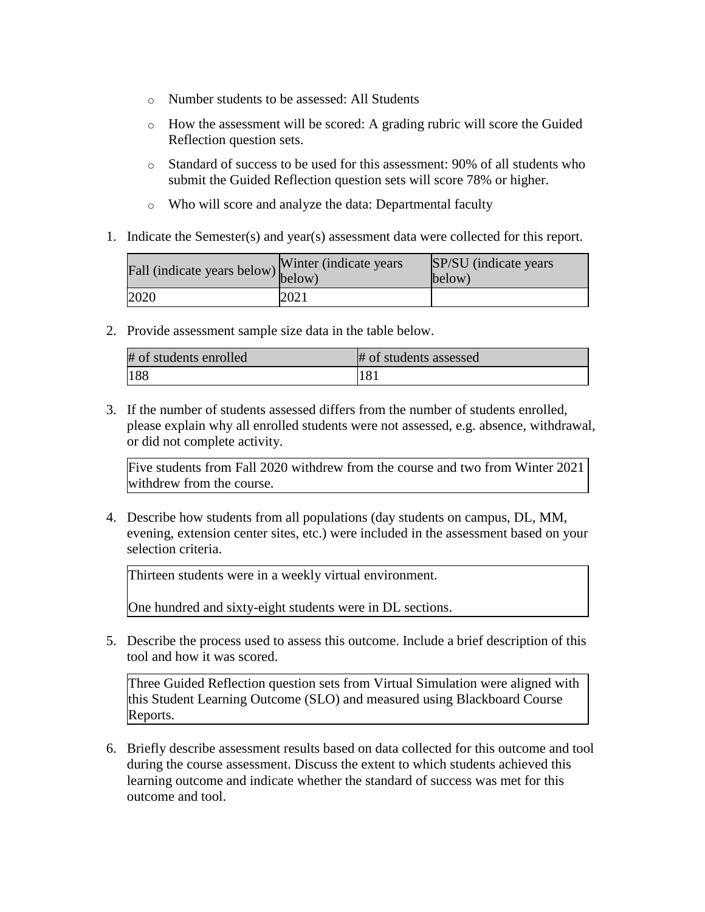- Number students to be assessed: All Students
- How the assessment will be scored: A grading rubric will score the Guided Reflection question sets.
- Standard of success to be used for this assessment: 90% of all students who submit the Guided Reflection question sets will score 78% or higher.
- Who will score and analyze the data: Departmental faculty

1. Indicate the Semester(s) and year(s) assessment data were collected for this report.

| Fall (indicate years below) | Winter (indicate years below) | SP/SU (indicate years below) |
| --- | --- | --- |
| 2020 | 2021 | |

2. Provide assessment sample size data in the table below.

| # of students enrolled | # of students assessed |
| --- | --- |
| 188 | 181 |

3. If the number of students assessed differs from the number of students enrolled, please explain why all enrolled students were not assessed, e.g. absence, withdrawal, or did not complete activity.

Five students from Fall 2020 withdrew from the course and two from Winter 2021 withdrew from the course.

4. Describe how students from all populations (day students on campus, DL, MM, evening, extension center sites, etc.) were included in the assessment based on your selection criteria.

Thirteen students were in a weekly virtual environment.

One hundred and sixty-eight students were in DL sections.

5. Describe the process used to assess this outcome. Include a brief description of this tool and how it was scored.

Three Guided Reflection question sets from Virtual Simulation were aligned with this Student Learning Outcome (SLO) and measured using Blackboard Course Reports.

6. Briefly describe assessment results based on data collected for this outcome and tool during the course assessment. Discuss the extent to which students achieved this learning outcome and indicate whether the standard of success was met for this outcome and tool.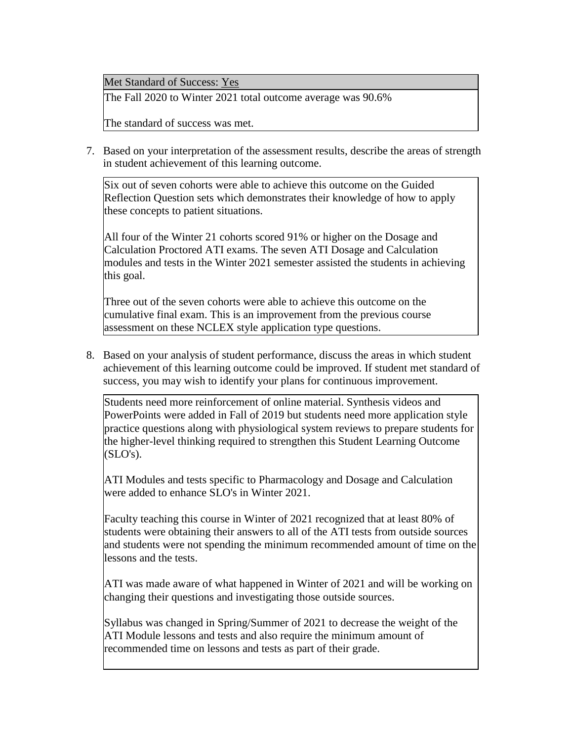Met Standard of Success: Yes

The Fall 2020 to Winter 2021 total outcome average was 90.6%

The standard of success was met.

7. Based on your interpretation of the assessment results, describe the areas of strength in student achievement of this learning outcome.

Six out of seven cohorts were able to achieve this outcome on the Guided Reflection Question sets which demonstrates their knowledge of how to apply these concepts to patient situations.

All four of the Winter 21 cohorts scored 91% or higher on the Dosage and Calculation Proctored ATI exams. The seven ATI Dosage and Calculation modules and tests in the Winter 2021 semester assisted the students in achieving this goal.

Three out of the seven cohorts were able to achieve this outcome on the cumulative final exam. This is an improvement from the previous course assessment on these NCLEX style application type questions.

8. Based on your analysis of student performance, discuss the areas in which student achievement of this learning outcome could be improved. If student met standard of success, you may wish to identify your plans for continuous improvement.

Students need more reinforcement of online material. Synthesis videos and PowerPoints were added in Fall of 2019 but students need more application style practice questions along with physiological system reviews to prepare students for the higher-level thinking required to strengthen this Student Learning Outcome (SLO's).

ATI Modules and tests specific to Pharmacology and Dosage and Calculation were added to enhance SLO's in Winter 2021.

Faculty teaching this course in Winter of 2021 recognized that at least 80% of students were obtaining their answers to all of the ATI tests from outside sources and students were not spending the minimum recommended amount of time on the lessons and the tests.

ATI was made aware of what happened in Winter of 2021 and will be working on changing their questions and investigating those outside sources.

Syllabus was changed in Spring/Summer of 2021 to decrease the weight of the ATI Module lessons and tests and also require the minimum amount of recommended time on lessons and tests as part of their grade.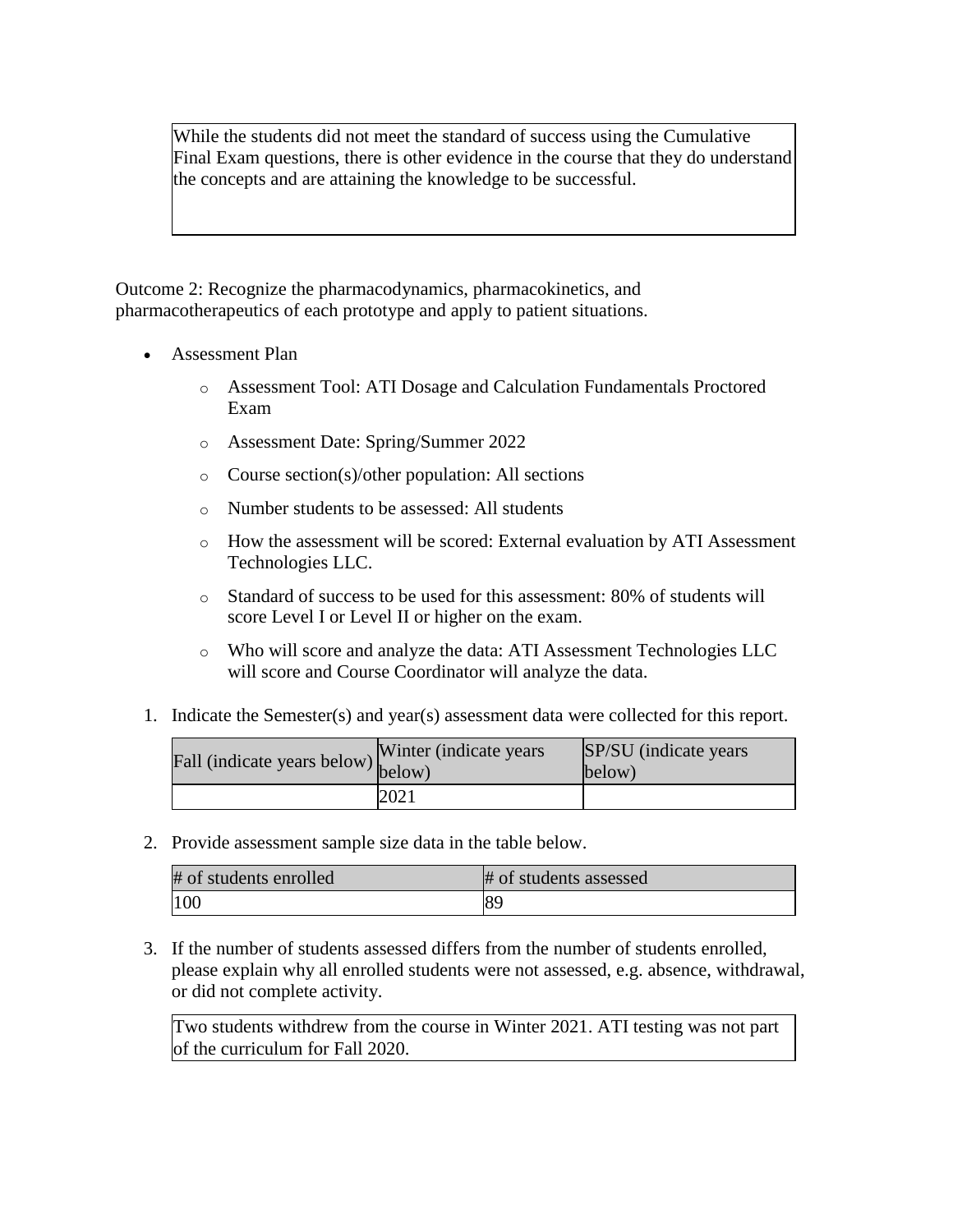While the students did not meet the standard of success using the Cumulative Final Exam questions, there is other evidence in the course that they do understand the concepts and are attaining the knowledge to be successful.

Outcome 2: Recognize the pharmacodynamics, pharmacokinetics, and pharmacotherapeutics of each prototype and apply to patient situations.

- Assessment Plan
  - Assessment Tool: ATI Dosage and Calculation Fundamentals Proctored Exam
  - Assessment Date: Spring/Summer 2022
  - Course section(s)/other population: All sections
  - Number students to be assessed: All students
  - How the assessment will be scored: External evaluation by ATI Assessment Technologies LLC.
  - Standard of success to be used for this assessment: 80% of students will score Level I or Level II or higher on the exam.
  - Who will score and analyze the data: ATI Assessment Technologies LLC will score and Course Coordinator will analyze the data.

1. Indicate the Semester(s) and year(s) assessment data were collected for this report.

| Fall (indicate years below) | Winter (indicate years below) | SP/SU (indicate years below) |
|---|---|---|
| | 2021 | |

2. Provide assessment sample size data in the table below.

| # of students enrolled | # of students assessed |
|---|---|
| 100 | 89 |

3. If the number of students assessed differs from the number of students enrolled, please explain why all enrolled students were not assessed, e.g. absence, withdrawal, or did not complete activity.

Two students withdrew from the course in Winter 2021. ATI testing was not part of the curriculum for Fall 2020.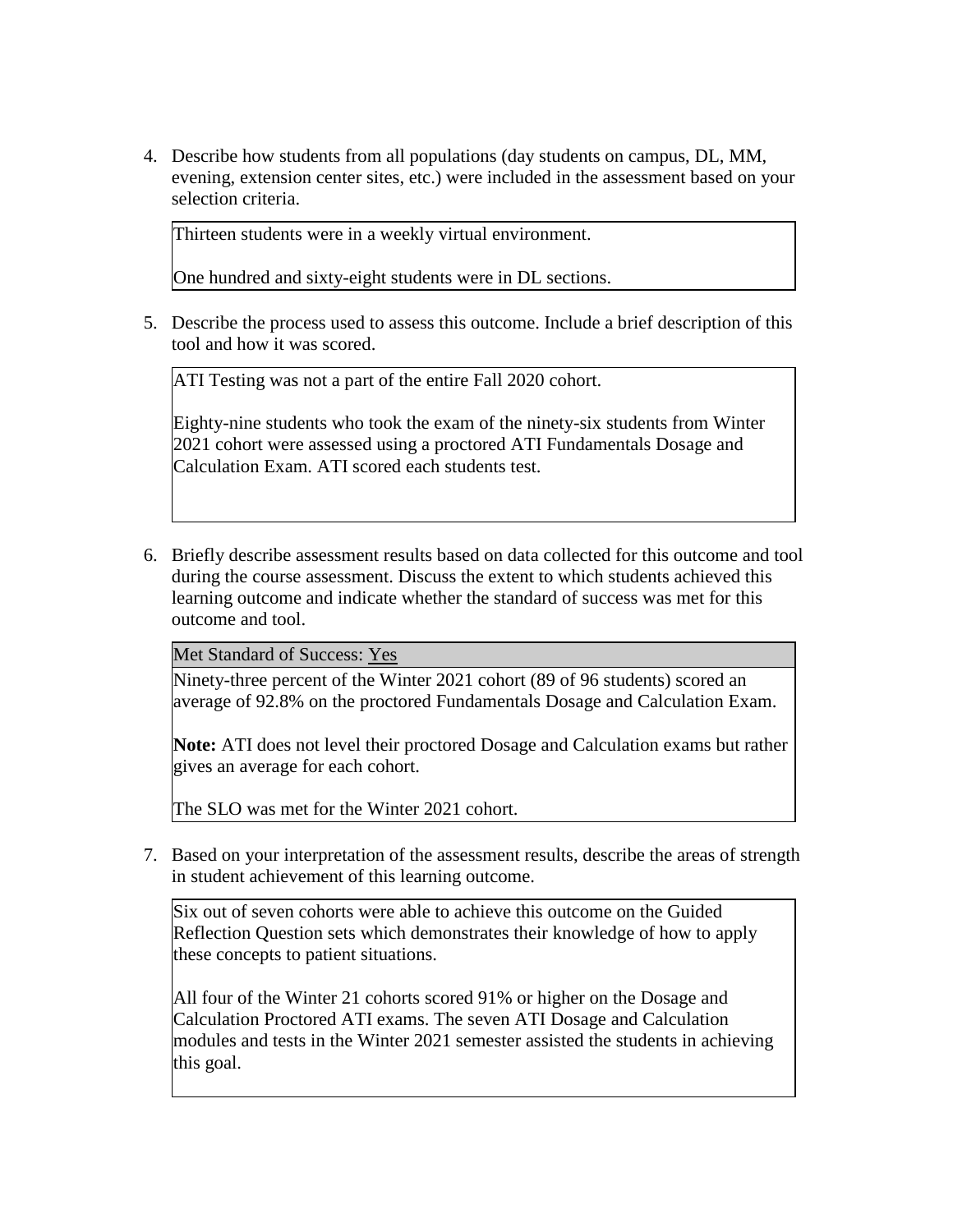4. Describe how students from all populations (day students on campus, DL, MM, evening, extension center sites, etc.) were included in the assessment based on your selection criteria.

| Thirteen students were in a weekly virtual environment.<br><br>One hundred and sixty-eight students were in DL sections. |
|---|

5. Describe the process used to assess this outcome. Include a brief description of this tool and how it was scored.

| ATI Testing was not a part of the entire Fall 2020 cohort.<br><br>Eighty-nine students who took the exam of the ninety-six students from Winter 2021 cohort were assessed using a proctored ATI Fundamentals Dosage and Calculation Exam. ATI scored each students test. |
|---|

6. Briefly describe assessment results based on data collected for this outcome and tool during the course assessment. Discuss the extent to which students achieved this learning outcome and indicate whether the standard of success was met for this outcome and tool.

| Met Standard of Success: Yes |
|---|
| Ninety-three percent of the Winter 2021 cohort (89 of 96 students) scored an average of 92.8% on the proctored Fundamentals Dosage and Calculation Exam.<br><br>**Note:** ATI does not level their proctored Dosage and Calculation exams but rather gives an average for each cohort.<br><br>The SLO was met for the Winter 2021 cohort. |

7. Based on your interpretation of the assessment results, describe the areas of strength in student achievement of this learning outcome.

| Six out of seven cohorts were able to achieve this outcome on the Guided Reflection Question sets which demonstrates their knowledge of how to apply these concepts to patient situations.<br><br>All four of the Winter 21 cohorts scored 91% or higher on the Dosage and Calculation Proctored ATI exams. The seven ATI Dosage and Calculation modules and tests in the Winter 2021 semester assisted the students in achieving this goal. |
|---|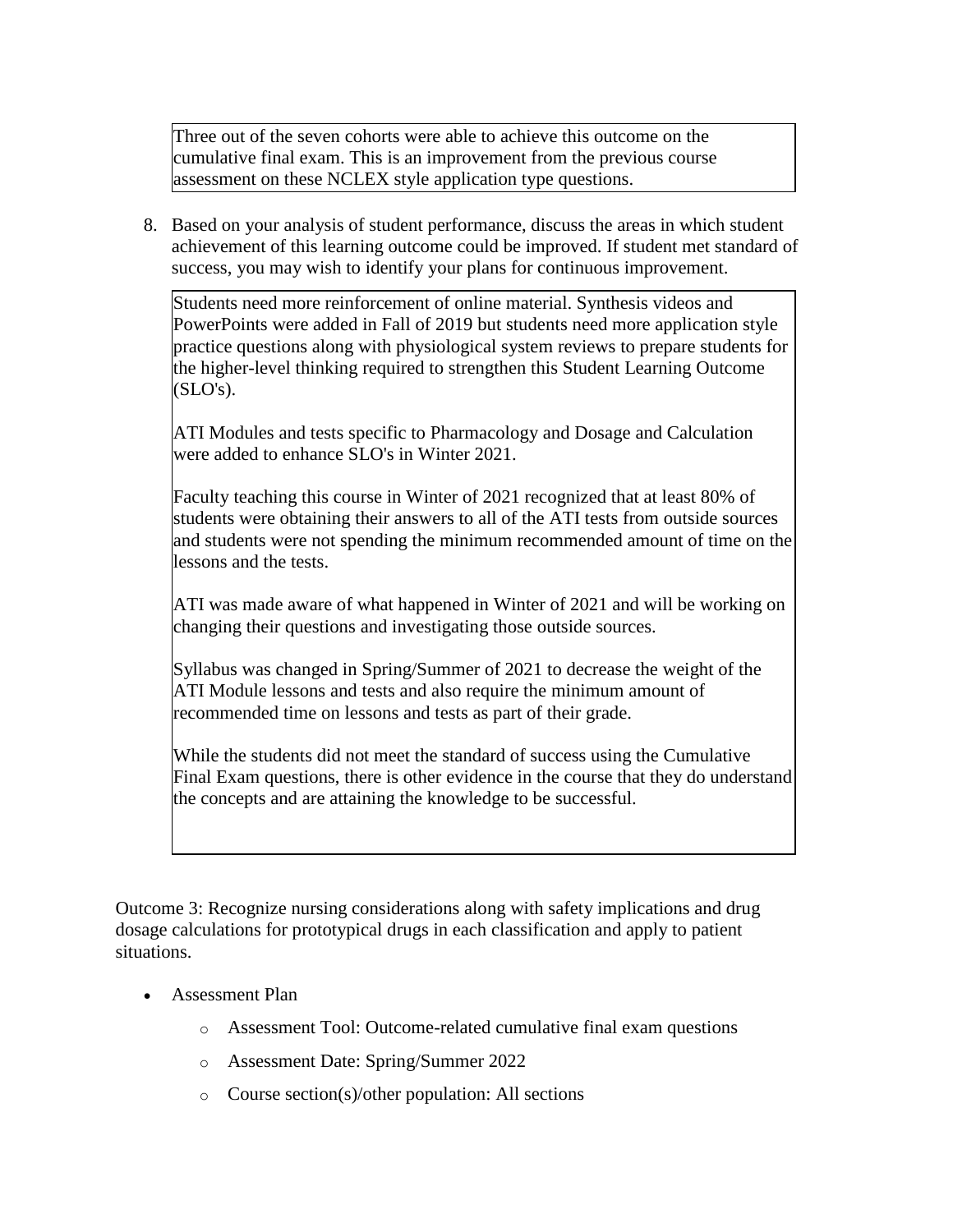Three out of the seven cohorts were able to achieve this outcome on the cumulative final exam. This is an improvement from the previous course assessment on these NCLEX style application type questions.

8. Based on your analysis of student performance, discuss the areas in which student achievement of this learning outcome could be improved. If student met standard of success, you may wish to identify your plans for continuous improvement.

Students need more reinforcement of online material. Synthesis videos and PowerPoints were added in Fall of 2019 but students need more application style practice questions along with physiological system reviews to prepare students for the higher-level thinking required to strengthen this Student Learning Outcome (SLO's).

ATI Modules and tests specific to Pharmacology and Dosage and Calculation were added to enhance SLO's in Winter 2021.

Faculty teaching this course in Winter of 2021 recognized that at least 80% of students were obtaining their answers to all of the ATI tests from outside sources and students were not spending the minimum recommended amount of time on the lessons and the tests.

ATI was made aware of what happened in Winter of 2021 and will be working on changing their questions and investigating those outside sources.

Syllabus was changed in Spring/Summer of 2021 to decrease the weight of the ATI Module lessons and tests and also require the minimum amount of recommended time on lessons and tests as part of their grade.

While the students did not meet the standard of success using the Cumulative Final Exam questions, there is other evidence in the course that they do understand the concepts and are attaining the knowledge to be successful.

Outcome 3: Recognize nursing considerations along with safety implications and drug dosage calculations for prototypical drugs in each classification and apply to patient situations.

- Assessment Plan
  - Assessment Tool: Outcome-related cumulative final exam questions
  - Assessment Date: Spring/Summer 2022
  - Course section(s)/other population: All sections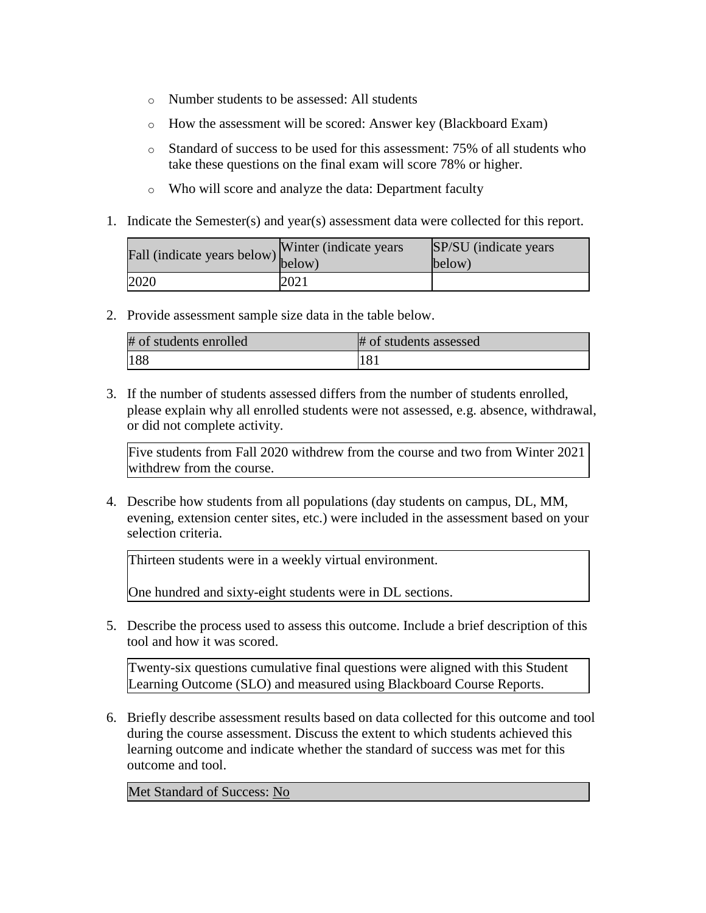- Number students to be assessed: All students
- How the assessment will be scored: Answer key (Blackboard Exam)
- Standard of success to be used for this assessment: 75% of all students who take these questions on the final exam will score 78% or higher.
- Who will score and analyze the data: Department faculty

1. Indicate the Semester(s) and year(s) assessment data were collected for this report.

| Fall (indicate years below) | Winter (indicate years below) | SP/SU (indicate years below) |
|---|---|---|
| 2020 | 2021 | |

2. Provide assessment sample size data in the table below.

| # of students enrolled | # of students assessed |
|---|---|
| 188 | 181 |

3. If the number of students assessed differs from the number of students enrolled, please explain why all enrolled students were not assessed, e.g. absence, withdrawal, or did not complete activity.

| Five students from Fall 2020 withdrew from the course and two from Winter 2021 withdrew from the course. |
|---|

4. Describe how students from all populations (day students on campus, DL, MM, evening, extension center sites, etc.) were included in the assessment based on your selection criteria.

| Thirteen students were in a weekly virtual environment.<br><br>One hundred and sixty-eight students were in DL sections. |
|---|

5. Describe the process used to assess this outcome. Include a brief description of this tool and how it was scored.

| Twenty-six questions cumulative final questions were aligned with this Student Learning Outcome (SLO) and measured using Blackboard Course Reports. |
|---|

6. Briefly describe assessment results based on data collected for this outcome and tool during the course assessment. Discuss the extent to which students achieved this learning outcome and indicate whether the standard of success was met for this outcome and tool.

| Met Standard of Success: No |
|---|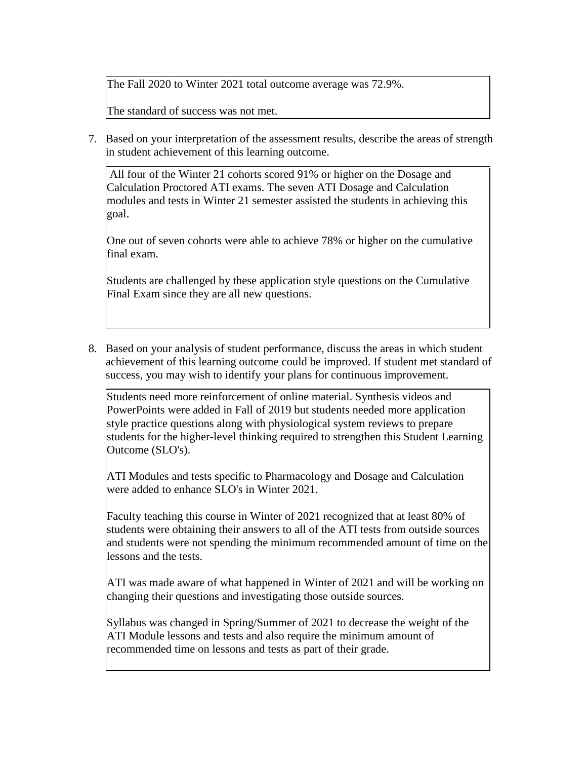The Fall 2020 to Winter 2021 total outcome average was 72.9%.

The standard of success was not met.

7. Based on your interpretation of the assessment results, describe the areas of strength in student achievement of this learning outcome.

All four of the Winter 21 cohorts scored 91% or higher on the Dosage and Calculation Proctored ATI exams. The seven ATI Dosage and Calculation modules and tests in Winter 21 semester assisted the students in achieving this goal.

One out of seven cohorts were able to achieve 78% or higher on the cumulative final exam.

Students are challenged by these application style questions on the Cumulative Final Exam since they are all new questions.

8. Based on your analysis of student performance, discuss the areas in which student achievement of this learning outcome could be improved. If student met standard of success, you may wish to identify your plans for continuous improvement.

Students need more reinforcement of online material. Synthesis videos and PowerPoints were added in Fall of 2019 but students needed more application style practice questions along with physiological system reviews to prepare students for the higher-level thinking required to strengthen this Student Learning Outcome (SLO's).

ATI Modules and tests specific to Pharmacology and Dosage and Calculation were added to enhance SLO's in Winter 2021.

Faculty teaching this course in Winter of 2021 recognized that at least 80% of students were obtaining their answers to all of the ATI tests from outside sources and students were not spending the minimum recommended amount of time on the lessons and the tests.

ATI was made aware of what happened in Winter of 2021 and will be working on changing their questions and investigating those outside sources.

Syllabus was changed in Spring/Summer of 2021 to decrease the weight of the ATI Module lessons and tests and also require the minimum amount of recommended time on lessons and tests as part of their grade.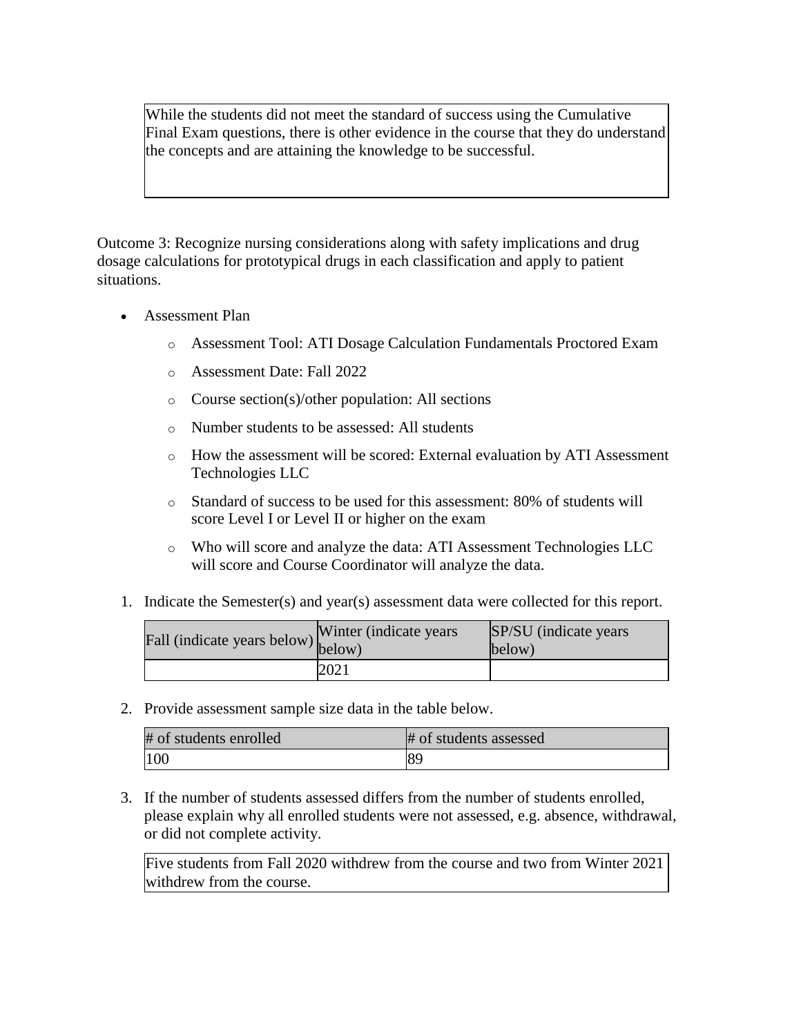While the students did not meet the standard of success using the Cumulative Final Exam questions, there is other evidence in the course that they do understand the concepts and are attaining the knowledge to be successful.

Outcome 3: Recognize nursing considerations along with safety implications and drug dosage calculations for prototypical drugs in each classification and apply to patient situations.

- Assessment Plan
  - Assessment Tool: ATI Dosage Calculation Fundamentals Proctored Exam
  - Assessment Date: Fall 2022
  - Course section(s)/other population: All sections
  - Number students to be assessed: All students
  - How the assessment will be scored: External evaluation by ATI Assessment Technologies LLC
  - Standard of success to be used for this assessment: 80% of students will score Level I or Level II or higher on the exam
  - Who will score and analyze the data: ATI Assessment Technologies LLC will score and Course Coordinator will analyze the data.

1. Indicate the Semester(s) and year(s) assessment data were collected for this report.

| Fall (indicate years below) | Winter (indicate years below) | SP/SU (indicate years below) |
| --- | --- | --- |
| | 2021 | |

2. Provide assessment sample size data in the table below.

| # of students enrolled | # of students assessed |
| --- | --- |
| 100 | 89 |

3. If the number of students assessed differs from the number of students enrolled, please explain why all enrolled students were not assessed, e.g. absence, withdrawal, or did not complete activity.

Five students from Fall 2020 withdrew from the course and two from Winter 2021 withdrew from the course.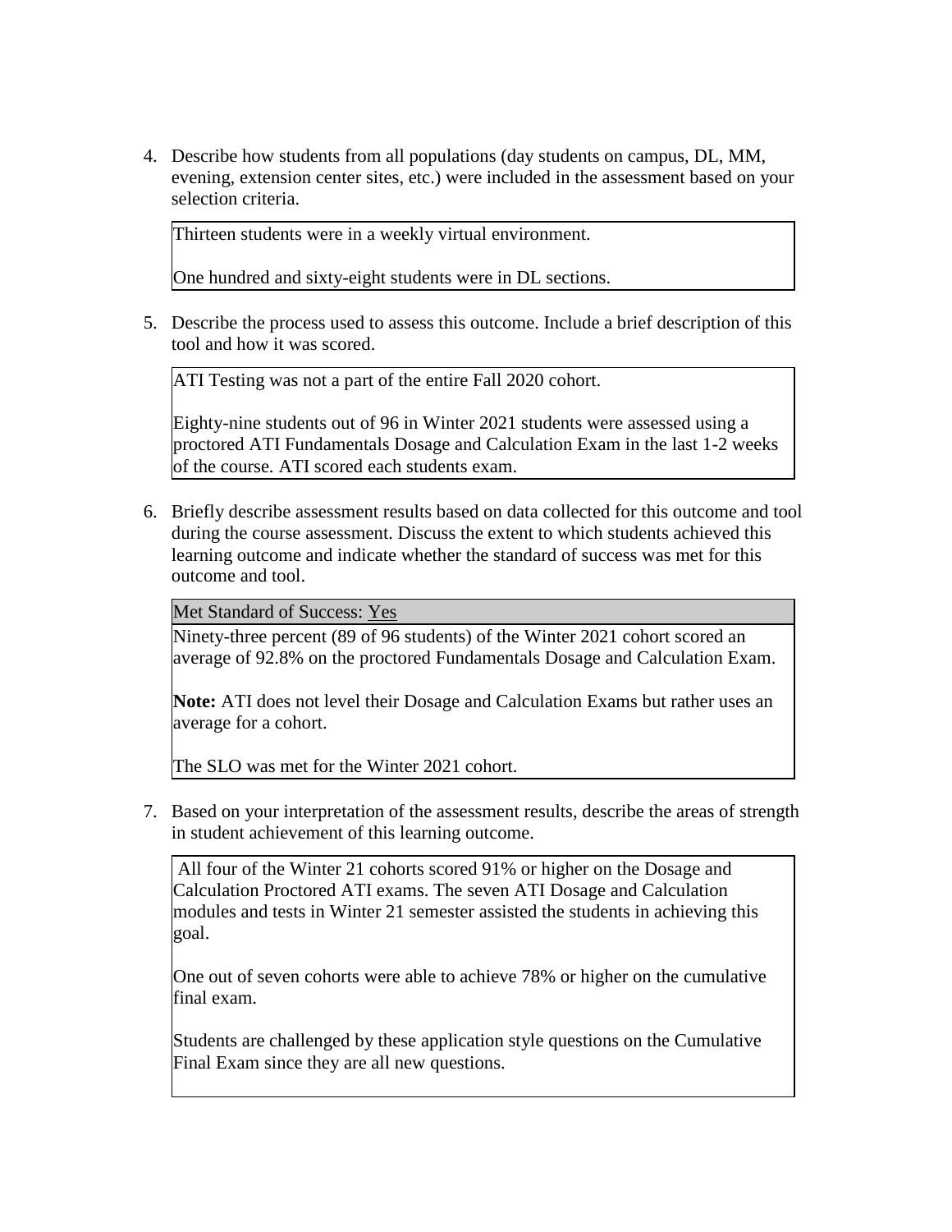4. Describe how students from all populations (day students on campus, DL, MM, evening, extension center sites, etc.) were included in the assessment based on your selection criteria.

> Thirteen students were in a weekly virtual environment.
>
> One hundred and sixty-eight students were in DL sections.

5. Describe the process used to assess this outcome. Include a brief description of this tool and how it was scored.

> ATI Testing was not a part of the entire Fall 2020 cohort.
>
> Eighty-nine students out of 96 in Winter 2021 students were assessed using a proctored ATI Fundamentals Dosage and Calculation Exam in the last 1-2 weeks of the course. ATI scored each students exam.

6. Briefly describe assessment results based on data collected for this outcome and tool during the course assessment. Discuss the extent to which students achieved this learning outcome and indicate whether the standard of success was met for this outcome and tool.

> Met Standard of Success: Yes
>
> Ninety-three percent (89 of 96 students) of the Winter 2021 cohort scored an average of 92.8% on the proctored Fundamentals Dosage and Calculation Exam.
>
> **Note:** ATI does not level their Dosage and Calculation Exams but rather uses an average for a cohort.
>
> The SLO was met for the Winter 2021 cohort.

7. Based on your interpretation of the assessment results, describe the areas of strength in student achievement of this learning outcome.

> All four of the Winter 21 cohorts scored 91% or higher on the Dosage and Calculation Proctored ATI exams. The seven ATI Dosage and Calculation modules and tests in Winter 21 semester assisted the students in achieving this goal.
>
> One out of seven cohorts were able to achieve 78% or higher on the cumulative final exam.
>
> Students are challenged by these application style questions on the Cumulative Final Exam since they are all new questions.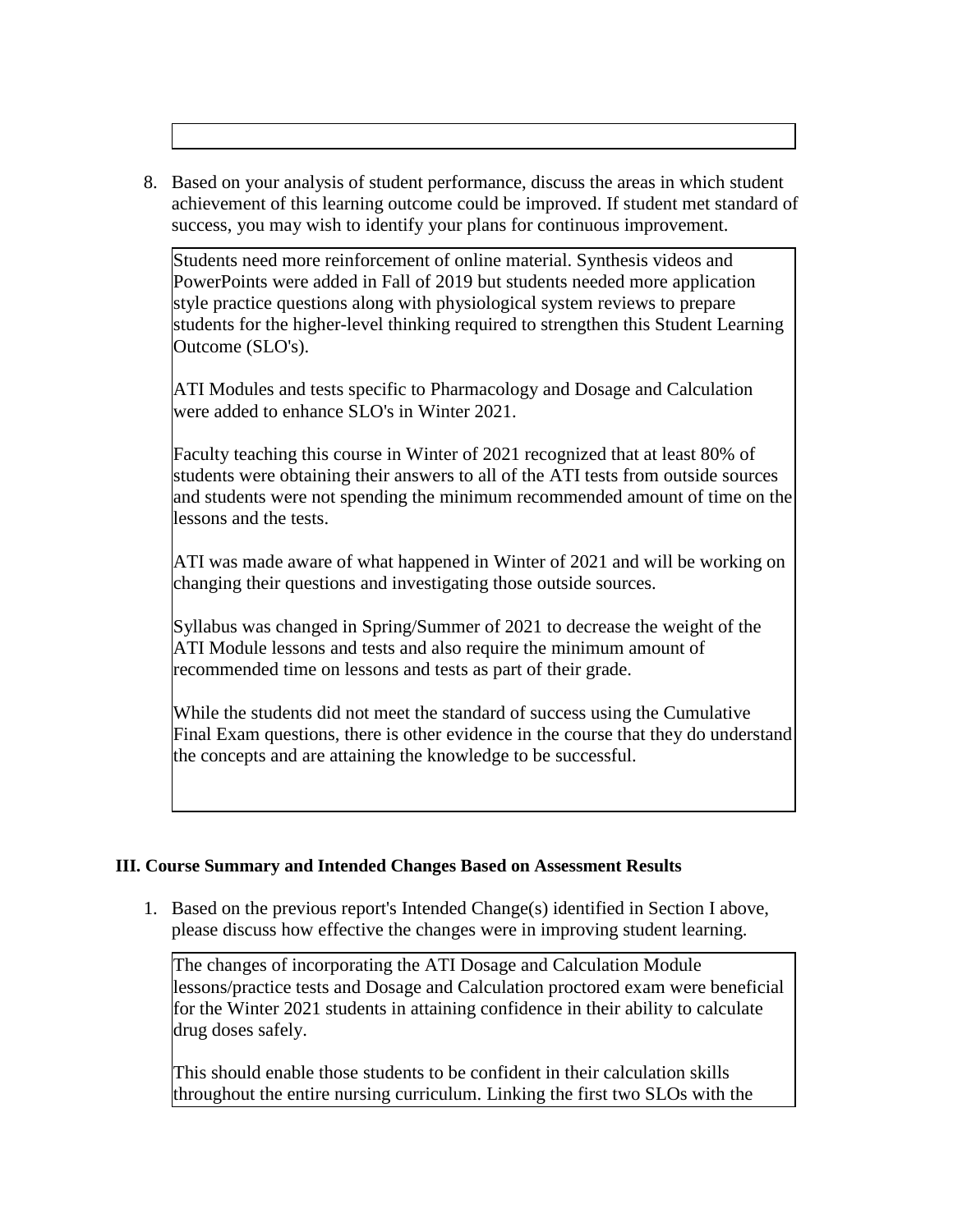8. Based on your analysis of student performance, discuss the areas in which student achievement of this learning outcome could be improved. If student met standard of success, you may wish to identify your plans for continuous improvement.

Students need more reinforcement of online material. Synthesis videos and PowerPoints were added in Fall of 2019 but students needed more application style practice questions along with physiological system reviews to prepare students for the higher-level thinking required to strengthen this Student Learning Outcome (SLO's).

ATI Modules and tests specific to Pharmacology and Dosage and Calculation were added to enhance SLO's in Winter 2021.

Faculty teaching this course in Winter of 2021 recognized that at least 80% of students were obtaining their answers to all of the ATI tests from outside sources and students were not spending the minimum recommended amount of time on the lessons and the tests.

ATI was made aware of what happened in Winter of 2021 and will be working on changing their questions and investigating those outside sources.

Syllabus was changed in Spring/Summer of 2021 to decrease the weight of the ATI Module lessons and tests and also require the minimum amount of recommended time on lessons and tests as part of their grade.

While the students did not meet the standard of success using the Cumulative Final Exam questions, there is other evidence in the course that they do understand the concepts and are attaining the knowledge to be successful.

### III. Course Summary and Intended Changes Based on Assessment Results

1. Based on the previous report's Intended Change(s) identified in Section I above, please discuss how effective the changes were in improving student learning.

The changes of incorporating the ATI Dosage and Calculation Module lessons/practice tests and Dosage and Calculation proctored exam were beneficial for the Winter 2021 students in attaining confidence in their ability to calculate drug doses safely.

This should enable those students to be confident in their calculation skills throughout the entire nursing curriculum. Linking the first two SLOs with the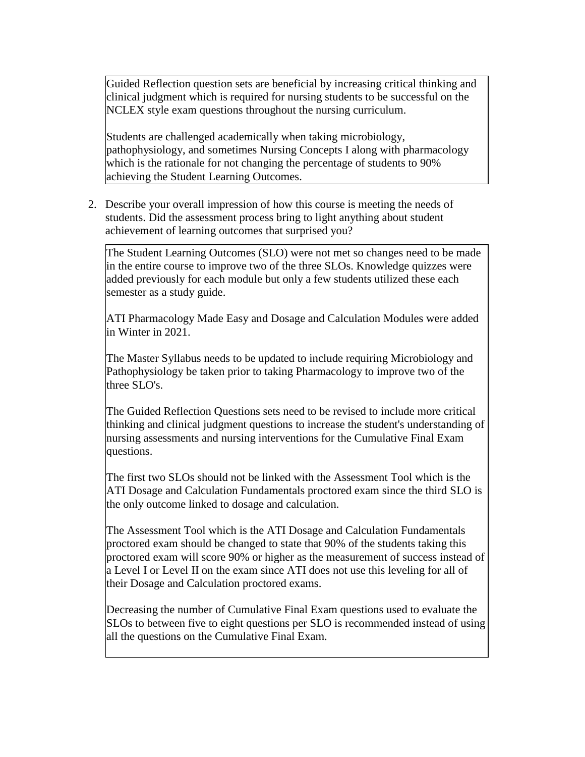Guided Reflection question sets are beneficial by increasing critical thinking and clinical judgment which is required for nursing students to be successful on the NCLEX style exam questions throughout the nursing curriculum.

Students are challenged academically when taking microbiology, pathophysiology, and sometimes Nursing Concepts I along with pharmacology which is the rationale for not changing the percentage of students to 90% achieving the Student Learning Outcomes.

2. Describe your overall impression of how this course is meeting the needs of students. Did the assessment process bring to light anything about student achievement of learning outcomes that surprised you?

The Student Learning Outcomes (SLO) were not met so changes need to be made in the entire course to improve two of the three SLOs. Knowledge quizzes were added previously for each module but only a few students utilized these each semester as a study guide.

ATI Pharmacology Made Easy and Dosage and Calculation Modules were added in Winter in 2021.

The Master Syllabus needs to be updated to include requiring Microbiology and Pathophysiology be taken prior to taking Pharmacology to improve two of the three SLO's.

The Guided Reflection Questions sets need to be revised to include more critical thinking and clinical judgment questions to increase the student's understanding of nursing assessments and nursing interventions for the Cumulative Final Exam questions.

The first two SLOs should not be linked with the Assessment Tool which is the ATI Dosage and Calculation Fundamentals proctored exam since the third SLO is the only outcome linked to dosage and calculation.

The Assessment Tool which is the ATI Dosage and Calculation Fundamentals proctored exam should be changed to state that 90% of the students taking this proctored exam will score 90% or higher as the measurement of success instead of a Level I or Level II on the exam since ATI does not use this leveling for all of their Dosage and Calculation proctored exams.

Decreasing the number of Cumulative Final Exam questions used to evaluate the SLOs to between five to eight questions per SLO is recommended instead of using all the questions on the Cumulative Final Exam.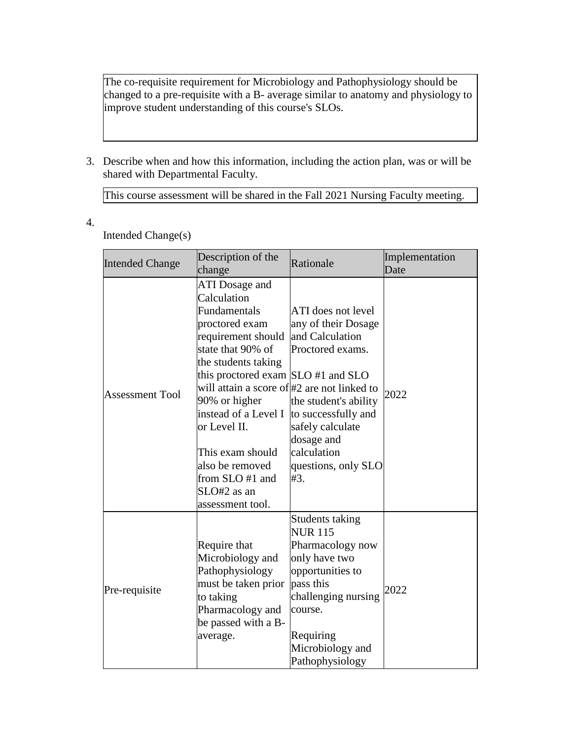The co-requisite requirement for Microbiology and Pathophysiology should be changed to a pre-requisite with a B- average similar to anatomy and physiology to improve student understanding of this course's SLOs.

3. Describe when and how this information, including the action plan, was or will be shared with Departmental Faculty.

This course assessment will be shared in the Fall 2021 Nursing Faculty meeting.

4. Intended Change(s)

| Intended Change | Description of the change | Rationale | Implementation Date |
|---|---|---|---|
| Assessment Tool | ATI Dosage and Calculation Fundamentals proctored exam requirement should state that 90% of the students taking this proctored exam will attain a score of 90% or higher instead of a Level I or Level II.<br><br>This exam should also be removed from SLO #1 and SLO#2 as an assessment tool. | ATI does not level any of their Dosage and Calculation Proctored exams.<br><br>SLO #1 and SLO #2 are not linked to the student's ability to successfully and safely calculate dosage and calculation questions, only SLO #3. | 2022 |
| Pre-requisite | Require that Microbiology and Pathophysiology must be taken prior to taking Pharmacology and be passed with a B- average. | Students taking NUR 115 Pharmacology now only have two opportunities to pass this challenging nursing course.<br><br>Requiring Microbiology and Pathophysiology | 2022 |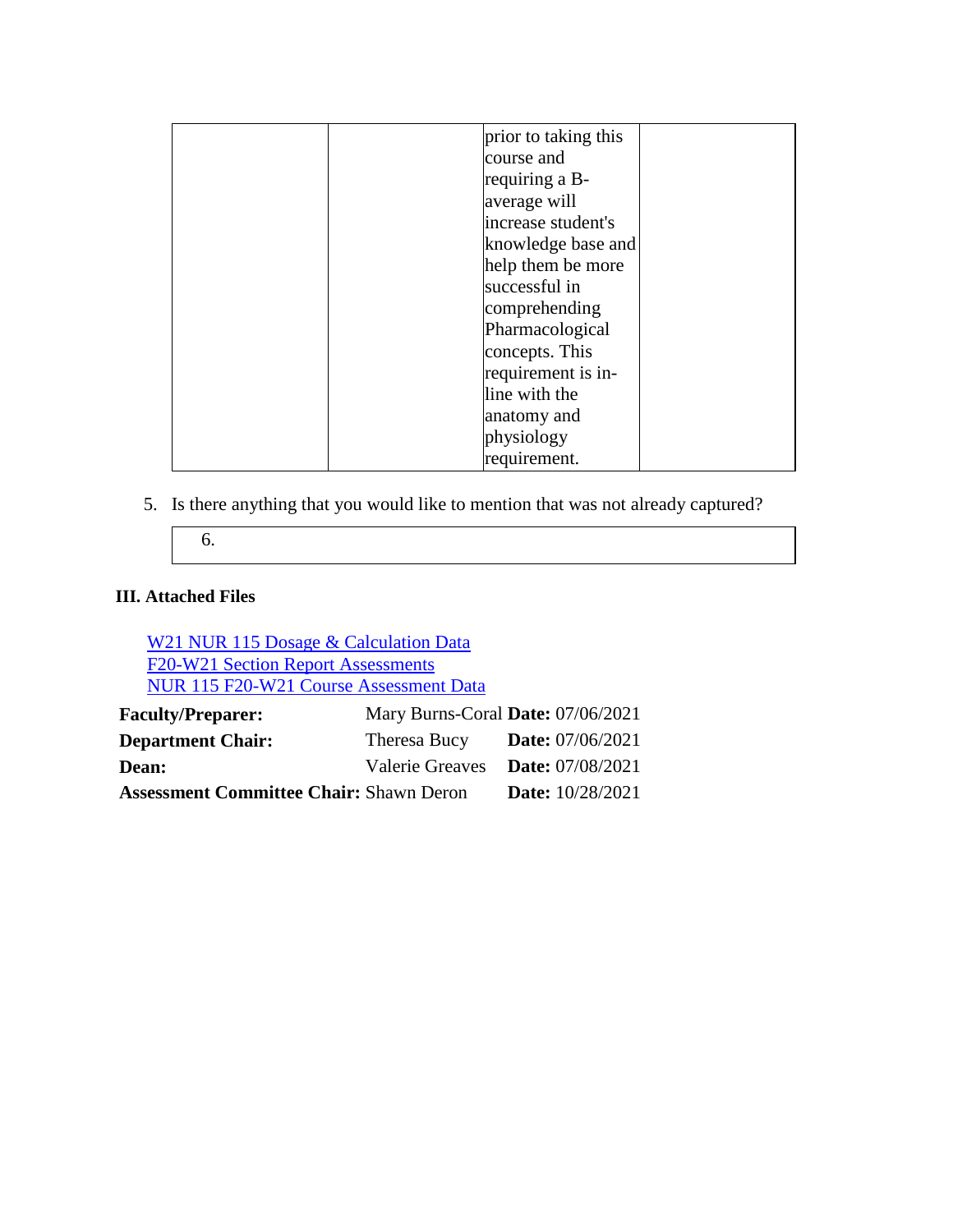| | | prior to taking this course and requiring a B- average will increase student's knowledge base and help them be more successful in comprehending Pharmacological concepts. This requirement is in-line with the anatomy and physiology requirement. | |
|---|---|---|---|

5. Is there anything that you would like to mention that was not already captured?

| 6. |
|---|

**III. Attached Files**

W21 NUR 115 Dosage & Calculation Data
F20-W21 Section Report Assessments
NUR 115 F20-W21 Course Assessment Data

| | | |
|---|---|---|
| **Faculty/Preparer:** | Mary Burns-Coral | **Date:** 07/06/2021 |
| **Department Chair:** | Theresa Bucy | **Date:** 07/06/2021 |
| **Dean:** | Valerie Greaves | **Date:** 07/08/2021 |
| **Assessment Committee Chair:** | Shawn Deron | **Date:** 10/28/2021 |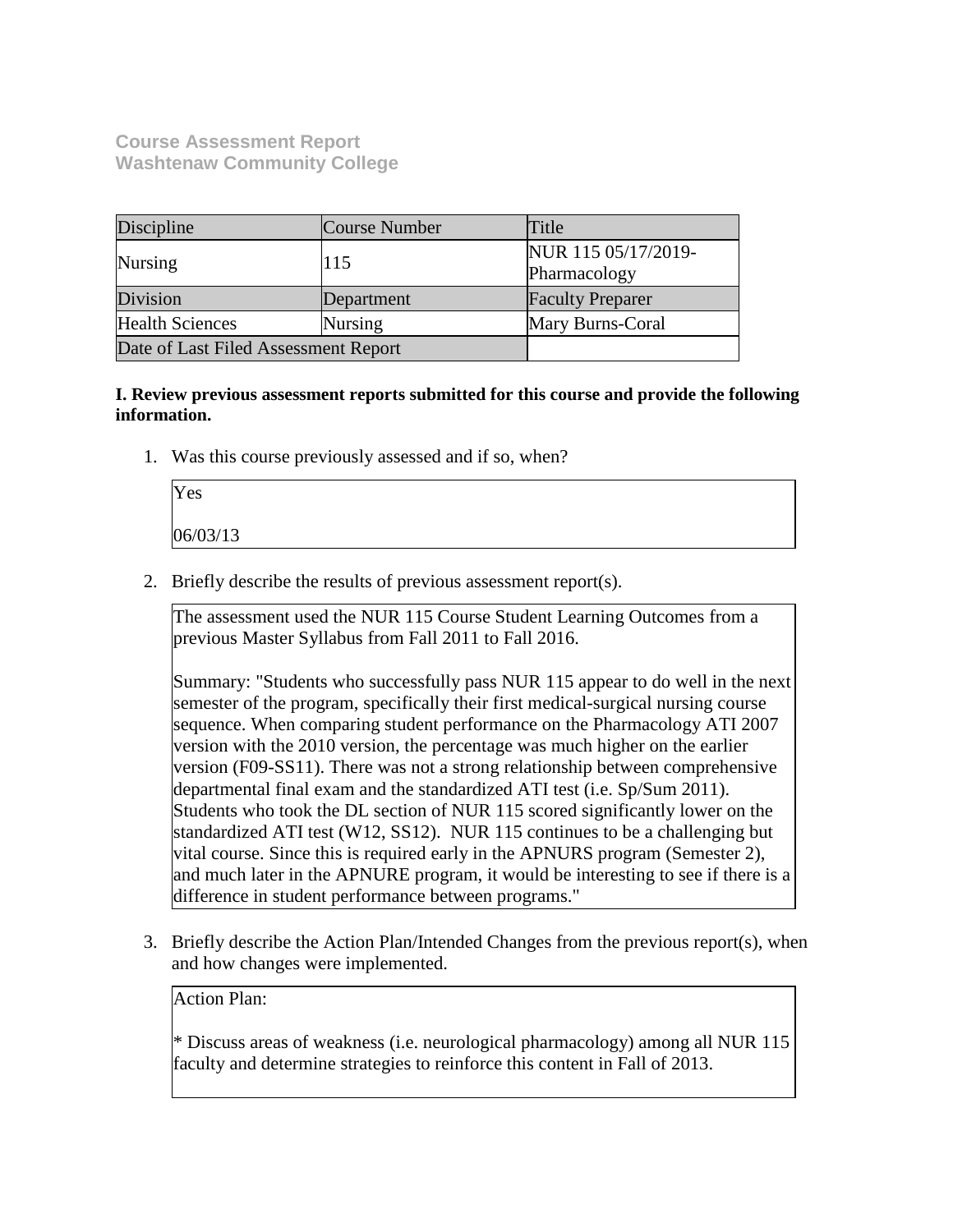**Course Assessment Report**
**Washtenaw Community College**

| Discipline | Course Number | Title |
|---|---|---|
| Nursing | 115 | NUR 115 05/17/2019-Pharmacology |
| Division | Department | Faculty Preparer |
| Health Sciences | Nursing | Mary Burns-Coral |
| Date of Last Filed Assessment Report | | |

**I. Review previous assessment reports submitted for this course and provide the following information.**

1. Was this course previously assessed and if so, when?

   Yes

   06/03/13

2. Briefly describe the results of previous assessment report(s).

   The assessment used the NUR 115 Course Student Learning Outcomes from a previous Master Syllabus from Fall 2011 to Fall 2016.

   Summary: "Students who successfully pass NUR 115 appear to do well in the next semester of the program, specifically their first medical-surgical nursing course sequence. When comparing student performance on the Pharmacology ATI 2007 version with the 2010 version, the percentage was much higher on the earlier version (F09-SS11). There was not a strong relationship between comprehensive departmental final exam and the standardized ATI test (i.e. Sp/Sum 2011). Students who took the DL section of NUR 115 scored significantly lower on the standardized ATI test (W12, SS12). NUR 115 continues to be a challenging but vital course. Since this is required early in the APNURS program (Semester 2), and much later in the APNURE program, it would be interesting to see if there is a difference in student performance between programs."

3. Briefly describe the Action Plan/Intended Changes from the previous report(s), when and how changes were implemented.

   Action Plan:

   * Discuss areas of weakness (i.e. neurological pharmacology) among all NUR 115 faculty and determine strategies to reinforce this content in Fall of 2013.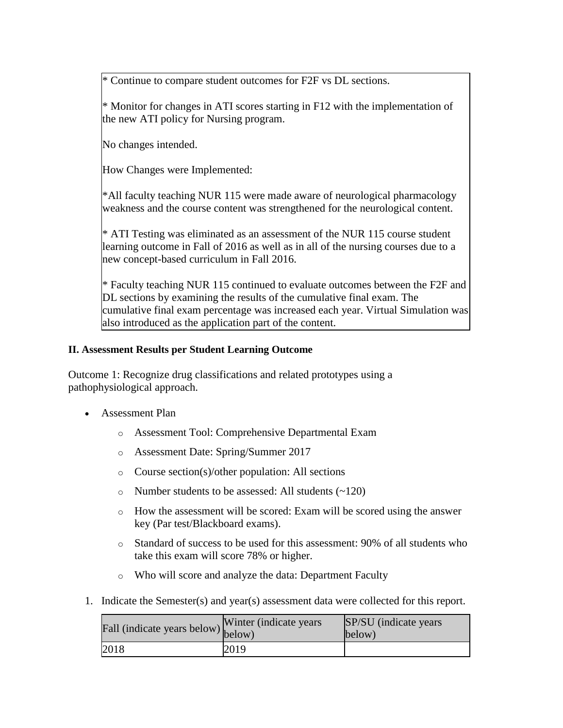* Continue to compare student outcomes for F2F vs DL sections.

* Monitor for changes in ATI scores starting in F12 with the implementation of the new ATI policy for Nursing program.

No changes intended.

How Changes were Implemented:

*All faculty teaching NUR 115 were made aware of neurological pharmacology weakness and the course content was strengthened for the neurological content.

* ATI Testing was eliminated as an assessment of the NUR 115 course student learning outcome in Fall of 2016 as well as in all of the nursing courses due to a new concept-based curriculum in Fall 2016.

* Faculty teaching NUR 115 continued to evaluate outcomes between the F2F and DL sections by examining the results of the cumulative final exam. The cumulative final exam percentage was increased each year. Virtual Simulation was also introduced as the application part of the content.

**II. Assessment Results per Student Learning Outcome**

Outcome 1: Recognize drug classifications and related prototypes using a pathophysiological approach.

- Assessment Plan
  - Assessment Tool: Comprehensive Departmental Exam
  - Assessment Date: Spring/Summer 2017
  - Course section(s)/other population: All sections
  - Number students to be assessed: All students (~120)
  - How the assessment will be scored: Exam will be scored using the answer key (Par test/Blackboard exams).
  - Standard of success to be used for this assessment: 90% of all students who take this exam will score 78% or higher.
  - Who will score and analyze the data: Department Faculty

1. Indicate the Semester(s) and year(s) assessment data were collected for this report.

| Fall (indicate years below) | Winter (indicate years below) | SP/SU (indicate years below) |
|---|---|---|
| 2018 | 2019 | |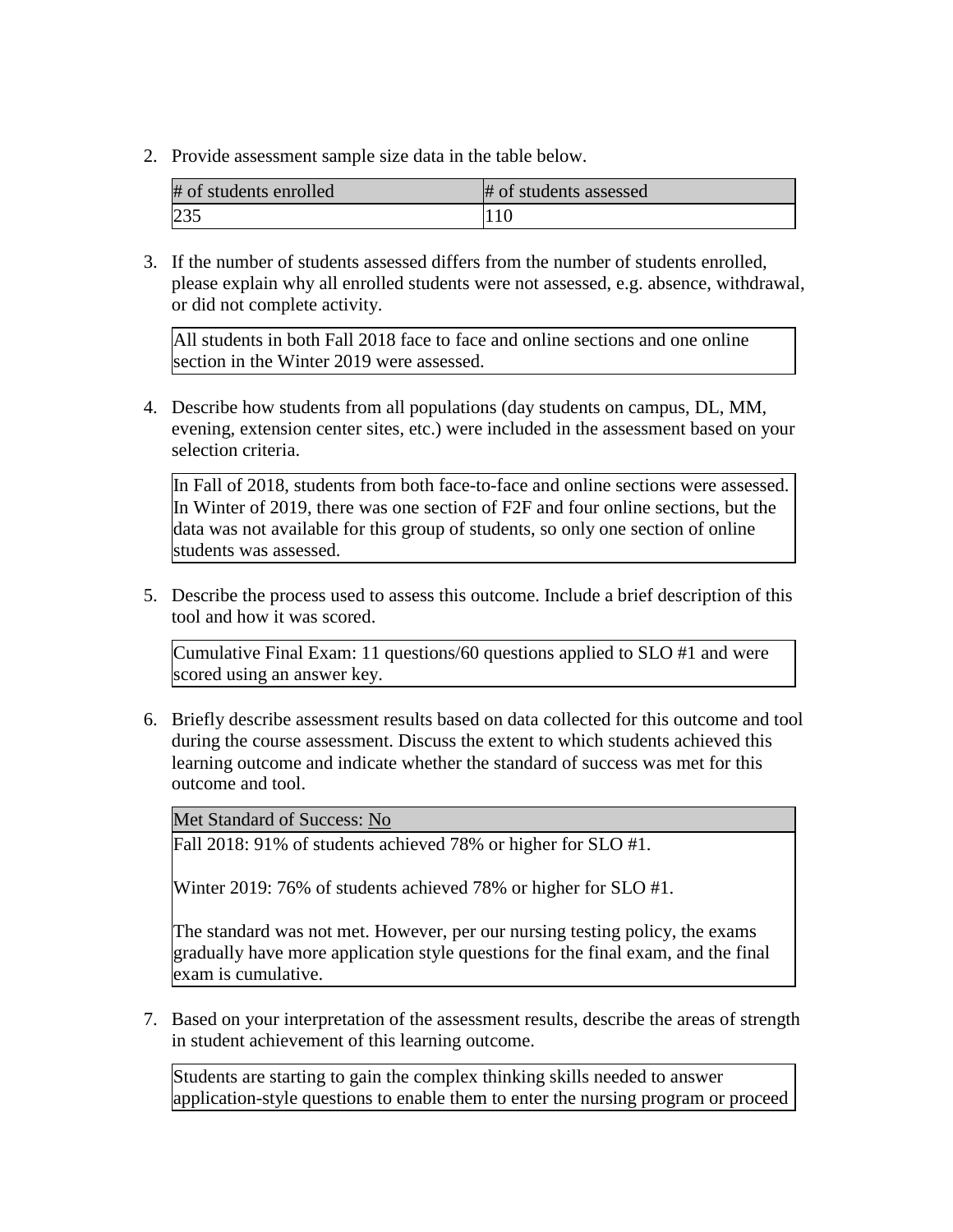2. Provide assessment sample size data in the table below.

| # of students enrolled | # of students assessed |
| --- | --- |
| 235 | 110 |

3. If the number of students assessed differs from the number of students enrolled, please explain why all enrolled students were not assessed, e.g. absence, withdrawal, or did not complete activity.

| All students in both Fall 2018 face to face and online sections and one online section in the Winter 2019 were assessed. |
| --- |

4. Describe how students from all populations (day students on campus, DL, MM, evening, extension center sites, etc.) were included in the assessment based on your selection criteria.

| In Fall of 2018, students from both face-to-face and online sections were assessed. In Winter of 2019, there was one section of F2F and four online sections, but the data was not available for this group of students, so only one section of online students was assessed. |
| --- |

5. Describe the process used to assess this outcome. Include a brief description of this tool and how it was scored.

| Cumulative Final Exam: 11 questions/60 questions applied to SLO #1 and were scored using an answer key. |
| --- |

6. Briefly describe assessment results based on data collected for this outcome and tool during the course assessment. Discuss the extent to which students achieved this learning outcome and indicate whether the standard of success was met for this outcome and tool.

| Met Standard of Success: No |
| --- |
| Fall 2018: 91% of students achieved 78% or higher for SLO #1.<br><br>Winter 2019: 76% of students achieved 78% or higher for SLO #1.<br><br>The standard was not met. However, per our nursing testing policy, the exams gradually have more application style questions for the final exam, and the final exam is cumulative. |

7. Based on your interpretation of the assessment results, describe the areas of strength in student achievement of this learning outcome.

| Students are starting to gain the complex thinking skills needed to answer application-style questions to enable them to enter the nursing program or proceed |
| --- |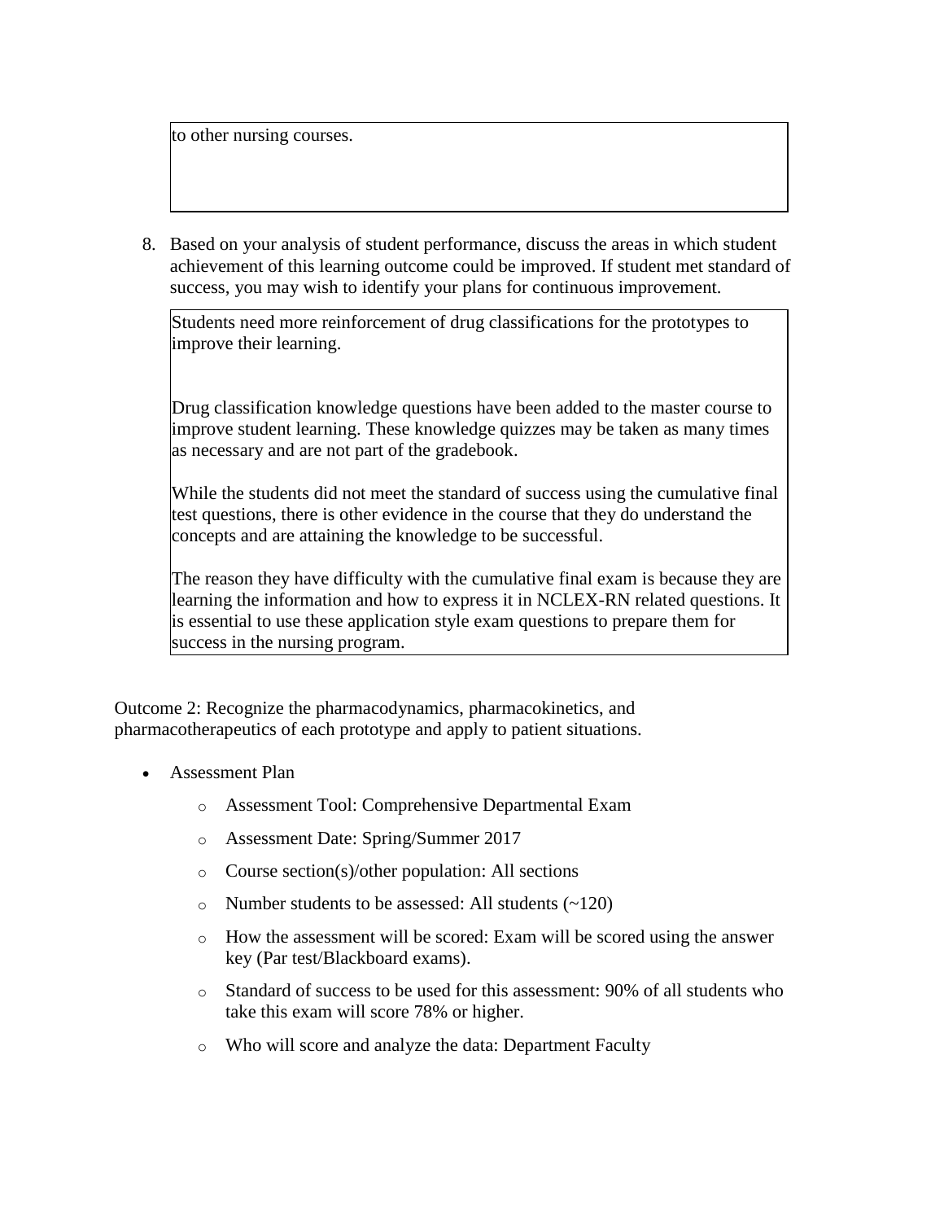to other nursing courses.

8. Based on your analysis of student performance, discuss the areas in which student achievement of this learning outcome could be improved. If student met standard of success, you may wish to identify your plans for continuous improvement.

   Students need more reinforcement of drug classifications for the prototypes to improve their learning.

   Drug classification knowledge questions have been added to the master course to improve student learning. These knowledge quizzes may be taken as many times as necessary and are not part of the gradebook.

   While the students did not meet the standard of success using the cumulative final test questions, there is other evidence in the course that they do understand the concepts and are attaining the knowledge to be successful.

   The reason they have difficulty with the cumulative final exam is because they are learning the information and how to express it in NCLEX-RN related questions. It is essential to use these application style exam questions to prepare them for success in the nursing program.

Outcome 2: Recognize the pharmacodynamics, pharmacokinetics, and pharmacotherapeutics of each prototype and apply to patient situations.

- Assessment Plan
  - Assessment Tool: Comprehensive Departmental Exam
  - Assessment Date: Spring/Summer 2017
  - Course section(s)/other population: All sections
  - Number students to be assessed: All students (~120)
  - How the assessment will be scored: Exam will be scored using the answer key (Par test/Blackboard exams).
  - Standard of success to be used for this assessment: 90% of all students who take this exam will score 78% or higher.
  - Who will score and analyze the data: Department Faculty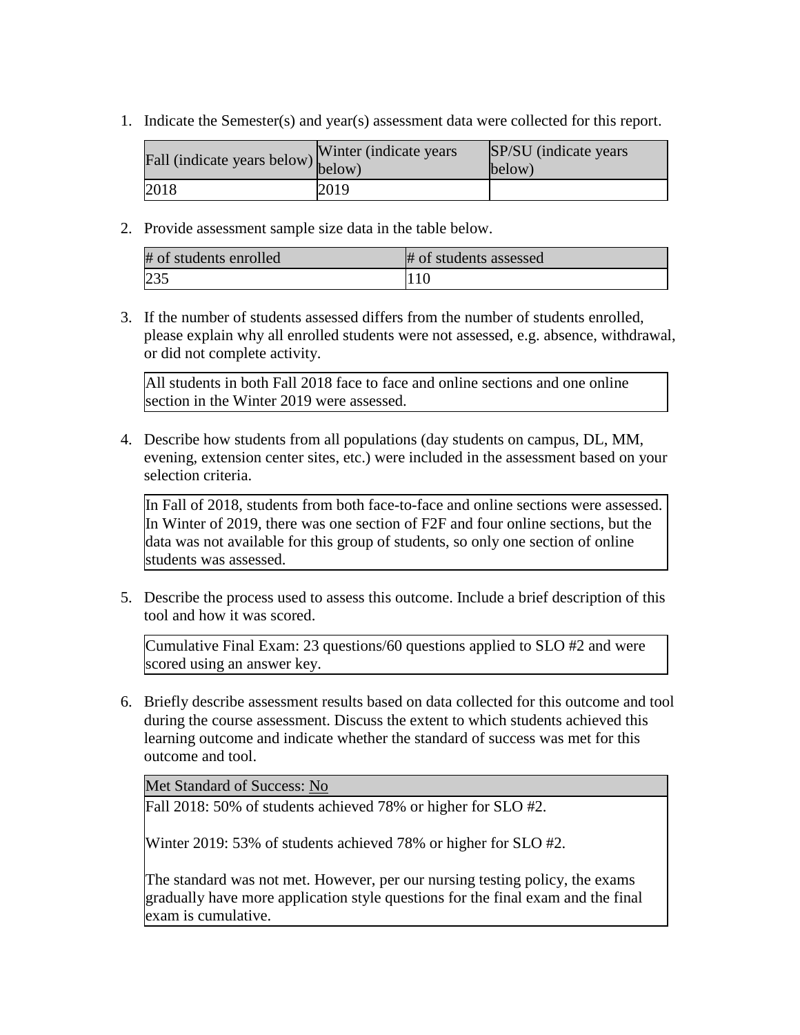1. Indicate the Semester(s) and year(s) assessment data were collected for this report.

| Fall (indicate years below) | Winter (indicate years below) | SP/SU (indicate years below) |
|---|---|---|
| 2018 | 2019 | |

2. Provide assessment sample size data in the table below.

| # of students enrolled | # of students assessed |
|---|---|
| 235 | 110 |

3. If the number of students assessed differs from the number of students enrolled, please explain why all enrolled students were not assessed, e.g. absence, withdrawal, or did not complete activity.

| All students in both Fall 2018 face to face and online sections and one online section in the Winter 2019 were assessed. |
|---|

4. Describe how students from all populations (day students on campus, DL, MM, evening, extension center sites, etc.) were included in the assessment based on your selection criteria.

| In Fall of 2018, students from both face-to-face and online sections were assessed. In Winter of 2019, there was one section of F2F and four online sections, but the data was not available for this group of students, so only one section of online students was assessed. |
|---|

5. Describe the process used to assess this outcome. Include a brief description of this tool and how it was scored.

| Cumulative Final Exam: 23 questions/60 questions applied to SLO #2 and were scored using an answer key. |
|---|

6. Briefly describe assessment results based on data collected for this outcome and tool during the course assessment. Discuss the extent to which students achieved this learning outcome and indicate whether the standard of success was met for this outcome and tool.

| Met Standard of Success: No |
|---|
| Fall 2018: 50% of students achieved 78% or higher for SLO #2.<br><br>Winter 2019: 53% of students achieved 78% or higher for SLO #2.<br><br>The standard was not met. However, per our nursing testing policy, the exams gradually have more application style questions for the final exam and the final exam is cumulative. |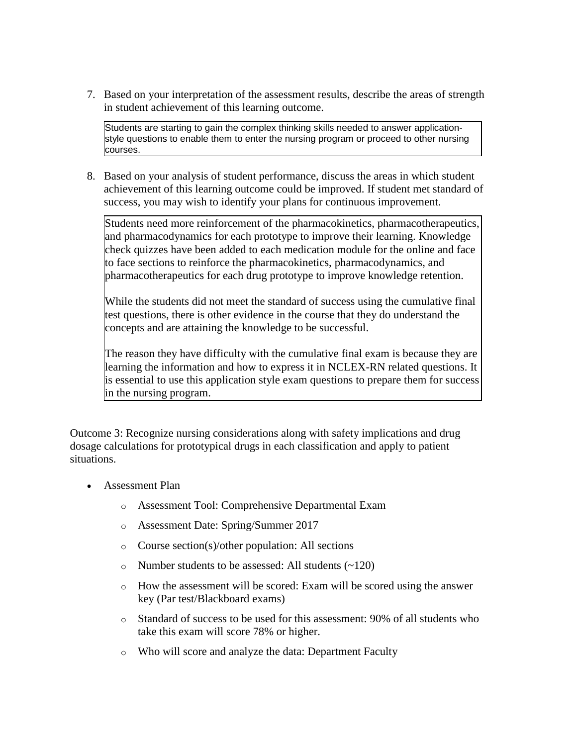7. Based on your interpretation of the assessment results, describe the areas of strength in student achievement of this learning outcome.

   Students are starting to gain the complex thinking skills needed to answer application-style questions to enable them to enter the nursing program or proceed to other nursing courses.

8. Based on your analysis of student performance, discuss the areas in which student achievement of this learning outcome could be improved. If student met standard of success, you may wish to identify your plans for continuous improvement.

   Students need more reinforcement of the pharmacokinetics, pharmacotherapeutics, and pharmacodynamics for each prototype to improve their learning. Knowledge check quizzes have been added to each medication module for the online and face to face sections to reinforce the pharmacokinetics, pharmacodynamics, and pharmacotherapeutics for each drug prototype to improve knowledge retention.

   While the students did not meet the standard of success using the cumulative final test questions, there is other evidence in the course that they do understand the concepts and are attaining the knowledge to be successful.

   The reason they have difficulty with the cumulative final exam is because they are learning the information and how to express it in NCLEX-RN related questions. It is essential to use this application style exam questions to prepare them for success in the nursing program.

Outcome 3: Recognize nursing considerations along with safety implications and drug dosage calculations for prototypical drugs in each classification and apply to patient situations.

- Assessment Plan
  - Assessment Tool: Comprehensive Departmental Exam
  - Assessment Date: Spring/Summer 2017
  - Course section(s)/other population: All sections
  - Number students to be assessed: All students (~120)
  - How the assessment will be scored: Exam will be scored using the answer key (Par test/Blackboard exams)
  - Standard of success to be used for this assessment: 90% of all students who take this exam will score 78% or higher.
  - Who will score and analyze the data: Department Faculty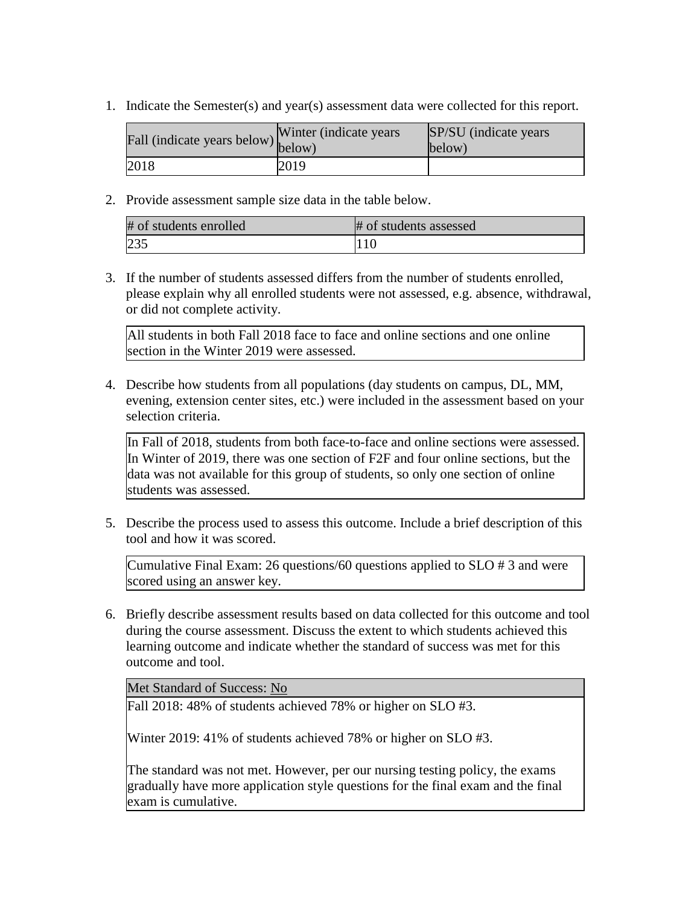1. Indicate the Semester(s) and year(s) assessment data were collected for this report.

| Fall (indicate years below) | Winter (indicate years below) | SP/SU (indicate years below) |
|---|---|---|
| 2018 | 2019 | |

2. Provide assessment sample size data in the table below.

| # of students enrolled | # of students assessed |
|---|---|
| 235 | 110 |

3. If the number of students assessed differs from the number of students enrolled, please explain why all enrolled students were not assessed, e.g. absence, withdrawal, or did not complete activity.

| All students in both Fall 2018 face to face and online sections and one online section in the Winter 2019 were assessed. |
|---|

4. Describe how students from all populations (day students on campus, DL, MM, evening, extension center sites, etc.) were included in the assessment based on your selection criteria.

| In Fall of 2018, students from both face-to-face and online sections were assessed. In Winter of 2019, there was one section of F2F and four online sections, but the data was not available for this group of students, so only one section of online students was assessed. |
|---|

5. Describe the process used to assess this outcome. Include a brief description of this tool and how it was scored.

| Cumulative Final Exam: 26 questions/60 questions applied to SLO # 3 and were scored using an answer key. |
|---|

6. Briefly describe assessment results based on data collected for this outcome and tool during the course assessment. Discuss the extent to which students achieved this learning outcome and indicate whether the standard of success was met for this outcome and tool.

| Met Standard of Success: No |
|---|
| Fall 2018: 48% of students achieved 78% or higher on SLO #3.<br><br>Winter 2019: 41% of students achieved 78% or higher on SLO #3.<br><br>The standard was not met. However, per our nursing testing policy, the exams gradually have more application style questions for the final exam and the final exam is cumulative. |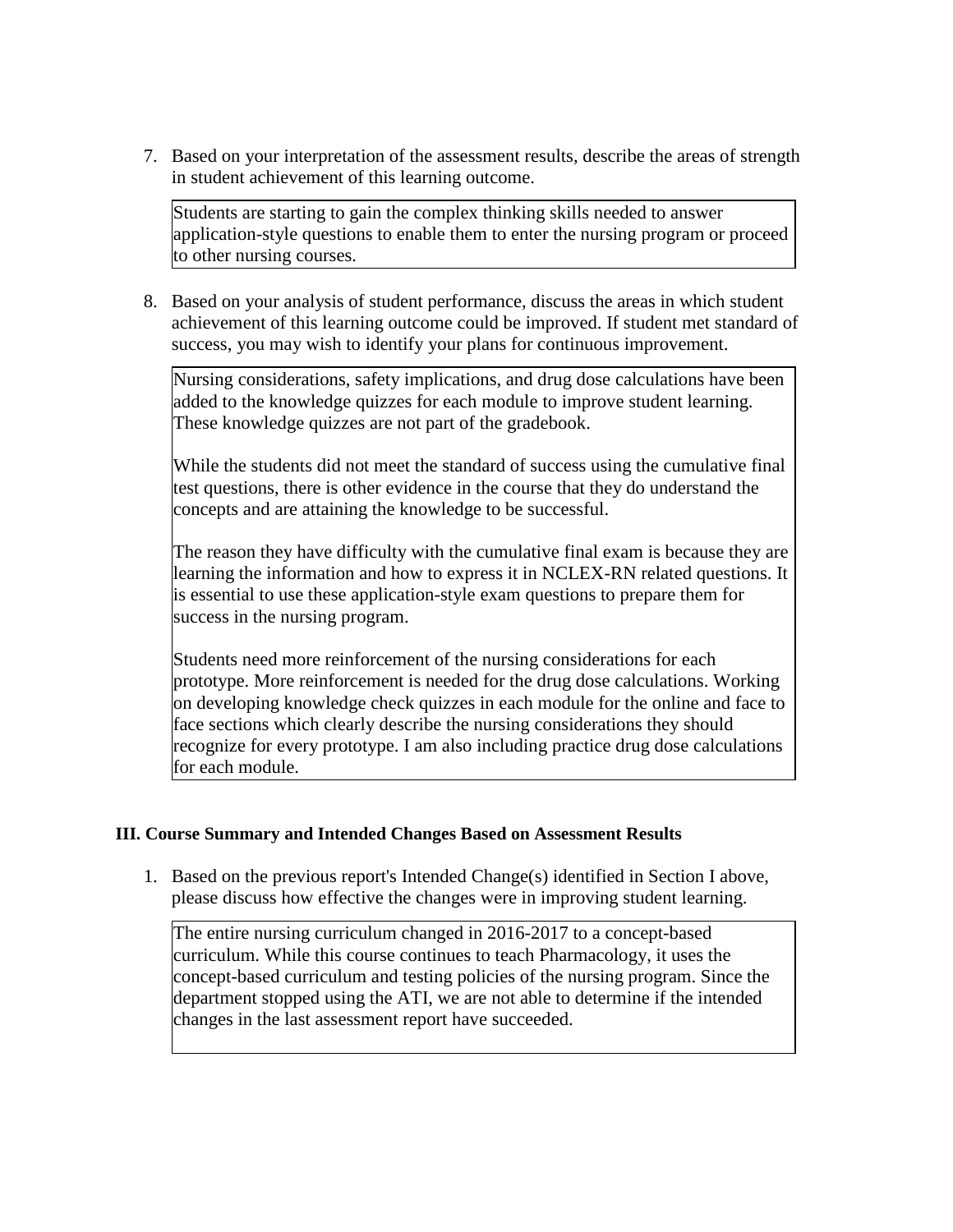7. Based on your interpretation of the assessment results, describe the areas of strength in student achievement of this learning outcome.

> Students are starting to gain the complex thinking skills needed to answer application-style questions to enable them to enter the nursing program or proceed to other nursing courses.

8. Based on your analysis of student performance, discuss the areas in which student achievement of this learning outcome could be improved. If student met standard of success, you may wish to identify your plans for continuous improvement.

> Nursing considerations, safety implications, and drug dose calculations have been added to the knowledge quizzes for each module to improve student learning. These knowledge quizzes are not part of the gradebook.
>
> While the students did not meet the standard of success using the cumulative final test questions, there is other evidence in the course that they do understand the concepts and are attaining the knowledge to be successful.
>
> The reason they have difficulty with the cumulative final exam is because they are learning the information and how to express it in NCLEX-RN related questions. It is essential to use these application-style exam questions to prepare them for success in the nursing program.
>
> Students need more reinforcement of the nursing considerations for each prototype. More reinforcement is needed for the drug dose calculations. Working on developing knowledge check quizzes in each module for the online and face to face sections which clearly describe the nursing considerations they should recognize for every prototype. I am also including practice drug dose calculations for each module.

### III. Course Summary and Intended Changes Based on Assessment Results

1. Based on the previous report's Intended Change(s) identified in Section I above, please discuss how effective the changes were in improving student learning.

> The entire nursing curriculum changed in 2016-2017 to a concept-based curriculum. While this course continues to teach Pharmacology, it uses the concept-based curriculum and testing policies of the nursing program. Since the department stopped using the ATI, we are not able to determine if the intended changes in the last assessment report have succeeded.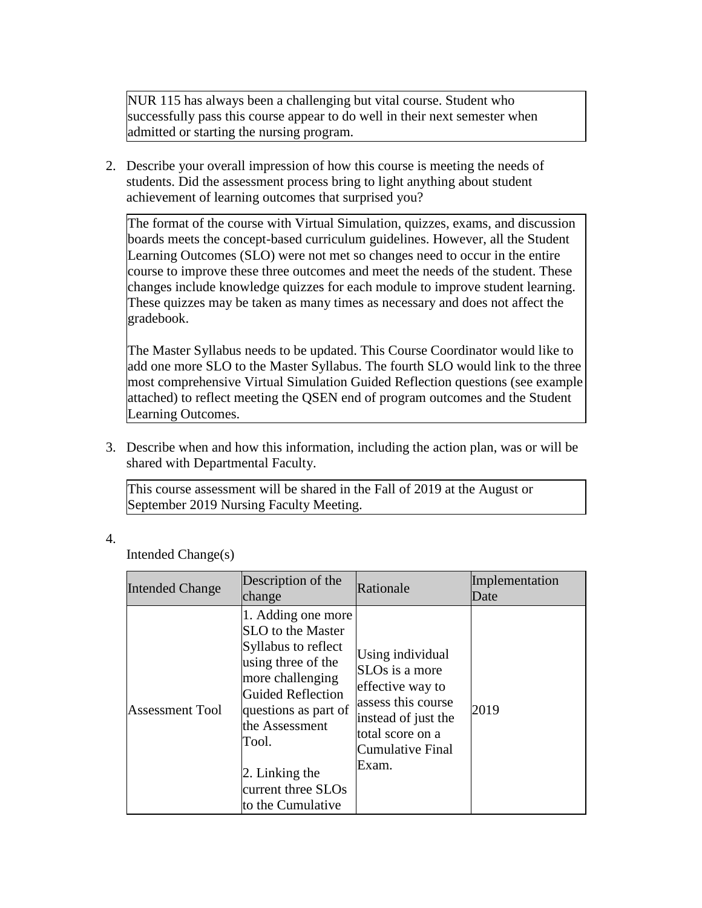| NUR 115 has always been a challenging but vital course. Student who successfully pass this course appear to do well in their next semester when admitted or starting the nursing program. |
|---|

2. Describe your overall impression of how this course is meeting the needs of students. Did the assessment process bring to light anything about student achievement of learning outcomes that surprised you?

| The format of the course with Virtual Simulation, quizzes, exams, and discussion boards meets the concept-based curriculum guidelines. However, all the Student Learning Outcomes (SLO) were not met so changes need to occur in the entire course to improve these three outcomes and meet the needs of the student. These changes include knowledge quizzes for each module to improve student learning. These quizzes may be taken as many times as necessary and does not affect the gradebook.<br><br>The Master Syllabus needs to be updated. This Course Coordinator would like to add one more SLO to the Master Syllabus. The fourth SLO would link to the three most comprehensive Virtual Simulation Guided Reflection questions (see example attached) to reflect meeting the QSEN end of program outcomes and the Student Learning Outcomes. |
|---|

3. Describe when and how this information, including the action plan, was or will be shared with Departmental Faculty.

| This course assessment will be shared in the Fall of 2019 at the August or September 2019 Nursing Faculty Meeting. |
|---|

4.

Intended Change(s)

| Intended Change | Description of the change | Rationale | Implementation Date |
|---|---|---|---|
| Assessment Tool | 1. Adding one more SLO to the Master Syllabus to reflect using three of the more challenging Guided Reflection questions as part of the Assessment Tool.<br><br>2. Linking the current three SLOs to the Cumulative | Using individual SLOs is a more effective way to assess this course instead of just the total score on a Cumulative Final Exam. | 2019 |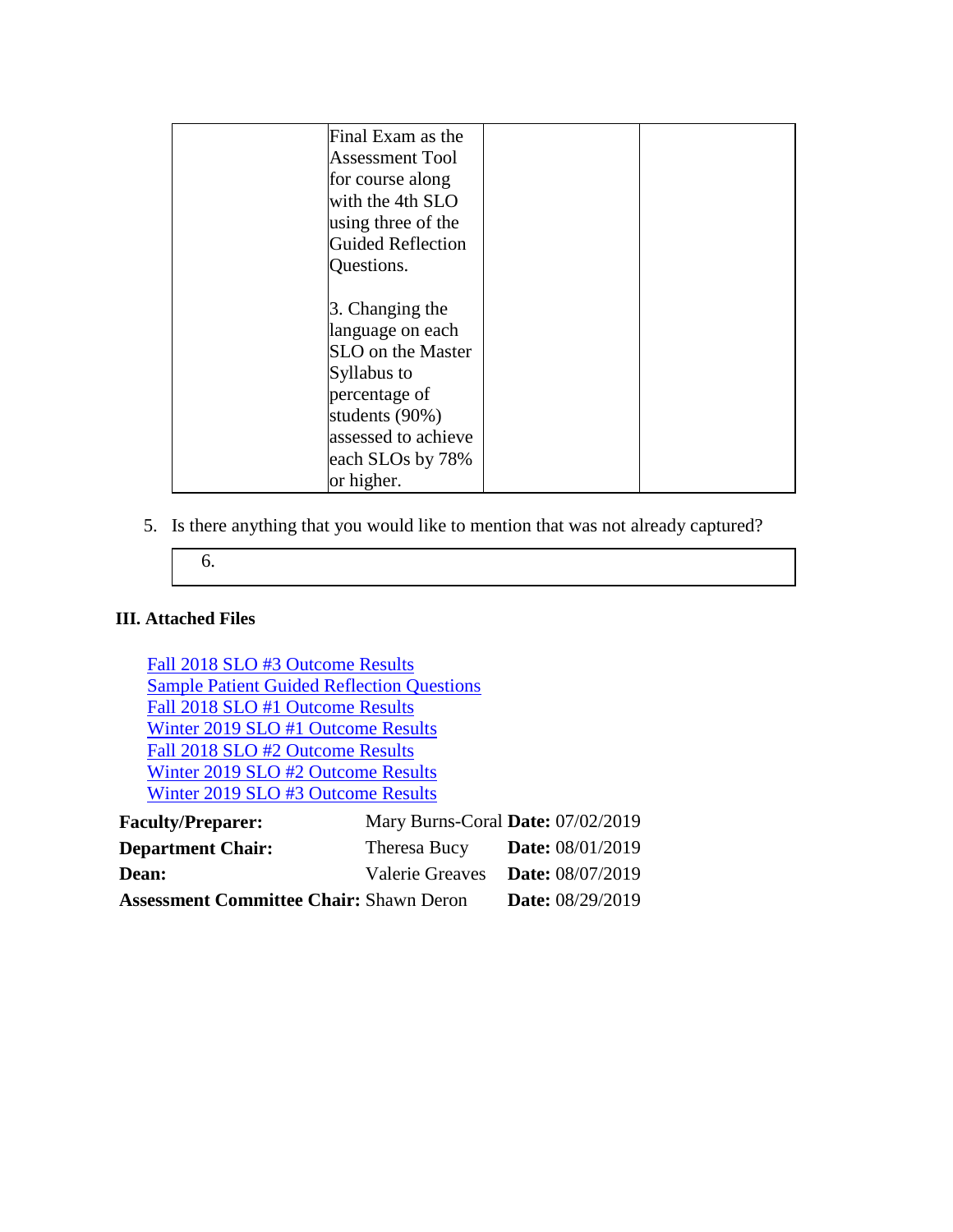| | | | |
|---|---|---|---|
| | Final Exam as the Assessment Tool for course along with the 4th SLO using three of the Guided Reflection Questions.<br><br>3. Changing the language on each SLO on the Master Syllabus to percentage of students (90%) assessed to achieve each SLOs by 78% or higher. | | |

5. Is there anything that you would like to mention that was not already captured?

| 6. |
|---|

**III. Attached Files**

Fall 2018 SLO #3 Outcome Results
Sample Patient Guided Reflection Questions
Fall 2018 SLO #1 Outcome Results
Winter 2019 SLO #1 Outcome Results
Fall 2018 SLO #2 Outcome Results
Winter 2019 SLO #2 Outcome Results
Winter 2019 SLO #3 Outcome Results

| | | |
|---|---|---|
| **Faculty/Preparer:** | Mary Burns-Coral | **Date:** 07/02/2019 |
| **Department Chair:** | Theresa Bucy | **Date:** 08/01/2019 |
| **Dean:** | Valerie Greaves | **Date:** 08/07/2019 |
| **Assessment Committee Chair:** | Shawn Deron | **Date:** 08/29/2019 |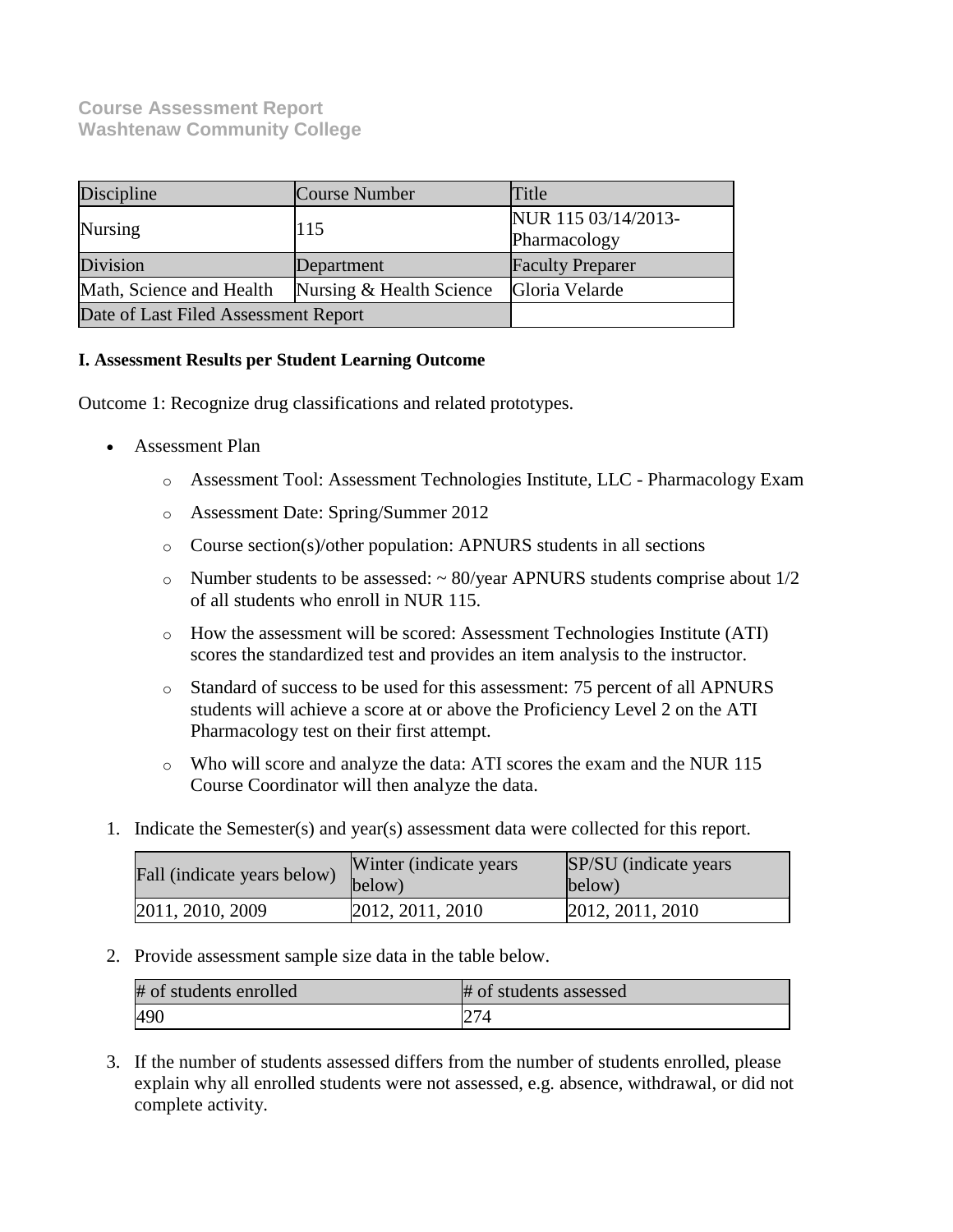**Course Assessment Report**
**Washtenaw Community College**

| Discipline | Course Number | Title |
|---|---|---|
| Nursing | 115 | NUR 115 03/14/2013-Pharmacology |
| Division | Department | Faculty Preparer |
| Math, Science and Health | Nursing & Health Science | Gloria Velarde |
| Date of Last Filed Assessment Report | | |

**I. Assessment Results per Student Learning Outcome**

Outcome 1: Recognize drug classifications and related prototypes.

- Assessment Plan
    - Assessment Tool: Assessment Technologies Institute, LLC - Pharmacology Exam
    - Assessment Date: Spring/Summer 2012
    - Course section(s)/other population: APNURS students in all sections
    - Number students to be assessed: ~ 80/year APNURS students comprise about 1/2 of all students who enroll in NUR 115.
    - How the assessment will be scored: Assessment Technologies Institute (ATI) scores the standardized test and provides an item analysis to the instructor.
    - Standard of success to be used for this assessment: 75 percent of all APNURS students will achieve a score at or above the Proficiency Level 2 on the ATI Pharmacology test on their first attempt.
    - Who will score and analyze the data: ATI scores the exam and the NUR 115 Course Coordinator will then analyze the data.

1. Indicate the Semester(s) and year(s) assessment data were collected for this report.

| Fall (indicate years below) | Winter (indicate years below) | SP/SU (indicate years below) |
|---|---|---|
| 2011, 2010, 2009 | 2012, 2011, 2010 | 2012, 2011, 2010 |

2. Provide assessment sample size data in the table below.

| # of students enrolled | # of students assessed |
|---|---|
| 490 | 274 |

3. If the number of students assessed differs from the number of students enrolled, please explain why all enrolled students were not assessed, e.g. absence, withdrawal, or did not complete activity.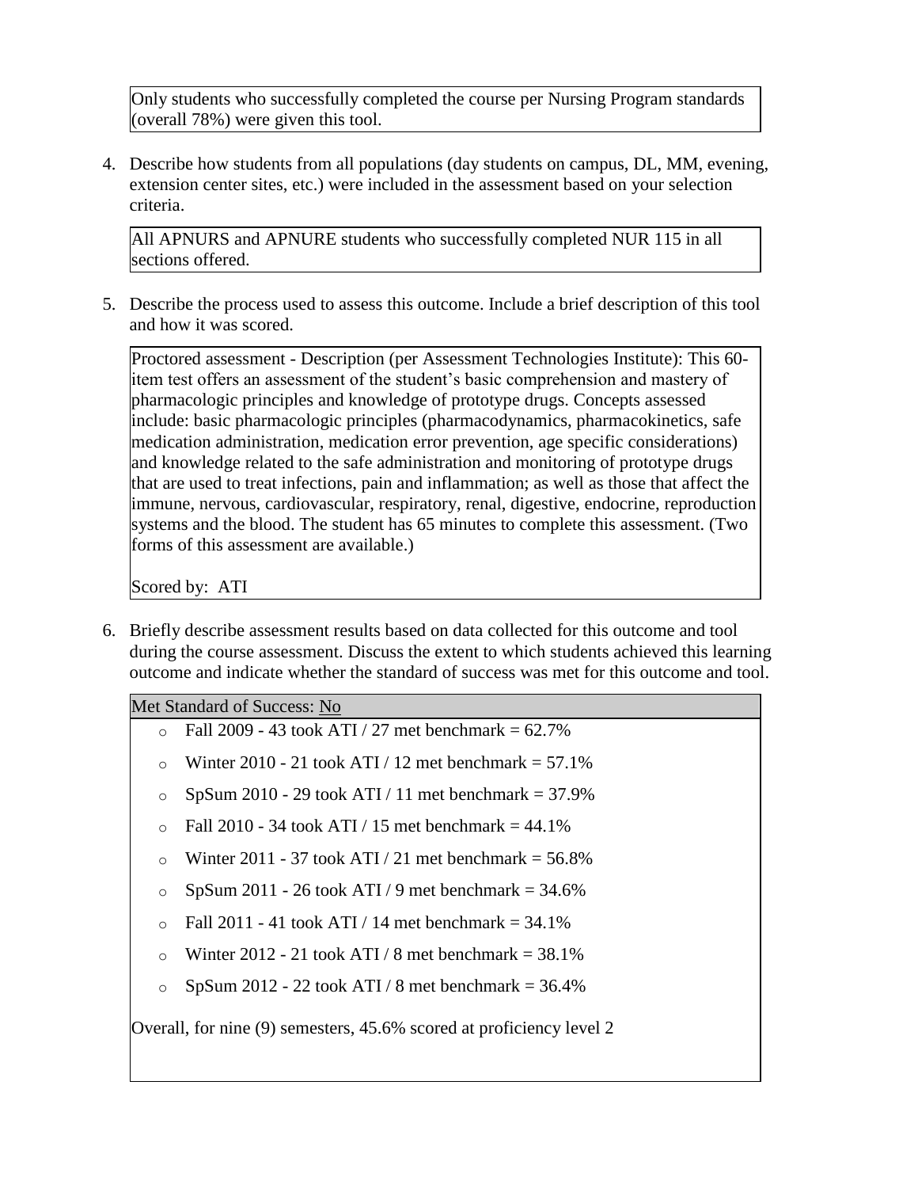Only students who successfully completed the course per Nursing Program standards (overall 78%) were given this tool.

4. Describe how students from all populations (day students on campus, DL, MM, evening, extension center sites, etc.) were included in the assessment based on your selection criteria.

All APNURS and APNURE students who successfully completed NUR 115 in all sections offered.

5. Describe the process used to assess this outcome. Include a brief description of this tool and how it was scored.

Proctored assessment - Description (per Assessment Technologies Institute): This 60-item test offers an assessment of the student's basic comprehension and mastery of pharmacologic principles and knowledge of prototype drugs. Concepts assessed include: basic pharmacologic principles (pharmacodynamics, pharmacokinetics, safe medication administration, medication error prevention, age specific considerations) and knowledge related to the safe administration and monitoring of prototype drugs that are used to treat infections, pain and inflammation; as well as those that affect the immune, nervous, cardiovascular, respiratory, renal, digestive, endocrine, reproduction systems and the blood. The student has 65 minutes to complete this assessment. (Two forms of this assessment are available.)

Scored by: ATI

6. Briefly describe assessment results based on data collected for this outcome and tool during the course assessment. Discuss the extent to which students achieved this learning outcome and indicate whether the standard of success was met for this outcome and tool.

Met Standard of Success: No

- Fall 2009 - 43 took ATI / 27 met benchmark = 62.7%
- Winter 2010 - 21 took ATI / 12 met benchmark = 57.1%
- SpSum 2010 - 29 took ATI / 11 met benchmark = 37.9%
- Fall 2010 - 34 took ATI / 15 met benchmark = 44.1%
- Winter 2011 - 37 took ATI / 21 met benchmark = 56.8%
- SpSum 2011 - 26 took ATI / 9 met benchmark = 34.6%
- Fall 2011 - 41 took ATI / 14 met benchmark = 34.1%
- Winter 2012 - 21 took ATI / 8 met benchmark = 38.1%
- SpSum 2012 - 22 took ATI / 8 met benchmark = 36.4%

Overall, for nine (9) semesters, 45.6% scored at proficiency level 2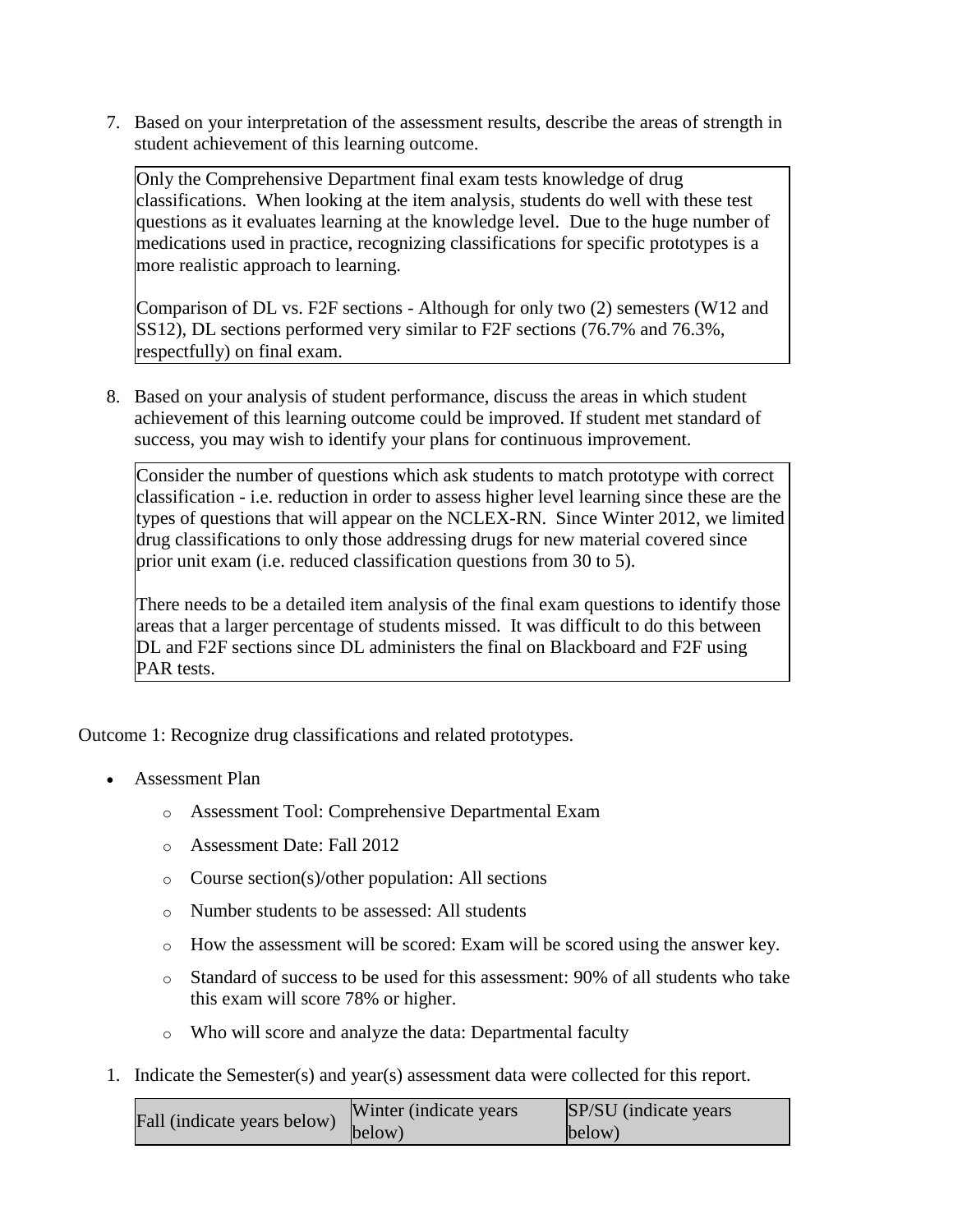7. Based on your interpretation of the assessment results, describe the areas of strength in student achievement of this learning outcome.

| Only the Comprehensive Department final exam tests knowledge of drug classifications. When looking at the item analysis, students do well with these test questions as it evaluates learning at the knowledge level. Due to the huge number of medications used in practice, recognizing classifications for specific prototypes is a more realistic approach to learning.<br><br>Comparison of DL vs. F2F sections - Although for only two (2) semesters (W12 and SS12), DL sections performed very similar to F2F sections (76.7% and 76.3%, respectfully) on final exam. |
|---|

8. Based on your analysis of student performance, discuss the areas in which student achievement of this learning outcome could be improved. If student met standard of success, you may wish to identify your plans for continuous improvement.

| Consider the number of questions which ask students to match prototype with correct classification - i.e. reduction in order to assess higher level learning since these are the types of questions that will appear on the NCLEX-RN. Since Winter 2012, we limited drug classifications to only those addressing drugs for new material covered since prior unit exam (i.e. reduced classification questions from 30 to 5).<br><br>There needs to be a detailed item analysis of the final exam questions to identify those areas that a larger percentage of students missed. It was difficult to do this between DL and F2F sections since DL administers the final on Blackboard and F2F using PAR tests. |
|---|

Outcome 1: Recognize drug classifications and related prototypes.

- Assessment Plan
  - Assessment Tool: Comprehensive Departmental Exam
  - Assessment Date: Fall 2012
  - Course section(s)/other population: All sections
  - Number students to be assessed: All students
  - How the assessment will be scored: Exam will be scored using the answer key.
  - Standard of success to be used for this assessment: 90% of all students who take this exam will score 78% or higher.
  - Who will score and analyze the data: Departmental faculty

1. Indicate the Semester(s) and year(s) assessment data were collected for this report.

| Fall (indicate years below) | Winter (indicate years below) | SP/SU (indicate years below) |
|---|---|---|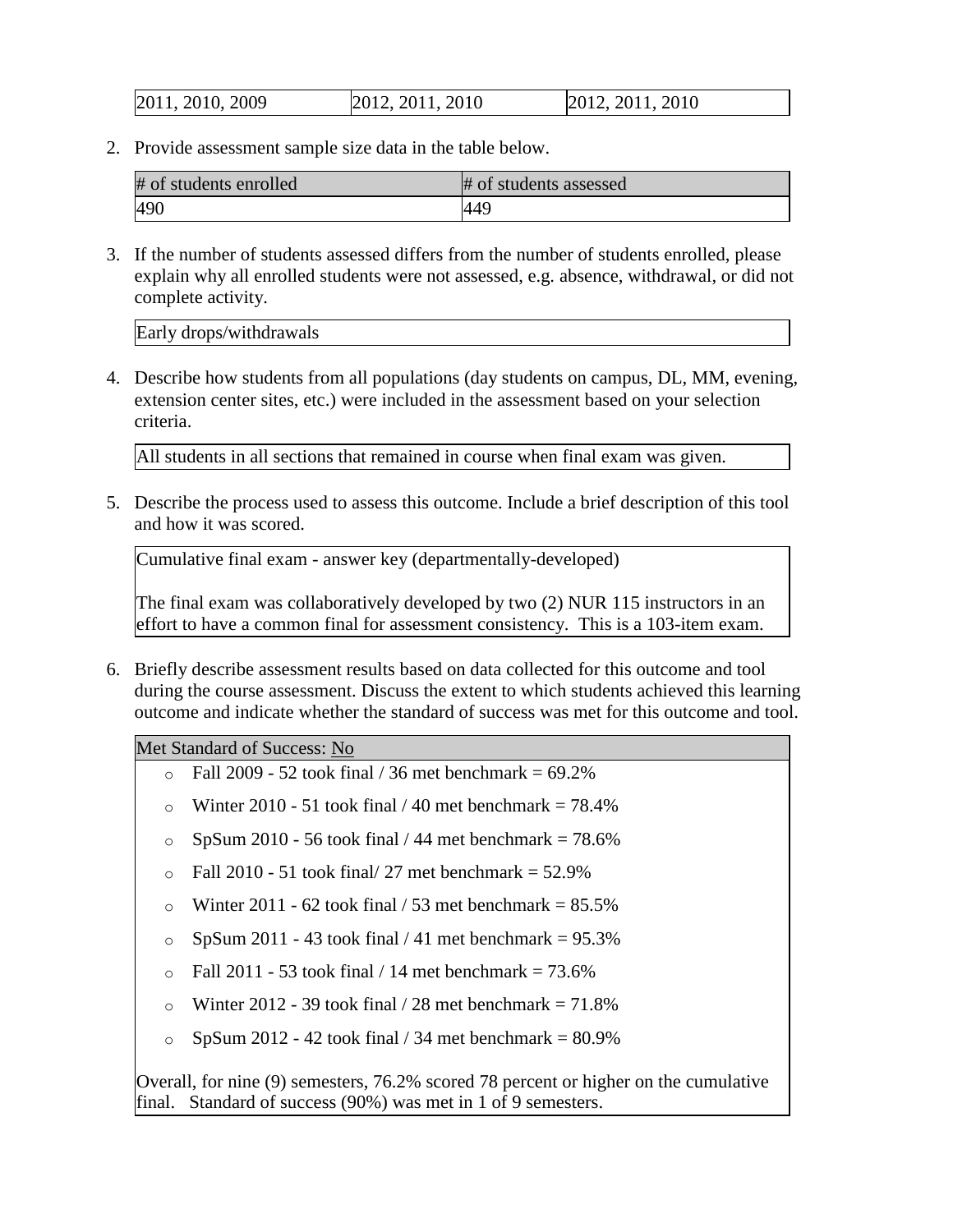| 2011, 2010, 2009 | 2012, 2011, 2010 | 2012, 2011, 2010 |
|---|---|---|

2. Provide assessment sample size data in the table below.

| # of students enrolled | # of students assessed |
|---|---|
| 490 | 449 |

3. If the number of students assessed differs from the number of students enrolled, please explain why all enrolled students were not assessed, e.g. absence, withdrawal, or did not complete activity.

| Early drops/withdrawals |
|---|

4. Describe how students from all populations (day students on campus, DL, MM, evening, extension center sites, etc.) were included in the assessment based on your selection criteria.

| All students in all sections that remained in course when final exam was given. |
|---|

5. Describe the process used to assess this outcome. Include a brief description of this tool and how it was scored.

> Cumulative final exam - answer key (departmentally-developed)
>
> The final exam was collaboratively developed by two (2) NUR 115 instructors in an effort to have a common final for assessment consistency. This is a 103-item exam.

6. Briefly describe assessment results based on data collected for this outcome and tool during the course assessment. Discuss the extent to which students achieved this learning outcome and indicate whether the standard of success was met for this outcome and tool.

Met Standard of Success: No

- Fall 2009 - 52 took final / 36 met benchmark = 69.2%
- Winter 2010 - 51 took final / 40 met benchmark = 78.4%
- SpSum 2010 - 56 took final / 44 met benchmark = 78.6%
- Fall 2010 - 51 took final/ 27 met benchmark = 52.9%
- Winter 2011 - 62 took final / 53 met benchmark = 85.5%
- SpSum 2011 - 43 took final / 41 met benchmark = 95.3%
- Fall 2011 - 53 took final / 14 met benchmark = 73.6%
- Winter 2012 - 39 took final / 28 met benchmark = 71.8%
- SpSum 2012 - 42 took final / 34 met benchmark = 80.9%

Overall, for nine (9) semesters, 76.2% scored 78 percent or higher on the cumulative final. Standard of success (90%) was met in 1 of 9 semesters.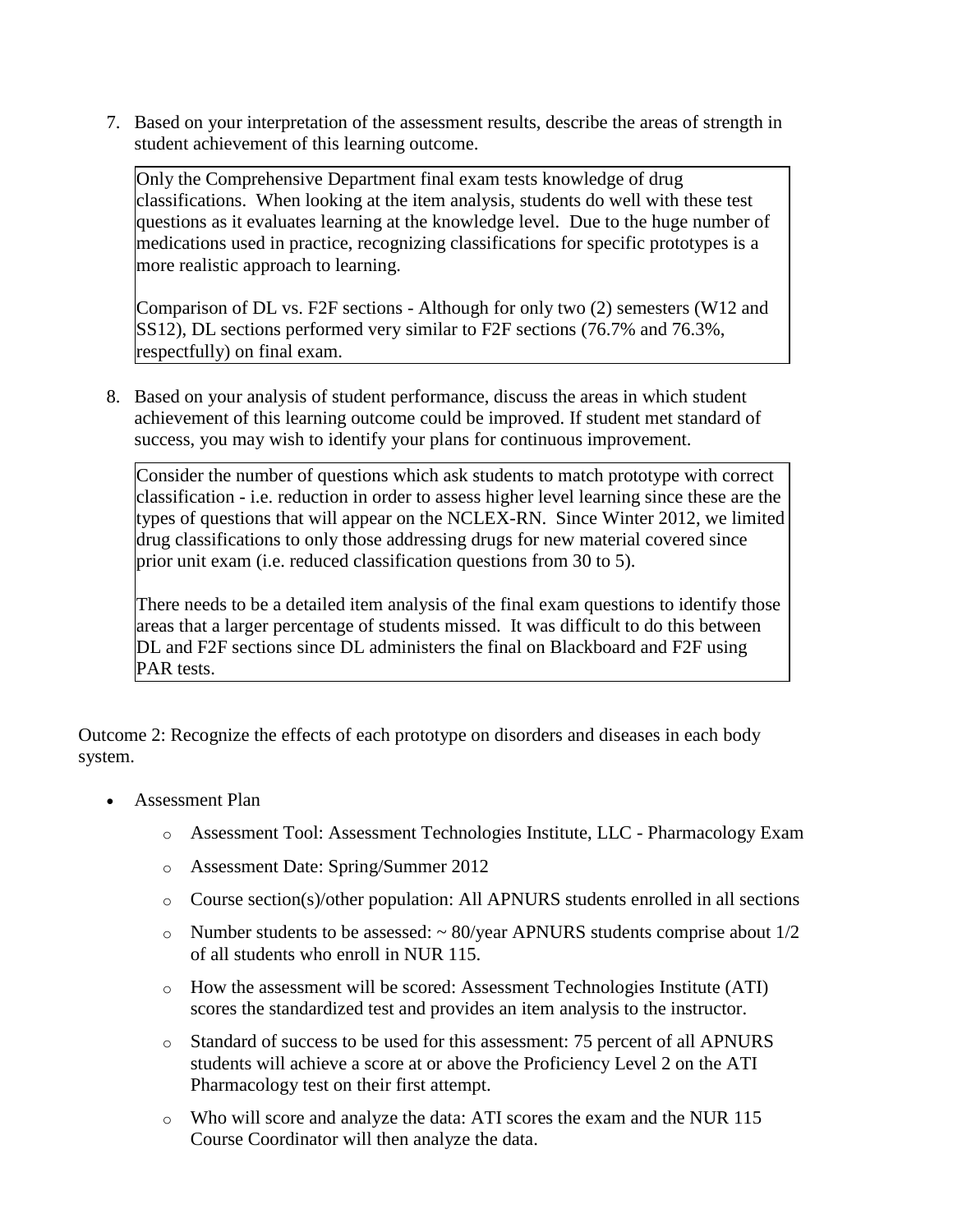7. Based on your interpretation of the assessment results, describe the areas of strength in student achievement of this learning outcome.

| Only the Comprehensive Department final exam tests knowledge of drug classifications. When looking at the item analysis, students do well with these test questions as it evaluates learning at the knowledge level. Due to the huge number of medications used in practice, recognizing classifications for specific prototypes is a more realistic approach to learning.<br><br>Comparison of DL vs. F2F sections - Although for only two (2) semesters (W12 and SS12), DL sections performed very similar to F2F sections (76.7% and 76.3%, respectfully) on final exam. |
|---|

8. Based on your analysis of student performance, discuss the areas in which student achievement of this learning outcome could be improved. If student met standard of success, you may wish to identify your plans for continuous improvement.

| Consider the number of questions which ask students to match prototype with correct classification - i.e. reduction in order to assess higher level learning since these are the types of questions that will appear on the NCLEX-RN. Since Winter 2012, we limited drug classifications to only those addressing drugs for new material covered since prior unit exam (i.e. reduced classification questions from 30 to 5).<br><br>There needs to be a detailed item analysis of the final exam questions to identify those areas that a larger percentage of students missed. It was difficult to do this between DL and F2F sections since DL administers the final on Blackboard and F2F using PAR tests. |
|---|

Outcome 2: Recognize the effects of each prototype on disorders and diseases in each body system.

- Assessment Plan
  - Assessment Tool: Assessment Technologies Institute, LLC - Pharmacology Exam
  - Assessment Date: Spring/Summer 2012
  - Course section(s)/other population: All APNURS students enrolled in all sections
  - Number students to be assessed: ~ 80/year APNURS students comprise about 1/2 of all students who enroll in NUR 115.
  - How the assessment will be scored: Assessment Technologies Institute (ATI) scores the standardized test and provides an item analysis to the instructor.
  - Standard of success to be used for this assessment: 75 percent of all APNURS students will achieve a score at or above the Proficiency Level 2 on the ATI Pharmacology test on their first attempt.
  - Who will score and analyze the data: ATI scores the exam and the NUR 115 Course Coordinator will then analyze the data.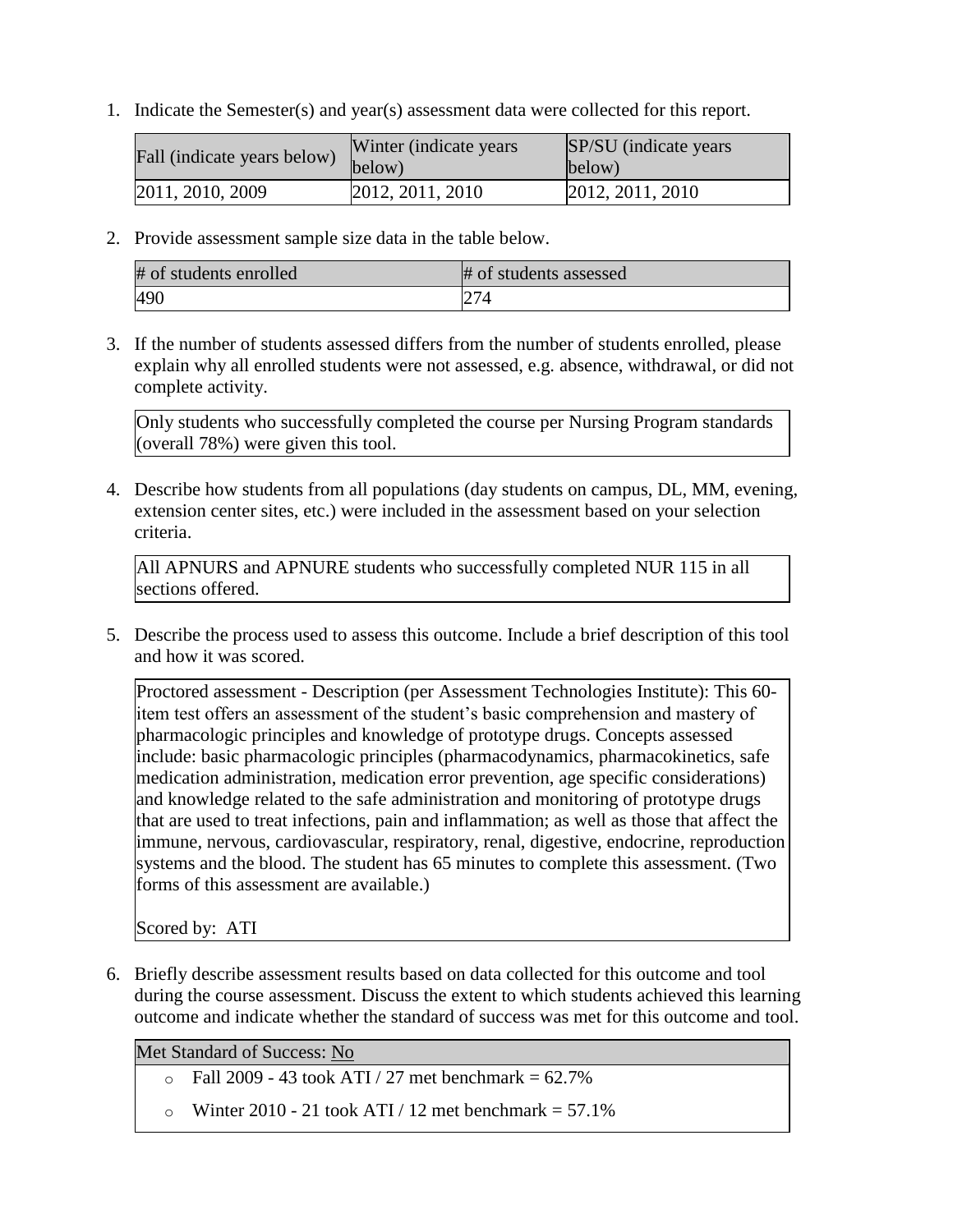1. Indicate the Semester(s) and year(s) assessment data were collected for this report.

| Fall (indicate years below) | Winter (indicate years below) | SP/SU (indicate years below) |
|---|---|---|
| 2011, 2010, 2009 | 2012, 2011, 2010 | 2012, 2011, 2010 |

2. Provide assessment sample size data in the table below.

| # of students enrolled | # of students assessed |
|---|---|
| 490 | 274 |

3. If the number of students assessed differs from the number of students enrolled, please explain why all enrolled students were not assessed, e.g. absence, withdrawal, or did not complete activity.

Only students who successfully completed the course per Nursing Program standards (overall 78%) were given this tool.

4. Describe how students from all populations (day students on campus, DL, MM, evening, extension center sites, etc.) were included in the assessment based on your selection criteria.

All APNURS and APNURE students who successfully completed NUR 115 in all sections offered.

5. Describe the process used to assess this outcome. Include a brief description of this tool and how it was scored.

Proctored assessment - Description (per Assessment Technologies Institute): This 60-item test offers an assessment of the student's basic comprehension and mastery of pharmacologic principles and knowledge of prototype drugs. Concepts assessed include: basic pharmacologic principles (pharmacodynamics, pharmacokinetics, safe medication administration, medication error prevention, age specific considerations) and knowledge related to the safe administration and monitoring of prototype drugs that are used to treat infections, pain and inflammation; as well as those that affect the immune, nervous, cardiovascular, respiratory, renal, digestive, endocrine, reproduction systems and the blood. The student has 65 minutes to complete this assessment. (Two forms of this assessment are available.)

Scored by: ATI

6. Briefly describe assessment results based on data collected for this outcome and tool during the course assessment. Discuss the extent to which students achieved this learning outcome and indicate whether the standard of success was met for this outcome and tool.

Met Standard of Success: No

- Fall 2009 - 43 took ATI / 27 met benchmark = 62.7%
- Winter 2010 - 21 took ATI / 12 met benchmark = 57.1%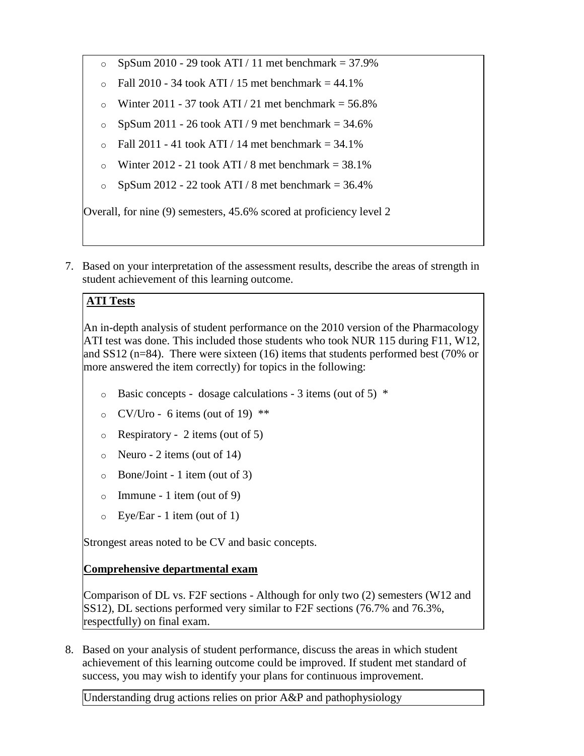- SpSum 2010 - 29 took ATI / 11 met benchmark = 37.9%
- Fall 2010 - 34 took ATI / 15 met benchmark = 44.1%
- Winter 2011 - 37 took ATI / 21 met benchmark = 56.8%
- SpSum 2011 - 26 took ATI / 9 met benchmark = 34.6%
- Fall 2011 - 41 took ATI / 14 met benchmark = 34.1%
- Winter 2012 - 21 took ATI / 8 met benchmark = 38.1%
- SpSum 2012 - 22 took ATI / 8 met benchmark = 36.4%

Overall, for nine (9) semesters, 45.6% scored at proficiency level 2

7. Based on your interpretation of the assessment results, describe the areas of strength in student achievement of this learning outcome.

**ATI Tests**

An in-depth analysis of student performance on the 2010 version of the Pharmacology ATI test was done. This included those students who took NUR 115 during F11, W12, and SS12 (n=84). There were sixteen (16) items that students performed best (70% or more answered the item correctly) for topics in the following:

- Basic concepts - dosage calculations - 3 items (out of 5) *
- CV/Uro - 6 items (out of 19) **
- Respiratory - 2 items (out of 5)
- Neuro - 2 items (out of 14)
- Bone/Joint - 1 item (out of 3)
- Immune - 1 item (out of 9)
- Eye/Ear - 1 item (out of 1)

Strongest areas noted to be CV and basic concepts.

**Comprehensive departmental exam**

Comparison of DL vs. F2F sections - Although for only two (2) semesters (W12 and SS12), DL sections performed very similar to F2F sections (76.7% and 76.3%, respectfully) on final exam.

8. Based on your analysis of student performance, discuss the areas in which student achievement of this learning outcome could be improved. If student met standard of success, you may wish to identify your plans for continuous improvement.

Understanding drug actions relies on prior A&P and pathophysiology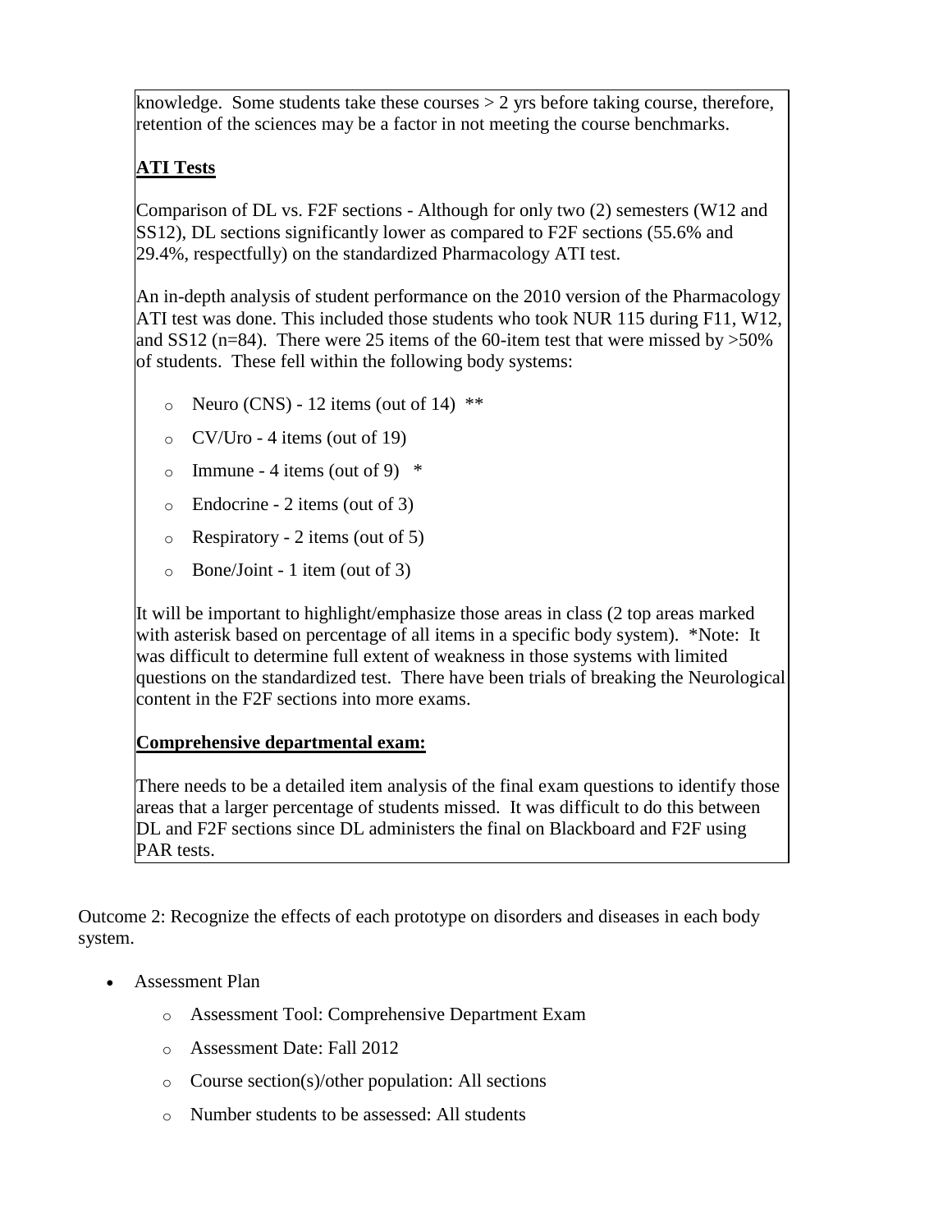knowledge. Some students take these courses > 2 yrs before taking course, therefore, retention of the sciences may be a factor in not meeting the course benchmarks.

**ATI Tests**

Comparison of DL vs. F2F sections - Although for only two (2) semesters (W12 and SS12), DL sections significantly lower as compared to F2F sections (55.6% and 29.4%, respectfully) on the standardized Pharmacology ATI test.

An in-depth analysis of student performance on the 2010 version of the Pharmacology ATI test was done. This included those students who took NUR 115 during F11, W12, and SS12 (n=84). There were 25 items of the 60-item test that were missed by >50% of students. These fell within the following body systems:

- Neuro (CNS) - 12 items (out of 14) **
- CV/Uro - 4 items (out of 19)
- Immune - 4 items (out of 9) *
- Endocrine - 2 items (out of 3)
- Respiratory - 2 items (out of 5)
- Bone/Joint - 1 item (out of 3)

It will be important to highlight/emphasize those areas in class (2 top areas marked with asterisk based on percentage of all items in a specific body system). *Note: It was difficult to determine full extent of weakness in those systems with limited questions on the standardized test. There have been trials of breaking the Neurological content in the F2F sections into more exams.

**Comprehensive departmental exam:**

There needs to be a detailed item analysis of the final exam questions to identify those areas that a larger percentage of students missed. It was difficult to do this between DL and F2F sections since DL administers the final on Blackboard and F2F using PAR tests.

Outcome 2: Recognize the effects of each prototype on disorders and diseases in each body system.

- Assessment Plan
  - Assessment Tool: Comprehensive Department Exam
  - Assessment Date: Fall 2012
  - Course section(s)/other population: All sections
  - Number students to be assessed: All students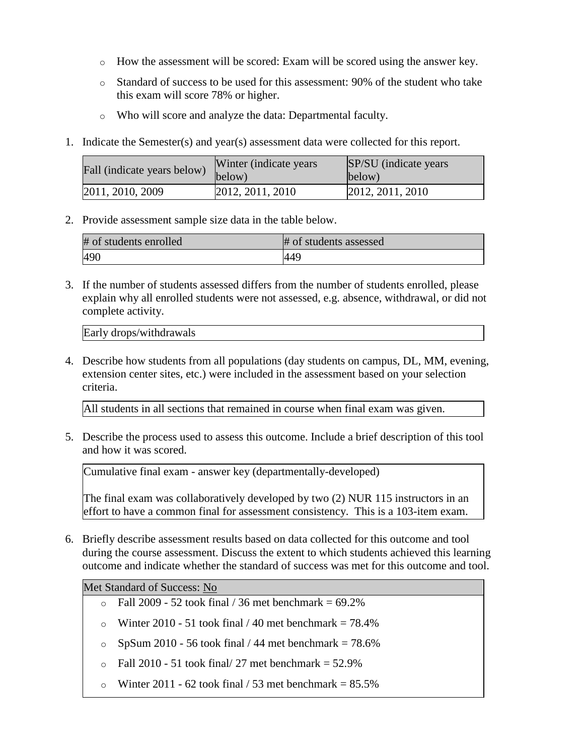- How the assessment will be scored: Exam will be scored using the answer key.
- Standard of success to be used for this assessment: 90% of the student who take this exam will score 78% or higher.
- Who will score and analyze the data: Departmental faculty.

1. Indicate the Semester(s) and year(s) assessment data were collected for this report.

| Fall (indicate years below) | Winter (indicate years below) | SP/SU (indicate years below) |
|---|---|---|
| 2011, 2010, 2009 | 2012, 2011, 2010 | 2012, 2011, 2010 |

2. Provide assessment sample size data in the table below.

| # of students enrolled | # of students assessed |
|---|---|
| 490 | 449 |

3. If the number of students assessed differs from the number of students enrolled, please explain why all enrolled students were not assessed, e.g. absence, withdrawal, or did not complete activity.

| Early drops/withdrawals |
|---|

4. Describe how students from all populations (day students on campus, DL, MM, evening, extension center sites, etc.) were included in the assessment based on your selection criteria.

| All students in all sections that remained in course when final exam was given. |
|---|

5. Describe the process used to assess this outcome. Include a brief description of this tool and how it was scored.

| Cumulative final exam - answer key (departmentally-developed)<br><br>The final exam was collaboratively developed by two (2) NUR 115 instructors in an effort to have a common final for assessment consistency. This is a 103-item exam. |
|---|

6. Briefly describe assessment results based on data collected for this outcome and tool during the course assessment. Discuss the extent to which students achieved this learning outcome and indicate whether the standard of success was met for this outcome and tool.

Met Standard of Success: No

- Fall 2009 - 52 took final / 36 met benchmark = 69.2%
- Winter 2010 - 51 took final / 40 met benchmark = 78.4%
- SpSum 2010 - 56 took final / 44 met benchmark = 78.6%
- Fall 2010 - 51 took final/ 27 met benchmark = 52.9%
- Winter 2011 - 62 took final / 53 met benchmark = 85.5%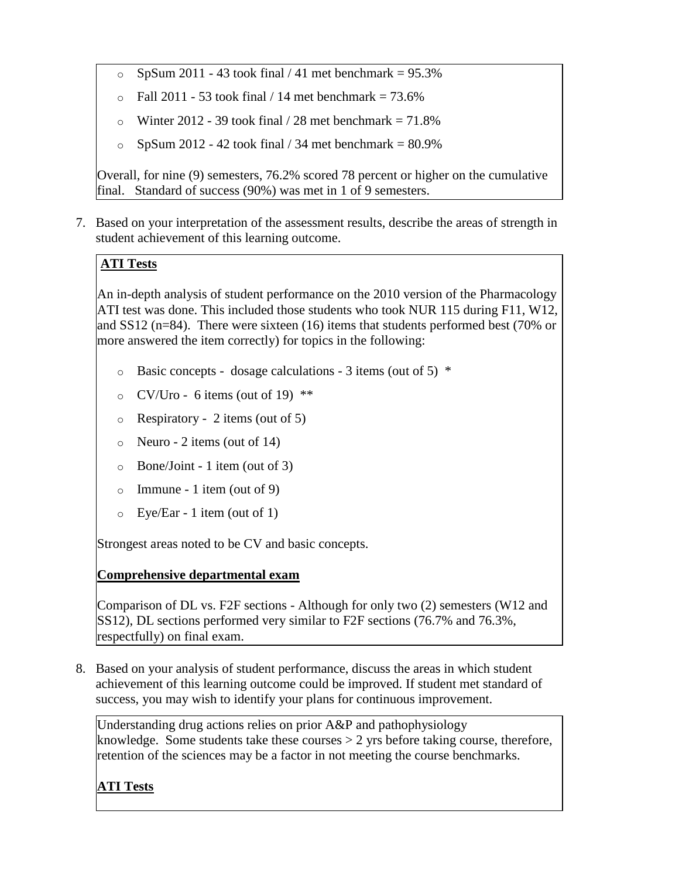- SpSum 2011 - 43 took final / 41 met benchmark = 95.3%
- Fall 2011 - 53 took final / 14 met benchmark = 73.6%
- Winter 2012 - 39 took final / 28 met benchmark = 71.8%
- SpSum 2012 - 42 took final / 34 met benchmark = 80.9%

Overall, for nine (9) semesters, 76.2% scored 78 percent or higher on the cumulative final. Standard of success (90%) was met in 1 of 9 semesters.

7. Based on your interpretation of the assessment results, describe the areas of strength in student achievement of this learning outcome.

**ATI Tests**

An in-depth analysis of student performance on the 2010 version of the Pharmacology ATI test was done. This included those students who took NUR 115 during F11, W12, and SS12 (n=84). There were sixteen (16) items that students performed best (70% or more answered the item correctly) for topics in the following:

- Basic concepts - dosage calculations - 3 items (out of 5) *
- CV/Uro - 6 items (out of 19) **
- Respiratory - 2 items (out of 5)
- Neuro - 2 items (out of 14)
- Bone/Joint - 1 item (out of 3)
- Immune - 1 item (out of 9)
- Eye/Ear - 1 item (out of 1)

Strongest areas noted to be CV and basic concepts.

**Comprehensive departmental exam**

Comparison of DL vs. F2F sections - Although for only two (2) semesters (W12 and SS12), DL sections performed very similar to F2F sections (76.7% and 76.3%, respectfully) on final exam.

8. Based on your analysis of student performance, discuss the areas in which student achievement of this learning outcome could be improved. If student met standard of success, you may wish to identify your plans for continuous improvement.

Understanding drug actions relies on prior A&P and pathophysiology knowledge. Some students take these courses > 2 yrs before taking course, therefore, retention of the sciences may be a factor in not meeting the course benchmarks.

**ATI Tests**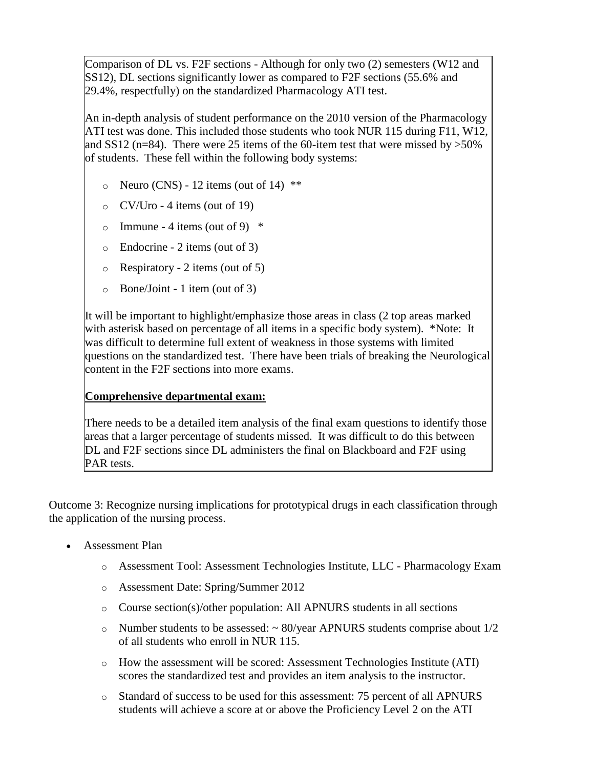Comparison of DL vs. F2F sections - Although for only two (2) semesters (W12 and SS12), DL sections significantly lower as compared to F2F sections (55.6% and 29.4%, respectfully) on the standardized Pharmacology ATI test.

An in-depth analysis of student performance on the 2010 version of the Pharmacology ATI test was done. This included those students who took NUR 115 during F11, W12, and SS12 (n=84). There were 25 items of the 60-item test that were missed by >50% of students. These fell within the following body systems:

- Neuro (CNS) - 12 items (out of 14) **
- CV/Uro - 4 items (out of 19)
- Immune - 4 items (out of 9) *
- Endocrine - 2 items (out of 3)
- Respiratory - 2 items (out of 5)
- Bone/Joint - 1 item (out of 3)

It will be important to highlight/emphasize those areas in class (2 top areas marked with asterisk based on percentage of all items in a specific body system). *Note: It was difficult to determine full extent of weakness in those systems with limited questions on the standardized test. There have been trials of breaking the Neurological content in the F2F sections into more exams.

**Comprehensive departmental exam:**

There needs to be a detailed item analysis of the final exam questions to identify those areas that a larger percentage of students missed. It was difficult to do this between DL and F2F sections since DL administers the final on Blackboard and F2F using PAR tests.

Outcome 3: Recognize nursing implications for prototypical drugs in each classification through the application of the nursing process.

- Assessment Plan
    - Assessment Tool: Assessment Technologies Institute, LLC - Pharmacology Exam
    - Assessment Date: Spring/Summer 2012
    - Course section(s)/other population: All APNURS students in all sections
    - Number students to be assessed: ~ 80/year APNURS students comprise about 1/2 of all students who enroll in NUR 115.
    - How the assessment will be scored: Assessment Technologies Institute (ATI) scores the standardized test and provides an item analysis to the instructor.
    - Standard of success to be used for this assessment: 75 percent of all APNURS students will achieve a score at or above the Proficiency Level 2 on the ATI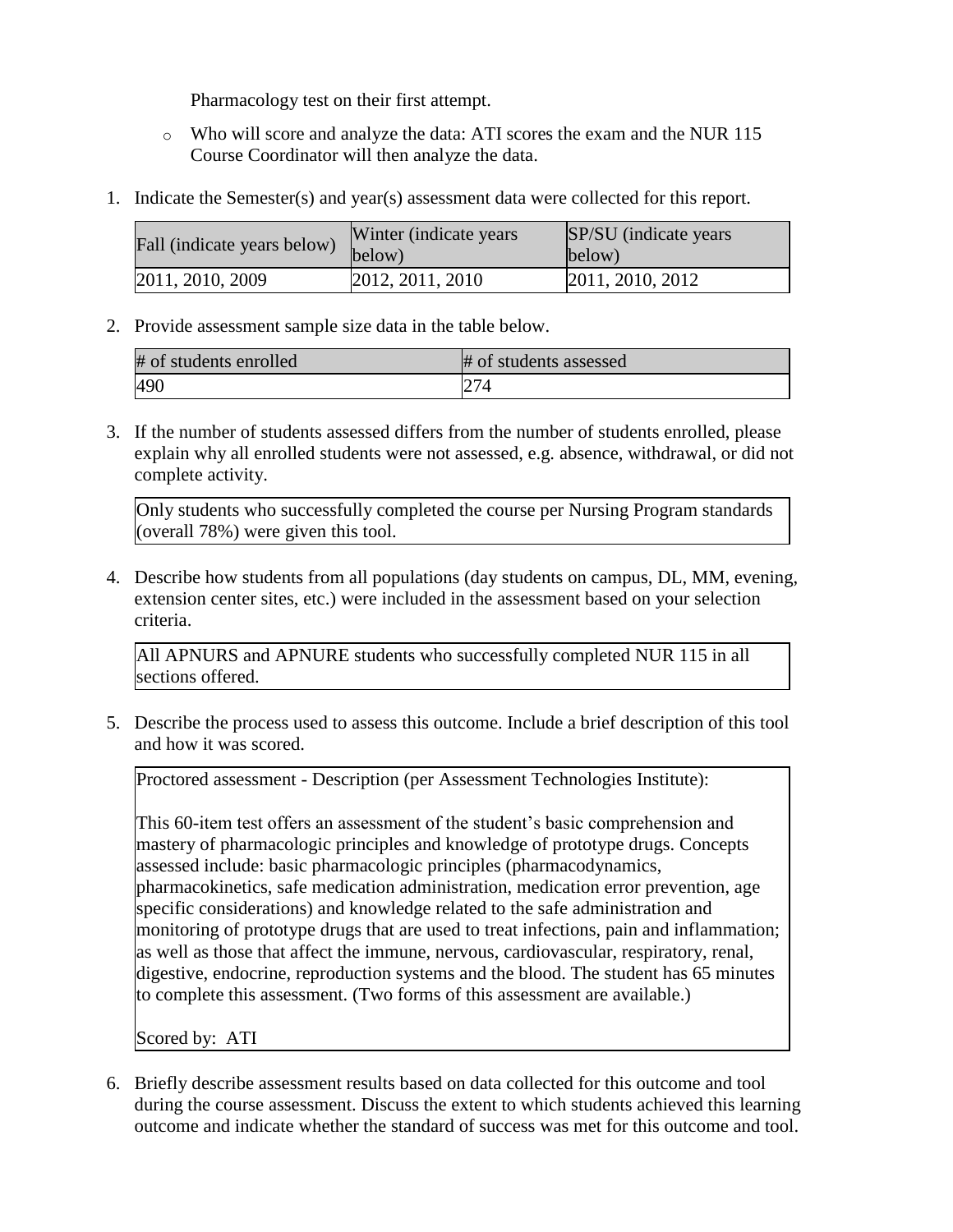Pharmacology test on their first attempt.

- Who will score and analyze the data: ATI scores the exam and the NUR 115 Course Coordinator will then analyze the data.

1. Indicate the Semester(s) and year(s) assessment data were collected for this report.

| Fall (indicate years below) | Winter (indicate years below) | SP/SU (indicate years below) |
|---|---|---|
| 2011, 2010, 2009 | 2012, 2011, 2010 | 2011, 2010, 2012 |

2. Provide assessment sample size data in the table below.

| # of students enrolled | # of students assessed |
|---|---|
| 490 | 274 |

3. If the number of students assessed differs from the number of students enrolled, please explain why all enrolled students were not assessed, e.g. absence, withdrawal, or did not complete activity.

Only students who successfully completed the course per Nursing Program standards (overall 78%) were given this tool.

4. Describe how students from all populations (day students on campus, DL, MM, evening, extension center sites, etc.) were included in the assessment based on your selection criteria.

All APNURS and APNURE students who successfully completed NUR 115 in all sections offered.

5. Describe the process used to assess this outcome. Include a brief description of this tool and how it was scored.

Proctored assessment - Description (per Assessment Technologies Institute):

This 60-item test offers an assessment of the student's basic comprehension and mastery of pharmacologic principles and knowledge of prototype drugs. Concepts assessed include: basic pharmacologic principles (pharmacodynamics, pharmacokinetics, safe medication administration, medication error prevention, age specific considerations) and knowledge related to the safe administration and monitoring of prototype drugs that are used to treat infections, pain and inflammation; as well as those that affect the immune, nervous, cardiovascular, respiratory, renal, digestive, endocrine, reproduction systems and the blood. The student has 65 minutes to complete this assessment. (Two forms of this assessment are available.)

Scored by: ATI

6. Briefly describe assessment results based on data collected for this outcome and tool during the course assessment. Discuss the extent to which students achieved this learning outcome and indicate whether the standard of success was met for this outcome and tool.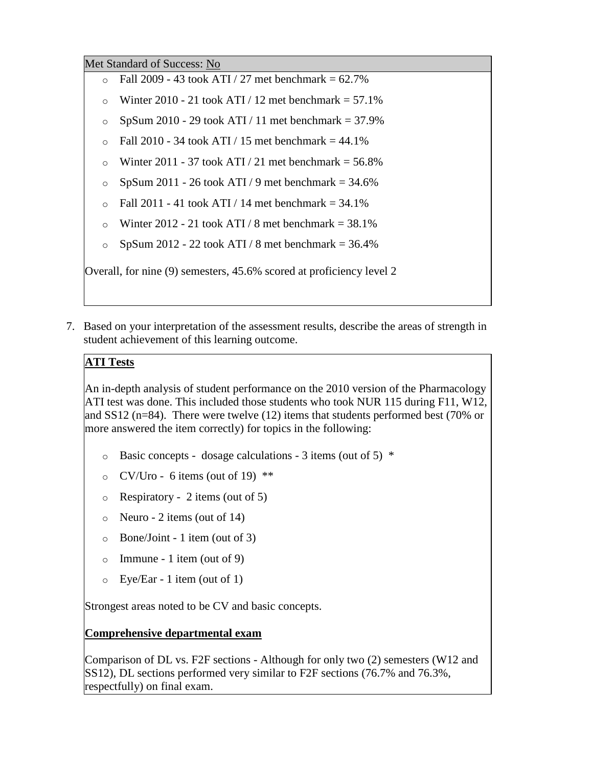Met Standard of Success: <u>No</u>

- Fall 2009 - 43 took ATI / 27 met benchmark = 62.7%
- Winter 2010 - 21 took ATI / 12 met benchmark = 57.1%
- SpSum 2010 - 29 took ATI / 11 met benchmark = 37.9%
- Fall 2010 - 34 took ATI / 15 met benchmark = 44.1%
- Winter 2011 - 37 took ATI / 21 met benchmark = 56.8%
- SpSum 2011 - 26 took ATI / 9 met benchmark = 34.6%
- Fall 2011 - 41 took ATI / 14 met benchmark = 34.1%
- Winter 2012 - 21 took ATI / 8 met benchmark = 38.1%
- SpSum 2012 - 22 took ATI / 8 met benchmark = 36.4%

Overall, for nine (9) semesters, 45.6% scored at proficiency level 2

7. Based on your interpretation of the assessment results, describe the areas of strength in student achievement of this learning outcome.

**<u>ATI Tests</u>**

An in-depth analysis of student performance on the 2010 version of the Pharmacology ATI test was done. This included those students who took NUR 115 during F11, W12, and SS12 (n=84). There were twelve (12) items that students performed best (70% or more answered the item correctly) for topics in the following:

- Basic concepts - dosage calculations - 3 items (out of 5) *
- CV/Uro - 6 items (out of 19) **
- Respiratory - 2 items (out of 5)
- Neuro - 2 items (out of 14)
- Bone/Joint - 1 item (out of 3)
- Immune - 1 item (out of 9)
- Eye/Ear - 1 item (out of 1)

Strongest areas noted to be CV and basic concepts.

**<u>Comprehensive departmental exam</u>**

Comparison of DL vs. F2F sections - Although for only two (2) semesters (W12 and SS12), DL sections performed very similar to F2F sections (76.7% and 76.3%, respectfully) on final exam.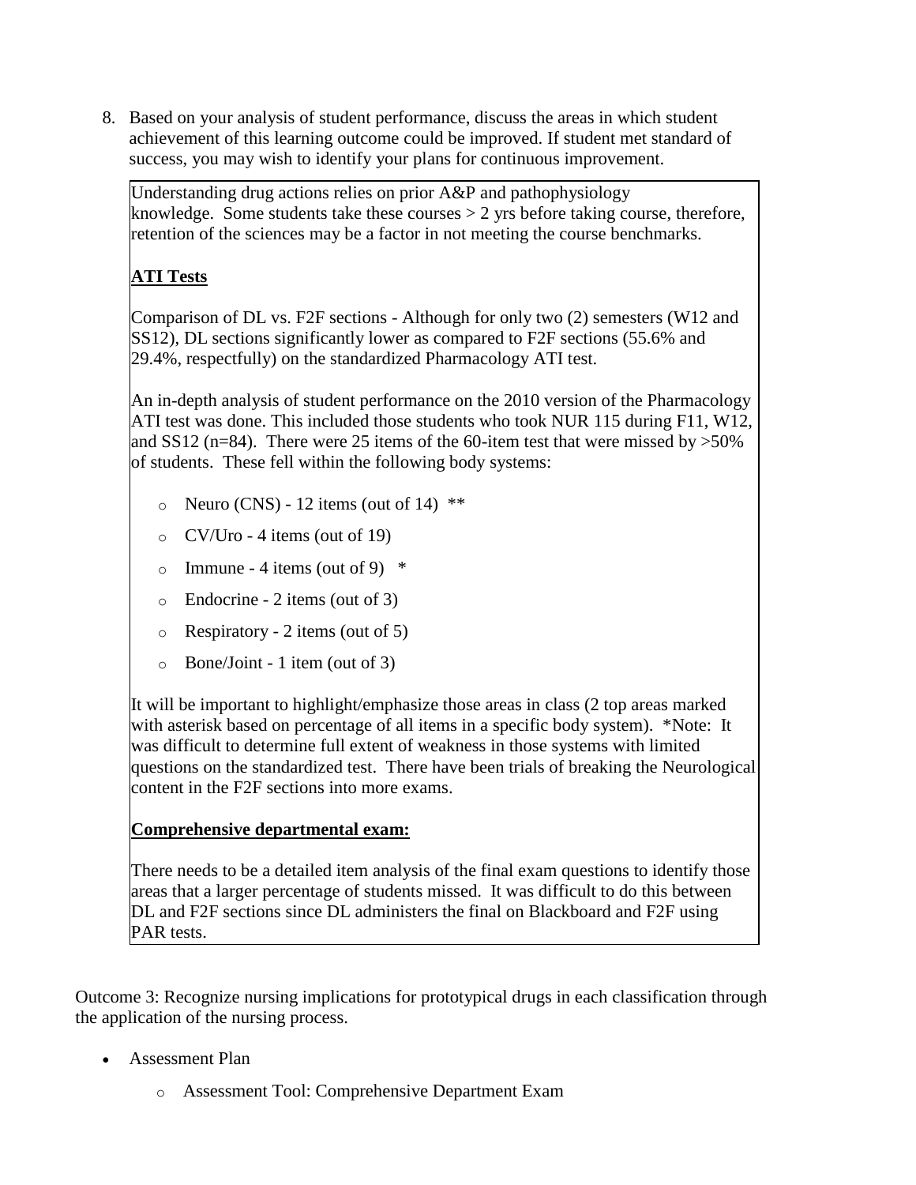8. Based on your analysis of student performance, discuss the areas in which student achievement of this learning outcome could be improved. If student met standard of success, you may wish to identify your plans for continuous improvement.

Understanding drug actions relies on prior A&P and pathophysiology knowledge. Some students take these courses > 2 yrs before taking course, therefore, retention of the sciences may be a factor in not meeting the course benchmarks.

**ATI Tests**

Comparison of DL vs. F2F sections - Although for only two (2) semesters (W12 and SS12), DL sections significantly lower as compared to F2F sections (55.6% and 29.4%, respectfully) on the standardized Pharmacology ATI test.

An in-depth analysis of student performance on the 2010 version of the Pharmacology ATI test was done. This included those students who took NUR 115 during F11, W12, and SS12 (n=84). There were 25 items of the 60-item test that were missed by >50% of students. These fell within the following body systems:

- Neuro (CNS) - 12 items (out of 14) **
- CV/Uro - 4 items (out of 19)
- Immune - 4 items (out of 9) *
- Endocrine - 2 items (out of 3)
- Respiratory - 2 items (out of 5)
- Bone/Joint - 1 item (out of 3)

It will be important to highlight/emphasize those areas in class (2 top areas marked with asterisk based on percentage of all items in a specific body system). *Note: It was difficult to determine full extent of weakness in those systems with limited questions on the standardized test. There have been trials of breaking the Neurological content in the F2F sections into more exams.

**Comprehensive departmental exam:**

There needs to be a detailed item analysis of the final exam questions to identify those areas that a larger percentage of students missed. It was difficult to do this between DL and F2F sections since DL administers the final on Blackboard and F2F using PAR tests.

Outcome 3: Recognize nursing implications for prototypical drugs in each classification through the application of the nursing process.

- Assessment Plan
  - Assessment Tool: Comprehensive Department Exam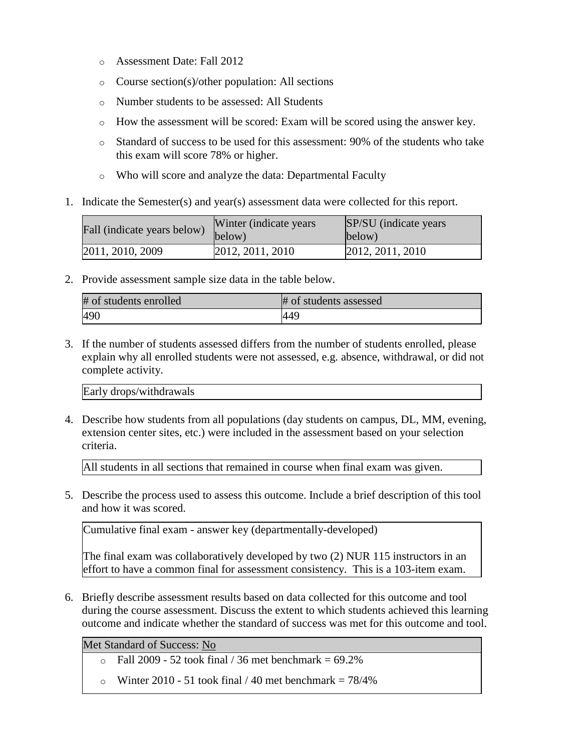- Assessment Date: Fall 2012
- Course section(s)/other population: All sections
- Number students to be assessed: All Students
- How the assessment will be scored: Exam will be scored using the answer key.
- Standard of success to be used for this assessment: 90% of the students who take this exam will score 78% or higher.
- Who will score and analyze the data: Departmental Faculty

1. Indicate the Semester(s) and year(s) assessment data were collected for this report.

| Fall (indicate years below) | Winter (indicate years below) | SP/SU (indicate years below) |
|---|---|---|
| 2011, 2010, 2009 | 2012, 2011, 2010 | 2012, 2011, 2010 |

2. Provide assessment sample size data in the table below.

| # of students enrolled | # of students assessed |
|---|---|
| 490 | 449 |

3. If the number of students assessed differs from the number of students enrolled, please explain why all enrolled students were not assessed, e.g. absence, withdrawal, or did not complete activity.

| Early drops/withdrawals |
|---|

4. Describe how students from all populations (day students on campus, DL, MM, evening, extension center sites, etc.) were included in the assessment based on your selection criteria.

| All students in all sections that remained in course when final exam was given. |
|---|

5. Describe the process used to assess this outcome. Include a brief description of this tool and how it was scored.

| Cumulative final exam - answer key (departmentally-developed)<br><br>The final exam was collaboratively developed by two (2) NUR 115 instructors in an effort to have a common final for assessment consistency. This is a 103-item exam. |
|---|

6. Briefly describe assessment results based on data collected for this outcome and tool during the course assessment. Discuss the extent to which students achieved this learning outcome and indicate whether the standard of success was met for this outcome and tool.

Met Standard of Success: No

- Fall 2009 - 52 took final / 36 met benchmark = 69.2%
- Winter 2010 - 51 took final / 40 met benchmark = 78/4%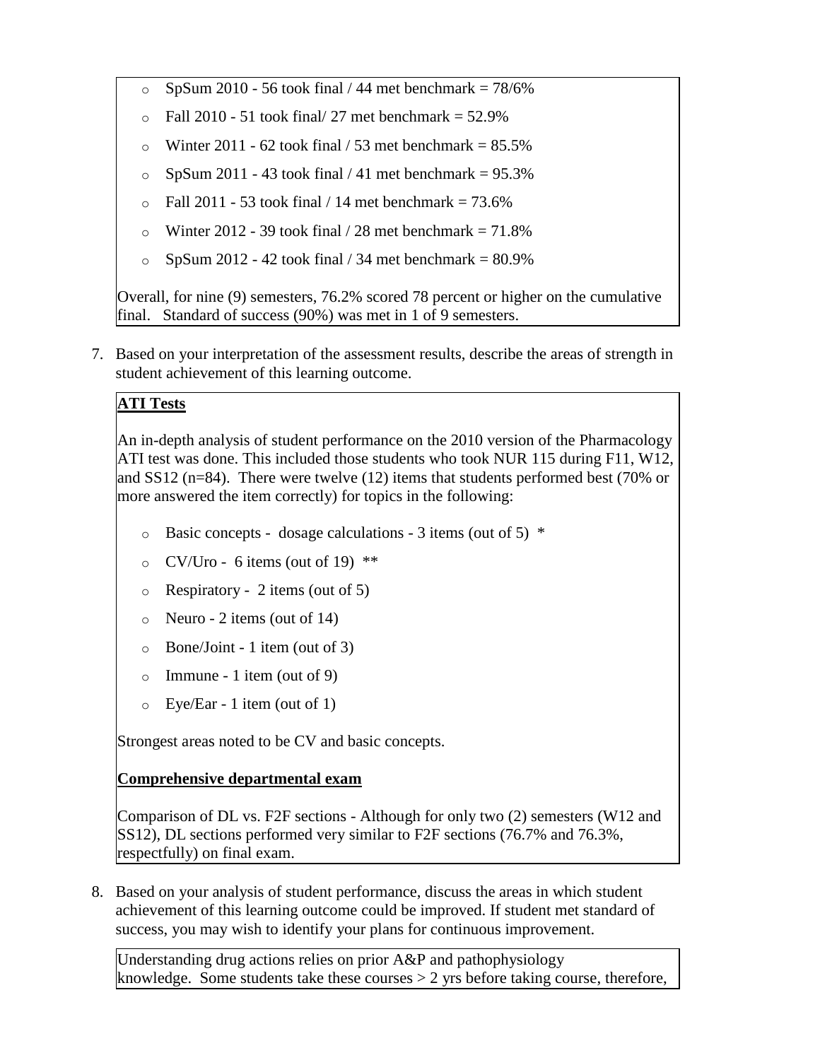- SpSum 2010 - 56 took final / 44 met benchmark = 78/6%
- Fall 2010 - 51 took final/ 27 met benchmark = 52.9%
- Winter 2011 - 62 took final / 53 met benchmark = 85.5%
- SpSum 2011 - 43 took final / 41 met benchmark = 95.3%
- Fall 2011 - 53 took final / 14 met benchmark = 73.6%
- Winter 2012 - 39 took final / 28 met benchmark = 71.8%
- SpSum 2012 - 42 took final / 34 met benchmark = 80.9%

Overall, for nine (9) semesters, 76.2% scored 78 percent or higher on the cumulative final. Standard of success (90%) was met in 1 of 9 semesters.

7. Based on your interpretation of the assessment results, describe the areas of strength in student achievement of this learning outcome.

**ATI Tests**

An in-depth analysis of student performance on the 2010 version of the Pharmacology ATI test was done. This included those students who took NUR 115 during F11, W12, and SS12 (n=84). There were twelve (12) items that students performed best (70% or more answered the item correctly) for topics in the following:

- Basic concepts - dosage calculations - 3 items (out of 5) *
- CV/Uro - 6 items (out of 19) **
- Respiratory - 2 items (out of 5)
- Neuro - 2 items (out of 14)
- Bone/Joint - 1 item (out of 3)
- Immune - 1 item (out of 9)
- Eye/Ear - 1 item (out of 1)

Strongest areas noted to be CV and basic concepts.

**Comprehensive departmental exam**

Comparison of DL vs. F2F sections - Although for only two (2) semesters (W12 and SS12), DL sections performed very similar to F2F sections (76.7% and 76.3%, respectfully) on final exam.

8. Based on your analysis of student performance, discuss the areas in which student achievement of this learning outcome could be improved. If student met standard of success, you may wish to identify your plans for continuous improvement.

Understanding drug actions relies on prior A&P and pathophysiology knowledge. Some students take these courses > 2 yrs before taking course, therefore,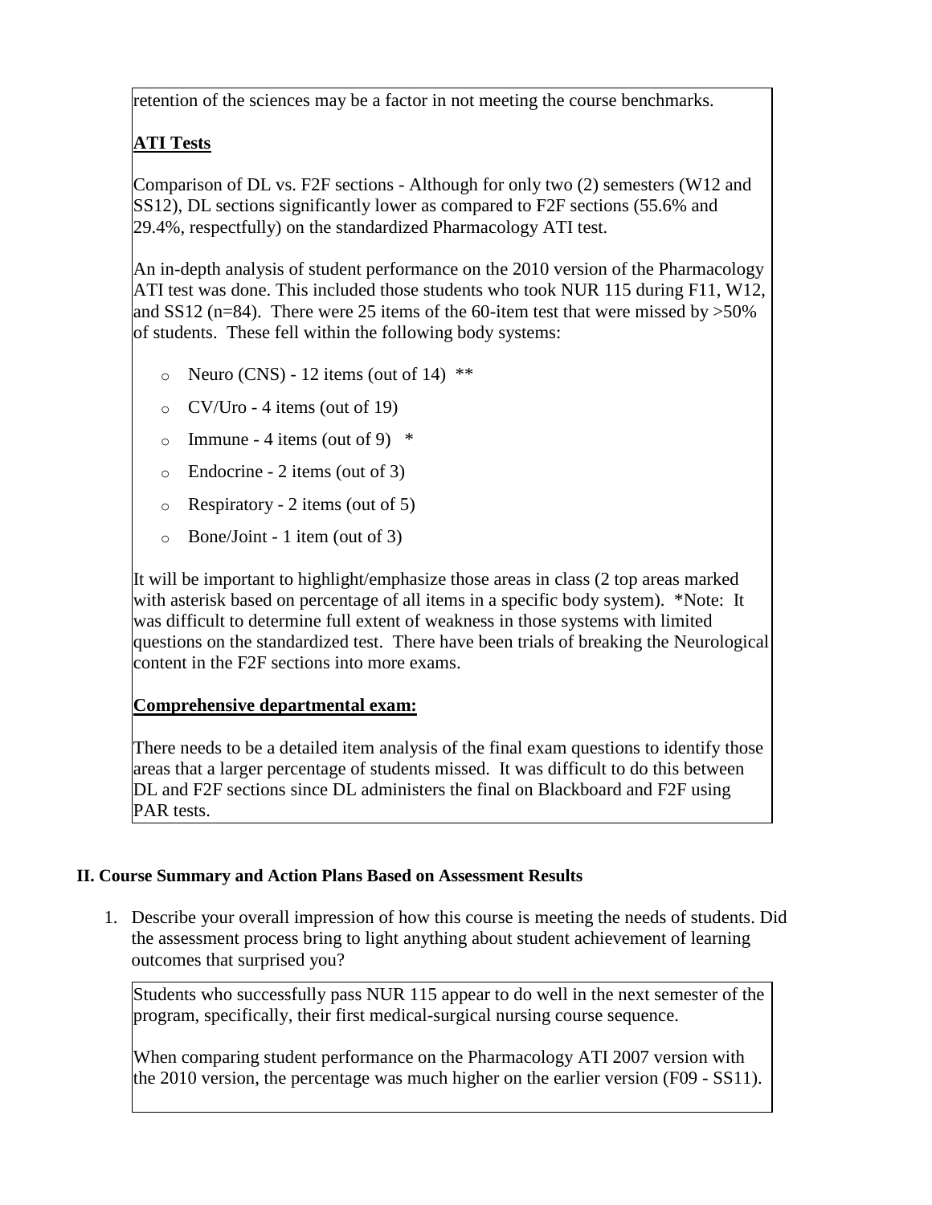retention of the sciences may be a factor in not meeting the course benchmarks.

**ATI Tests**

Comparison of DL vs. F2F sections - Although for only two (2) semesters (W12 and SS12), DL sections significantly lower as compared to F2F sections (55.6% and 29.4%, respectfully) on the standardized Pharmacology ATI test.

An in-depth analysis of student performance on the 2010 version of the Pharmacology ATI test was done. This included those students who took NUR 115 during F11, W12, and SS12 (n=84). There were 25 items of the 60-item test that were missed by >50% of students. These fell within the following body systems:

- Neuro (CNS) - 12 items (out of 14) **
- CV/Uro - 4 items (out of 19)
- Immune - 4 items (out of 9) *
- Endocrine - 2 items (out of 3)
- Respiratory - 2 items (out of 5)
- Bone/Joint - 1 item (out of 3)

It will be important to highlight/emphasize those areas in class (2 top areas marked with asterisk based on percentage of all items in a specific body system). *Note: It was difficult to determine full extent of weakness in those systems with limited questions on the standardized test. There have been trials of breaking the Neurological content in the F2F sections into more exams.

**Comprehensive departmental exam:**

There needs to be a detailed item analysis of the final exam questions to identify those areas that a larger percentage of students missed. It was difficult to do this between DL and F2F sections since DL administers the final on Blackboard and F2F using PAR tests.

### II. Course Summary and Action Plans Based on Assessment Results

1. Describe your overall impression of how this course is meeting the needs of students. Did the assessment process bring to light anything about student achievement of learning outcomes that surprised you?

Students who successfully pass NUR 115 appear to do well in the next semester of the program, specifically, their first medical-surgical nursing course sequence.

When comparing student performance on the Pharmacology ATI 2007 version with the 2010 version, the percentage was much higher on the earlier version (F09 - SS11).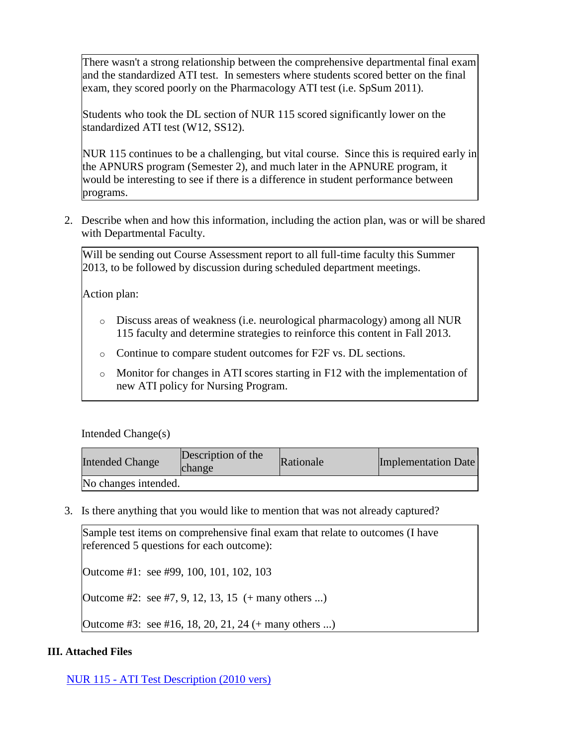There wasn't a strong relationship between the comprehensive departmental final exam and the standardized ATI test. In semesters where students scored better on the final exam, they scored poorly on the Pharmacology ATI test (i.e. SpSum 2011).

Students who took the DL section of NUR 115 scored significantly lower on the standardized ATI test (W12, SS12).

NUR 115 continues to be a challenging, but vital course. Since this is required early in the APNURS program (Semester 2), and much later in the APNURE program, it would be interesting to see if there is a difference in student performance between programs.

2. Describe when and how this information, including the action plan, was or will be shared with Departmental Faculty.

Will be sending out Course Assessment report to all full-time faculty this Summer 2013, to be followed by discussion during scheduled department meetings.

Action plan:

- Discuss areas of weakness (i.e. neurological pharmacology) among all NUR 115 faculty and determine strategies to reinforce this content in Fall 2013.
- Continue to compare student outcomes for F2F vs. DL sections.
- Monitor for changes in ATI scores starting in F12 with the implementation of new ATI policy for Nursing Program.

Intended Change(s)

| Intended Change | Description of the change | Rationale | Implementation Date |
|---|---|---|---|
| No changes intended. | | | |

3. Is there anything that you would like to mention that was not already captured?

Sample test items on comprehensive final exam that relate to outcomes (I have referenced 5 questions for each outcome):

Outcome #1: see #99, 100, 101, 102, 103

Outcome #2: see #7, 9, 12, 13, 15 (+ many others ...)

Outcome #3: see #16, 18, 20, 21, 24 (+ many others ...)

### III. Attached Files

NUR 115 - ATI Test Description (2010 vers)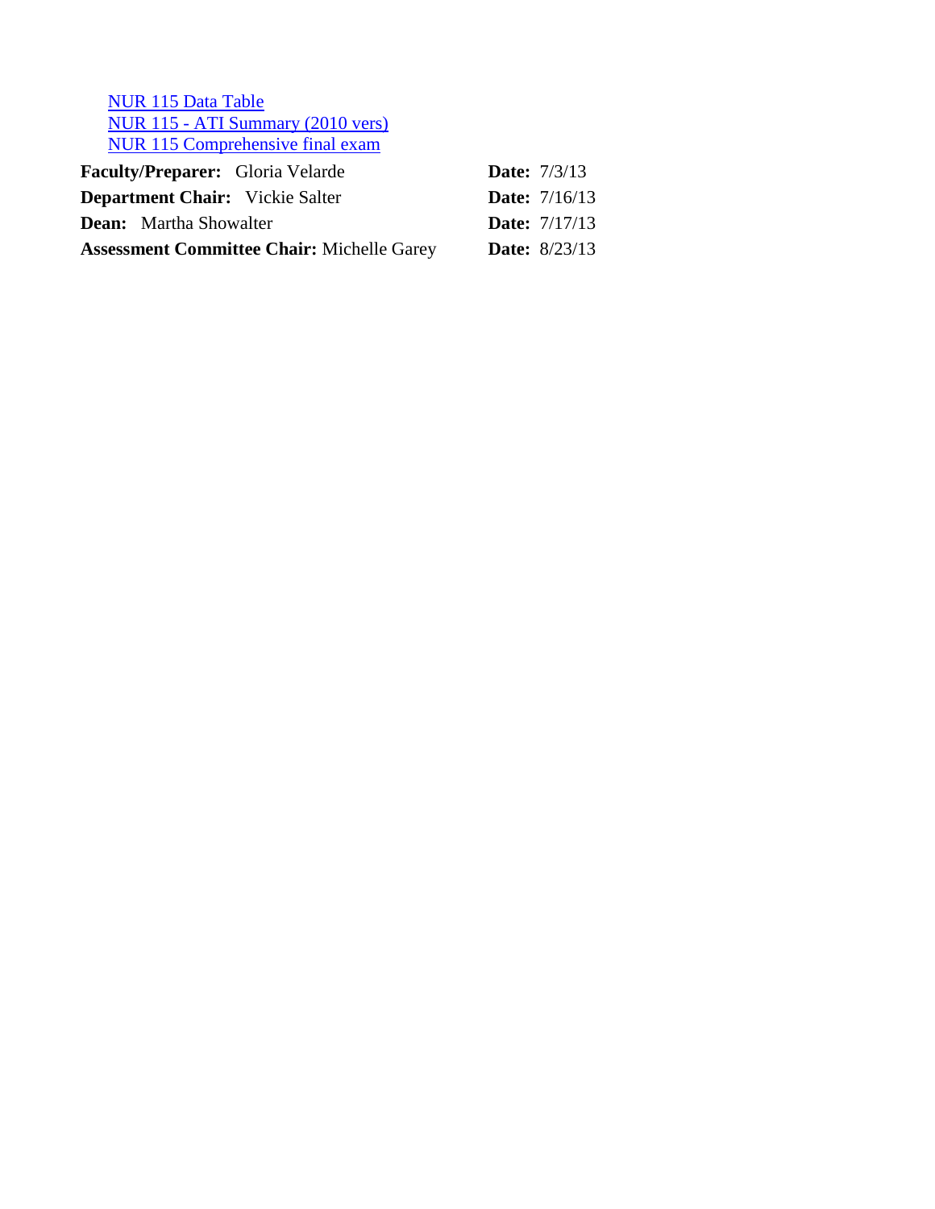[NUR 115 Data Table]
[NUR 115 - ATI Summary (2010 vers)]
[NUR 115 Comprehensive final exam]

| | |
|---|---|
| **Faculty/Preparer:** Gloria Velarde | **Date:** 7/3/13 |
| **Department Chair:** Vickie Salter | **Date:** 7/16/13 |
| **Dean:** Martha Showalter | **Date:** 7/17/13 |
| **Assessment Committee Chair:** Michelle Garey | **Date:** 8/23/13 |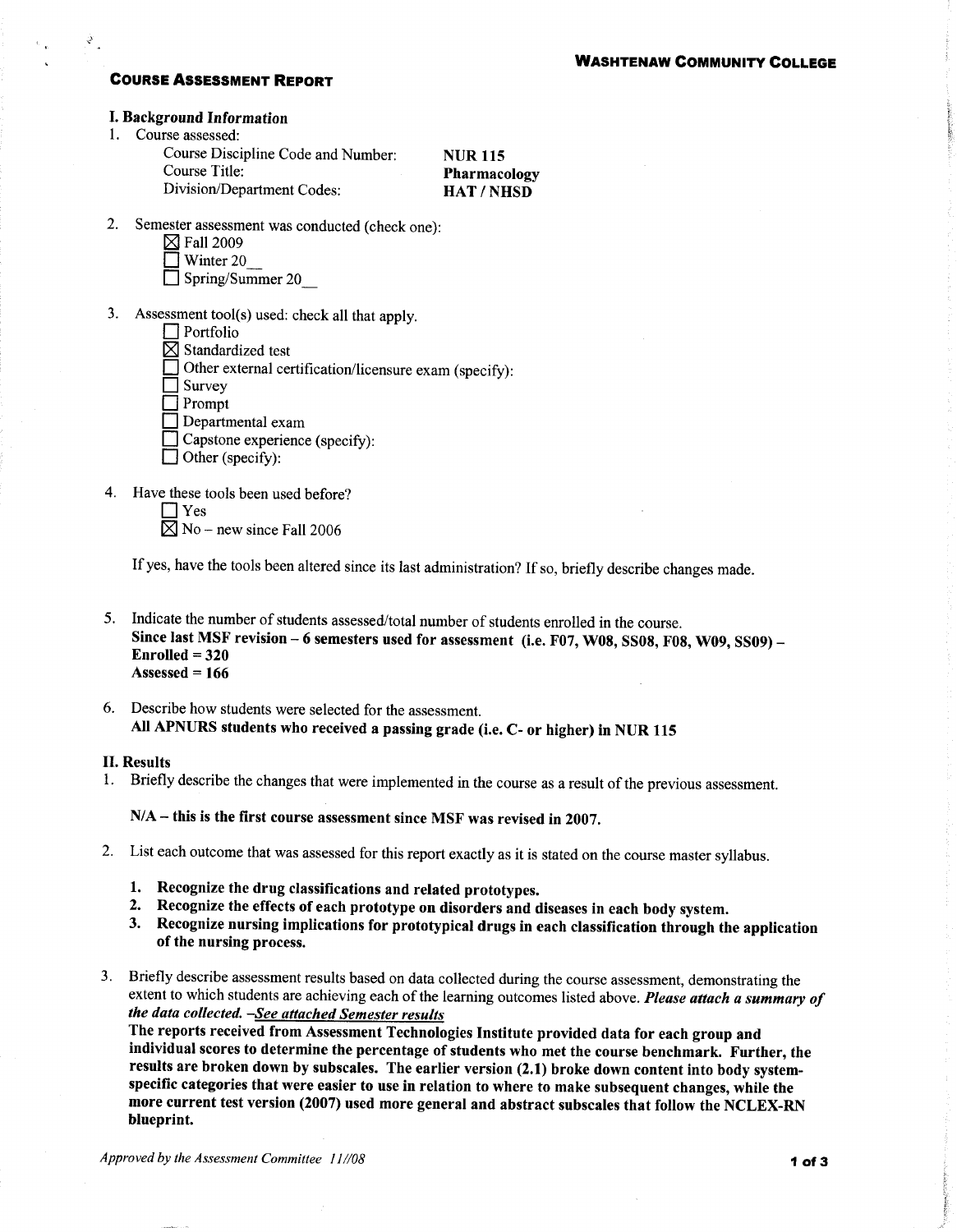**WASHTENAW COMMUNITY COLLEGE**

# COURSE ASSESSMENT REPORT

## I. Background Information

1. Course assessed:
   - Course Discipline Code and Number: **NUR 115**
   - Course Title: **Pharmacology**
   - Division/Department Codes: **HAT / NHSD**

2. Semester assessment was conducted (check one):
   - ☒ Fall 2009
   - ☐ Winter 20__
   - ☐ Spring/Summer 20__

3. Assessment tool(s) used: check all that apply.
   - ☐ Portfolio
   - ☒ Standardized test
   - ☐ Other external certification/licensure exam (specify):
   - ☐ Survey
   - ☐ Prompt
   - ☐ Departmental exam
   - ☐ Capstone experience (specify):
   - ☐ Other (specify):

4. Have these tools been used before?
   - ☐ Yes
   - ☒ No – new since Fall 2006

   If yes, have the tools been altered since its last administration? If so, briefly describe changes made.

5. Indicate the number of students assessed/total number of students enrolled in the course.
   **Since last MSF revision – 6 semesters used for assessment (i.e. F07, W08, SS08, F08, W09, SS09) –**
   **Enrolled = 320**
   **Assessed = 166**

6. Describe how students were selected for the assessment.
   **All APNURS students who received a passing grade (i.e. C- or higher) in NUR 115**

## II. Results

1. Briefly describe the changes that were implemented in the course as a result of the previous assessment.

   **N/A – this is the first course assessment since MSF was revised in 2007.**

2. List each outcome that was assessed for this report exactly as it is stated on the course master syllabus.

   1. **Recognize the drug classifications and related prototypes.**
   2. **Recognize the effects of each prototype on disorders and diseases in each body system.**
   3. **Recognize nursing implications for prototypical drugs in each classification through the application of the nursing process.**

3. Briefly describe assessment results based on data collected during the course assessment, demonstrating the extent to which students are achieving each of the learning outcomes listed above. ***Please attach a summary of the data collected.*** *–See attached Semester results*
   **The reports received from Assessment Technologies Institute provided data for each group and individual scores to determine the percentage of students who met the course benchmark. Further, the results are broken down by subscales. The earlier version (2.1) broke down content into body system-specific categories that were easier to use in relation to where to make subsequent changes, while the more current test version (2007) used more general and abstract subscales that follow the NCLEX-RN blueprint.**

*Approved by the Assessment Committee 11//08*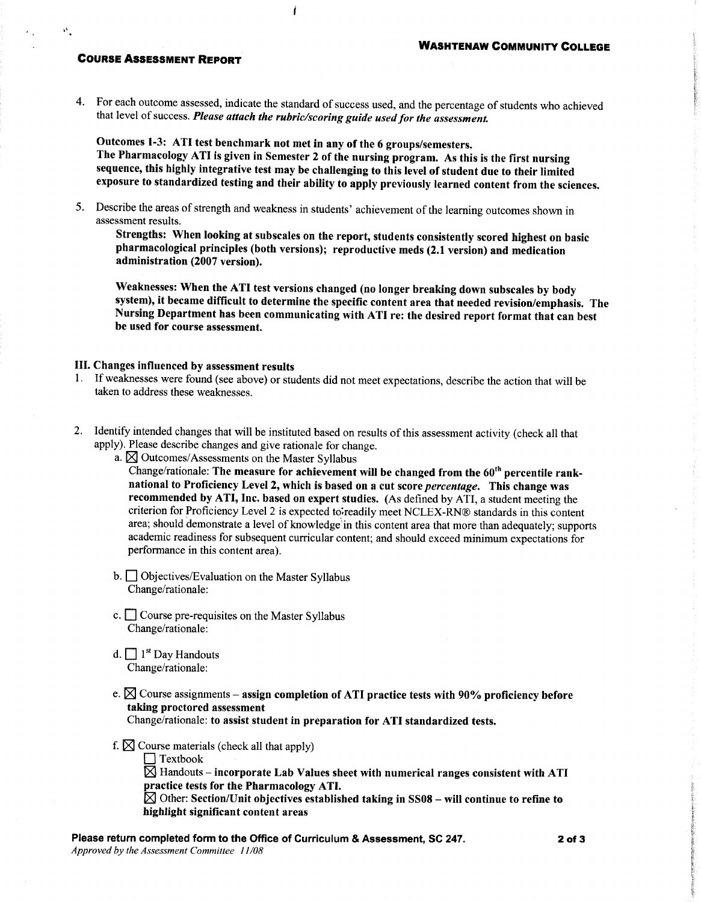4. For each outcome assessed, indicate the standard of success used, and the percentage of students who achieved that level of success. ***Please attach the rubric/scoring guide used for the assessment.***

   **Outcomes 1-3: ATI test benchmark not met in any of the 6 groups/semesters. The Pharmacology ATI is given in Semester 2 of the nursing program. As this is the first nursing sequence, this highly integrative test may be challenging to this level of student due to their limited exposure to standardized testing and their ability to apply previously learned content from the sciences.**

5. Describe the areas of strength and weakness in students' achievement of the learning outcomes shown in assessment results.

   **Strengths: When looking at subscales on the report, students consistently scored highest on basic pharmacological principles (both versions); reproductive meds (2.1 version) and medication administration (2007 version).**

   **Weaknesses: When the ATI test versions changed (no longer breaking down subscales by body system), it became difficult to determine the specific content area that needed revision/emphasis. The Nursing Department has been communicating with ATI re: the desired report format that can best be used for course assessment.**

## III. Changes influenced by assessment results

1. If weaknesses were found (see above) or students did not meet expectations, describe the action that will be taken to address these weaknesses.

2. Identify intended changes that will be instituted based on results of this assessment activity (check all that apply). Please describe changes and give rationale for change.

   a. ☒ Outcomes/Assessments on the Master Syllabus
      Change/rationale: **The measure for achievement will be changed from the 60th percentile rank-national to Proficiency Level 2, which is based on a cut score *percentage*. This change was recommended by ATI, Inc. based on expert studies.** (As defined by ATI, a student meeting the criterion for Proficiency Level 2 is expected to readily meet NCLEX-RN® standards in this content area; should demonstrate a level of knowledge in this content area that more than adequately; supports academic readiness for subsequent curricular content; and should exceed minimum expectations for performance in this content area).

   b. ☐ Objectives/Evaluation on the Master Syllabus
      Change/rationale:

   c. ☐ Course pre-requisites on the Master Syllabus
      Change/rationale:

   d. ☐ 1st Day Handouts
      Change/rationale:

   e. ☒ Course assignments – **assign completion of ATI practice tests with 90% proficiency before taking proctored assessment**
      Change/rationale: **to assist student in preparation for ATI standardized tests.**

   f. ☒ Course materials (check all that apply)
      ☐ Textbook
      ☒ Handouts – **incorporate Lab Values sheet with numerical ranges consistent with ATI practice tests for the Pharmacology ATI.**
      ☒ Other: **Section/Unit objectives established taking in SS08 – will continue to refine to highlight significant content areas**

**Please return completed form to the Office of Curriculum & Assessment, SC 247.**
*Approved by the Assessment Committee 11/08*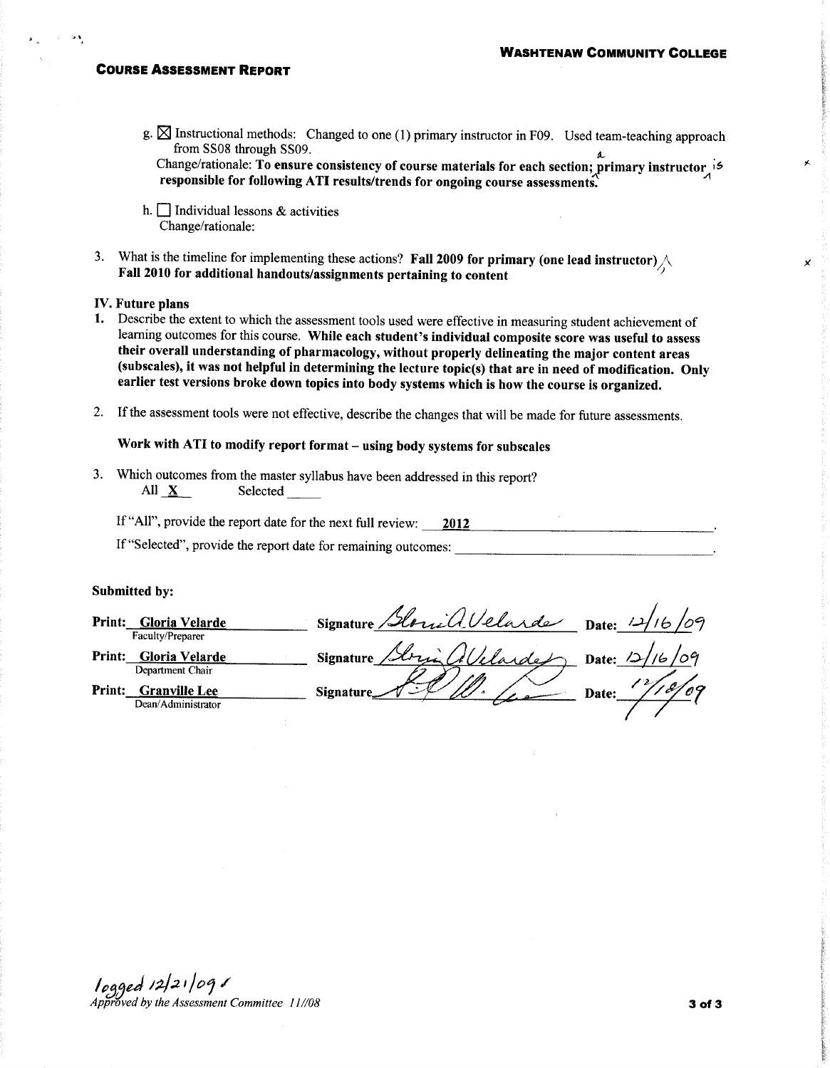g. ☒ Instructional methods: Changed to one (1) primary instructor in F09. Used team-teaching approach from SS08 through SS09.
Change/rationale: **To ensure consistency of course materials for each section; a primary instructor is responsible for following ATI results/trends for ongoing course assessments.**

h. ☐ Individual lessons & activities
Change/rationale:

3. What is the timeline for implementing these actions? **Fall 2009 for primary (one lead instructor) Fall 2010 for additional handouts/assignments pertaining to content**

**IV. Future plans**

1. Describe the extent to which the assessment tools used were effective in measuring student achievement of learning outcomes for this course. **While each student's individual composite score was useful to assess their overall understanding of pharmacology, without properly delineating the major content areas (subscales), it was not helpful in determining the lecture topic(s) that are in need of modification. Only earlier test versions broke down topics into body systems which is how the course is organized.**

2. If the assessment tools were not effective, describe the changes that will be made for future assessments.

   **Work with ATI to modify report format – using body systems for subscales**

3. Which outcomes from the master syllabus have been addressed in this report?
   All **X**   Selected _____

   If "All", provide the report date for the next full review: **2012**

   If "Selected", provide the report date for remaining outcomes: ____________

**Submitted by:**

| | | |
|---|---|---|
| **Print:** Gloria Velarde (Faculty/Preparer) | **Signature** *Gloria A. Velarde* | **Date:** 12/16/09 |
| **Print:** Gloria Velarde (Department Chair) | **Signature** *Gloria A. Velarde* | **Date:** 12/16/09 |
| **Print:** Granville Lee (Dean/Administrator) | **Signature** *G. W. Lee* | **Date:** 12/18/09 |

*logged 12/21/09 ✓*

*Approved by the Assessment Committee 11/08*